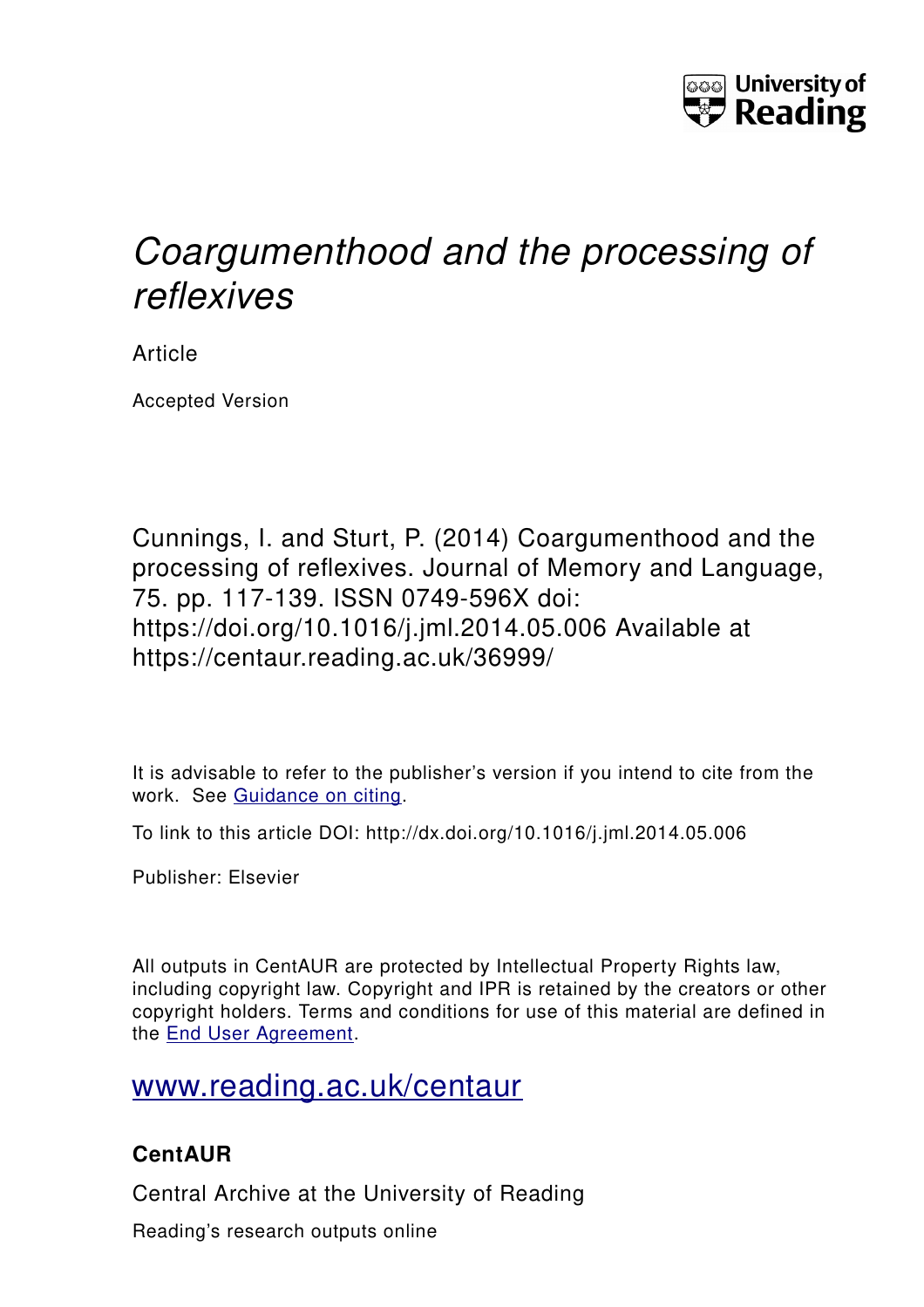University of Reading

# *Coargumenthood and the processing of reflexives*

Article

Accepted Version

Cunnings, I. and Sturt, P. (2014) Coargumenthood and the processing of reflexives. Journal of Memory and Language, 75. pp. 117-139. ISSN 0749-596X doi: https://doi.org/10.1016/j.jml.2014.05.006 Available at https://centaur.reading.ac.uk/36999/

It is advisable to refer to the publisher's version if you intend to cite from the work. See Guidance on citing.

To link to this article DOI: http://dx.doi.org/10.1016/j.jml.2014.05.006

Publisher: Elsevier

All outputs in CentAUR are protected by Intellectual Property Rights law, including copyright law. Copyright and IPR is retained by the creators or other copyright holders. Terms and conditions for use of this material are defined in the End User Agreement.

www.reading.ac.uk/centaur

**CentAUR**

Central Archive at the University of Reading

Reading's research outputs online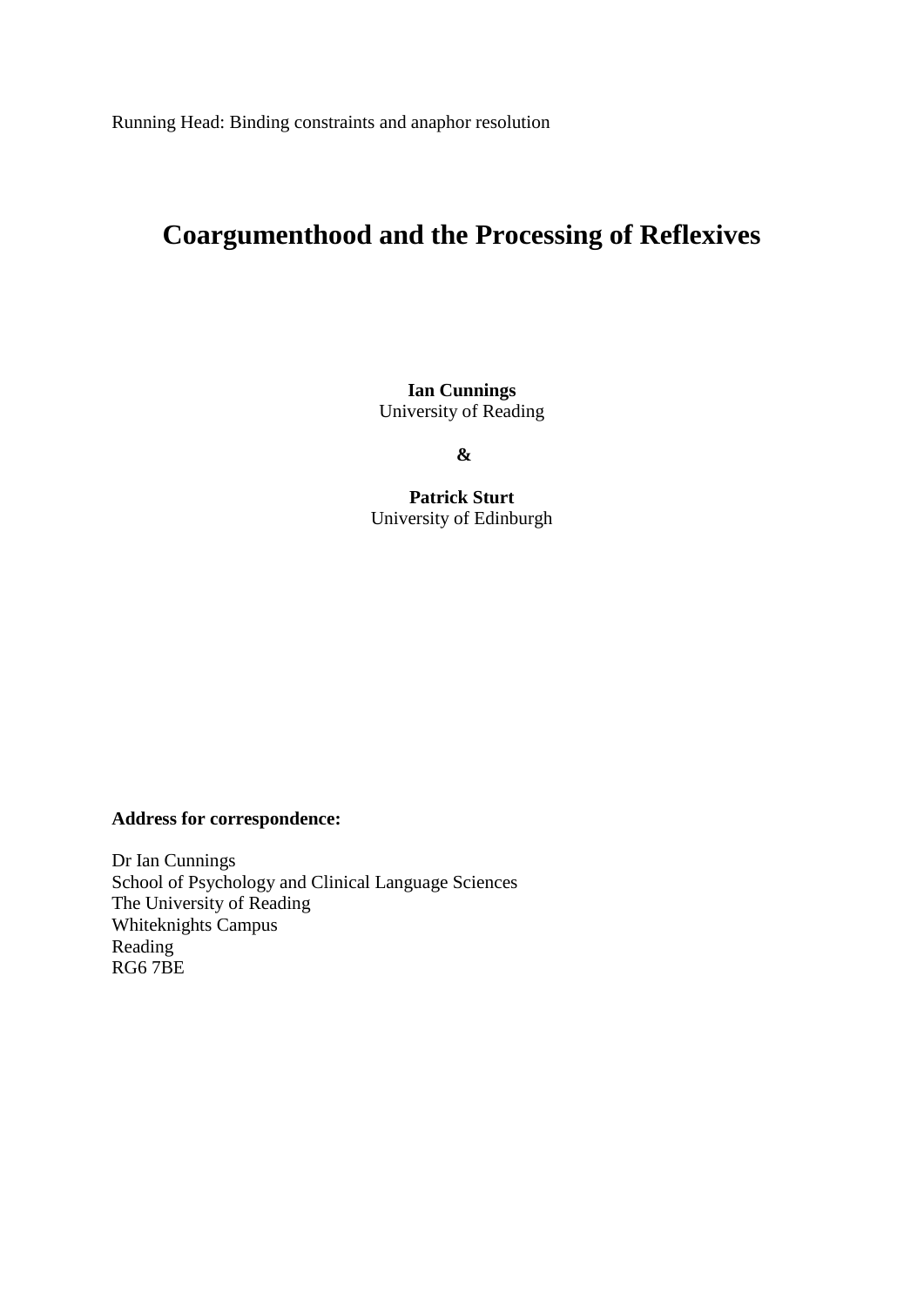Running Head: Binding constraints and anaphor resolution

# Coargumenthood and the Processing of Reflexives

**Ian Cunnings**
University of Reading

**&**

**Patrick Sturt**
University of Edinburgh

**Address for correspondence:**

Dr Ian Cunnings
School of Psychology and Clinical Language Sciences
The University of Reading
Whiteknights Campus
Reading
RG6 7BE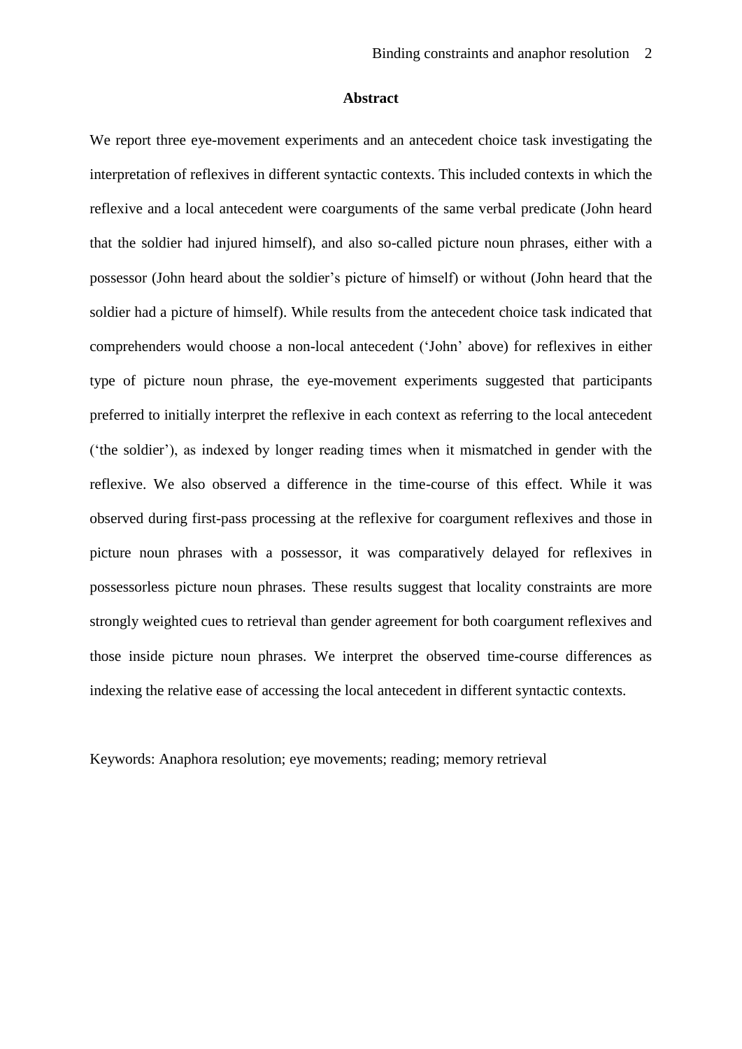## Abstract

We report three eye-movement experiments and an antecedent choice task investigating the interpretation of reflexives in different syntactic contexts. This included contexts in which the reflexive and a local antecedent were coarguments of the same verbal predicate (John heard that the soldier had injured himself), and also so-called picture noun phrases, either with a possessor (John heard about the soldier's picture of himself) or without (John heard that the soldier had a picture of himself). While results from the antecedent choice task indicated that comprehenders would choose a non-local antecedent ('John' above) for reflexives in either type of picture noun phrase, the eye-movement experiments suggested that participants preferred to initially interpret the reflexive in each context as referring to the local antecedent ('the soldier'), as indexed by longer reading times when it mismatched in gender with the reflexive. We also observed a difference in the time-course of this effect. While it was observed during first-pass processing at the reflexive for coargument reflexives and those in picture noun phrases with a possessor, it was comparatively delayed for reflexives in possessorless picture noun phrases. These results suggest that locality constraints are more strongly weighted cues to retrieval than gender agreement for both coargument reflexives and those inside picture noun phrases. We interpret the observed time-course differences as indexing the relative ease of accessing the local antecedent in different syntactic contexts.

Keywords: Anaphora resolution; eye movements; reading; memory retrieval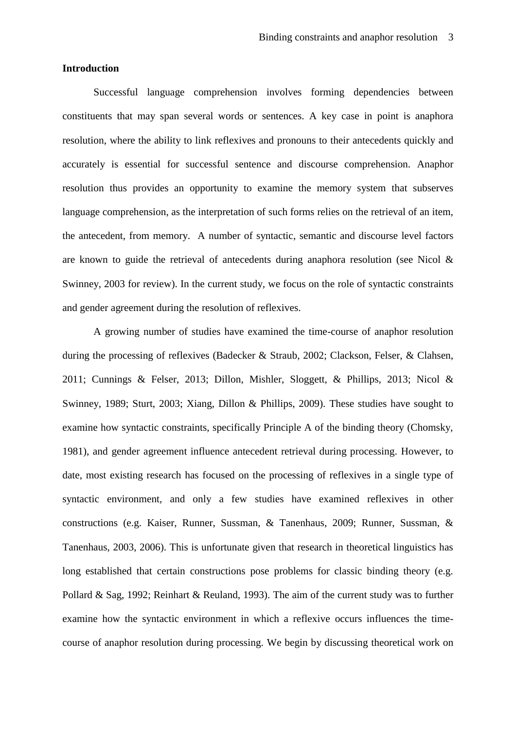## Introduction

Successful language comprehension involves forming dependencies between constituents that may span several words or sentences. A key case in point is anaphora resolution, where the ability to link reflexives and pronouns to their antecedents quickly and accurately is essential for successful sentence and discourse comprehension. Anaphor resolution thus provides an opportunity to examine the memory system that subserves language comprehension, as the interpretation of such forms relies on the retrieval of an item, the antecedent, from memory. A number of syntactic, semantic and discourse level factors are known to guide the retrieval of antecedents during anaphora resolution (see Nicol & Swinney, 2003 for review). In the current study, we focus on the role of syntactic constraints and gender agreement during the resolution of reflexives.

A growing number of studies have examined the time-course of anaphor resolution during the processing of reflexives (Badecker & Straub, 2002; Clackson, Felser, & Clahsen, 2011; Cunnings & Felser, 2013; Dillon, Mishler, Sloggett, & Phillips, 2013; Nicol & Swinney, 1989; Sturt, 2003; Xiang, Dillon & Phillips, 2009). These studies have sought to examine how syntactic constraints, specifically Principle A of the binding theory (Chomsky, 1981), and gender agreement influence antecedent retrieval during processing. However, to date, most existing research has focused on the processing of reflexives in a single type of syntactic environment, and only a few studies have examined reflexives in other constructions (e.g. Kaiser, Runner, Sussman, & Tanenhaus, 2009; Runner, Sussman, & Tanenhaus, 2003, 2006). This is unfortunate given that research in theoretical linguistics has long established that certain constructions pose problems for classic binding theory (e.g. Pollard & Sag, 1992; Reinhart & Reuland, 1993). The aim of the current study was to further examine how the syntactic environment in which a reflexive occurs influences the time-course of anaphor resolution during processing. We begin by discussing theoretical work on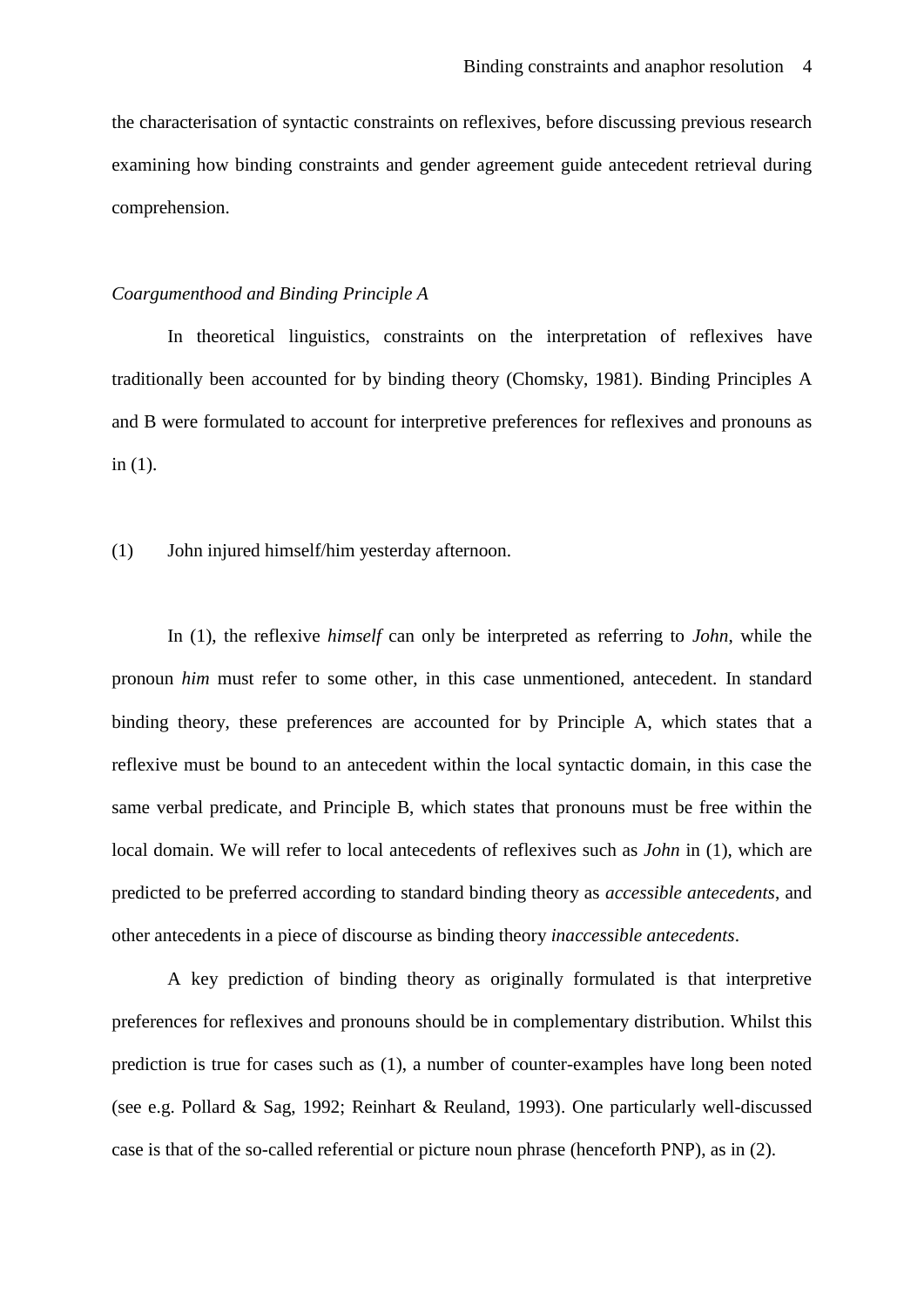the characterisation of syntactic constraints on reflexives, before discussing previous research examining how binding constraints and gender agreement guide antecedent retrieval during comprehension.

### *Coargumenthood and Binding Principle A*

In theoretical linguistics, constraints on the interpretation of reflexives have traditionally been accounted for by binding theory (Chomsky, 1981). Binding Principles A and B were formulated to account for interpretive preferences for reflexives and pronouns as in (1).

(1) John injured himself/him yesterday afternoon.

In (1), the reflexive *himself* can only be interpreted as referring to *John*, while the pronoun *him* must refer to some other, in this case unmentioned, antecedent. In standard binding theory, these preferences are accounted for by Principle A, which states that a reflexive must be bound to an antecedent within the local syntactic domain, in this case the same verbal predicate, and Principle B, which states that pronouns must be free within the local domain. We will refer to local antecedents of reflexives such as *John* in (1), which are predicted to be preferred according to standard binding theory as *accessible antecedents*, and other antecedents in a piece of discourse as binding theory *inaccessible antecedents*.

A key prediction of binding theory as originally formulated is that interpretive preferences for reflexives and pronouns should be in complementary distribution. Whilst this prediction is true for cases such as (1), a number of counter-examples have long been noted (see e.g. Pollard & Sag, 1992; Reinhart & Reuland, 1993). One particularly well-discussed case is that of the so-called referential or picture noun phrase (henceforth PNP), as in (2).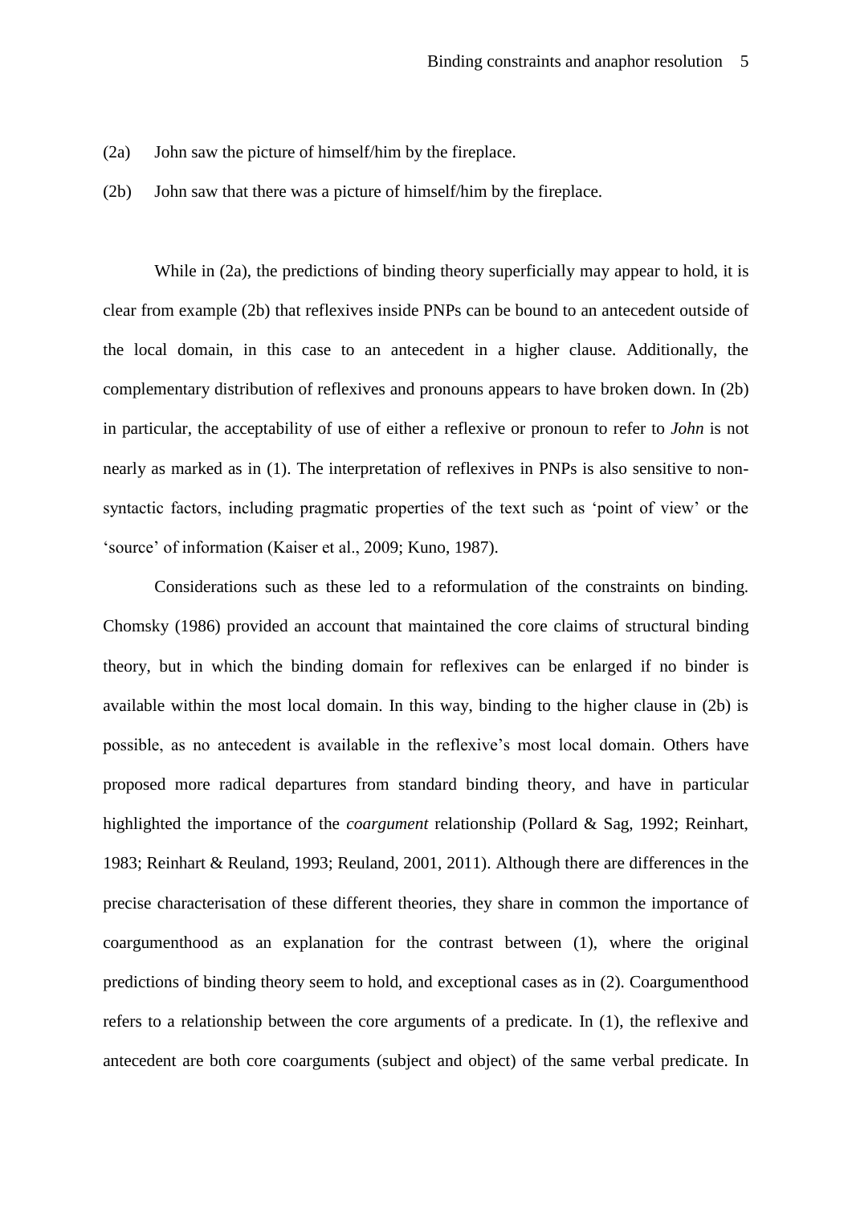(2a) John saw the picture of himself/him by the fireplace.

(2b) John saw that there was a picture of himself/him by the fireplace.

While in (2a), the predictions of binding theory superficially may appear to hold, it is clear from example (2b) that reflexives inside PNPs can be bound to an antecedent outside of the local domain, in this case to an antecedent in a higher clause. Additionally, the complementary distribution of reflexives and pronouns appears to have broken down. In (2b) in particular, the acceptability of use of either a reflexive or pronoun to refer to *John* is not nearly as marked as in (1). The interpretation of reflexives in PNPs is also sensitive to non-syntactic factors, including pragmatic properties of the text such as 'point of view' or the 'source' of information (Kaiser et al., 2009; Kuno, 1987).

Considerations such as these led to a reformulation of the constraints on binding. Chomsky (1986) provided an account that maintained the core claims of structural binding theory, but in which the binding domain for reflexives can be enlarged if no binder is available within the most local domain. In this way, binding to the higher clause in (2b) is possible, as no antecedent is available in the reflexive's most local domain. Others have proposed more radical departures from standard binding theory, and have in particular highlighted the importance of the *coargument* relationship (Pollard & Sag, 1992; Reinhart, 1983; Reinhart & Reuland, 1993; Reuland, 2001, 2011). Although there are differences in the precise characterisation of these different theories, they share in common the importance of coargumenthood as an explanation for the contrast between (1), where the original predictions of binding theory seem to hold, and exceptional cases as in (2). Coargumenthood refers to a relationship between the core arguments of a predicate. In (1), the reflexive and antecedent are both core coarguments (subject and object) of the same verbal predicate. In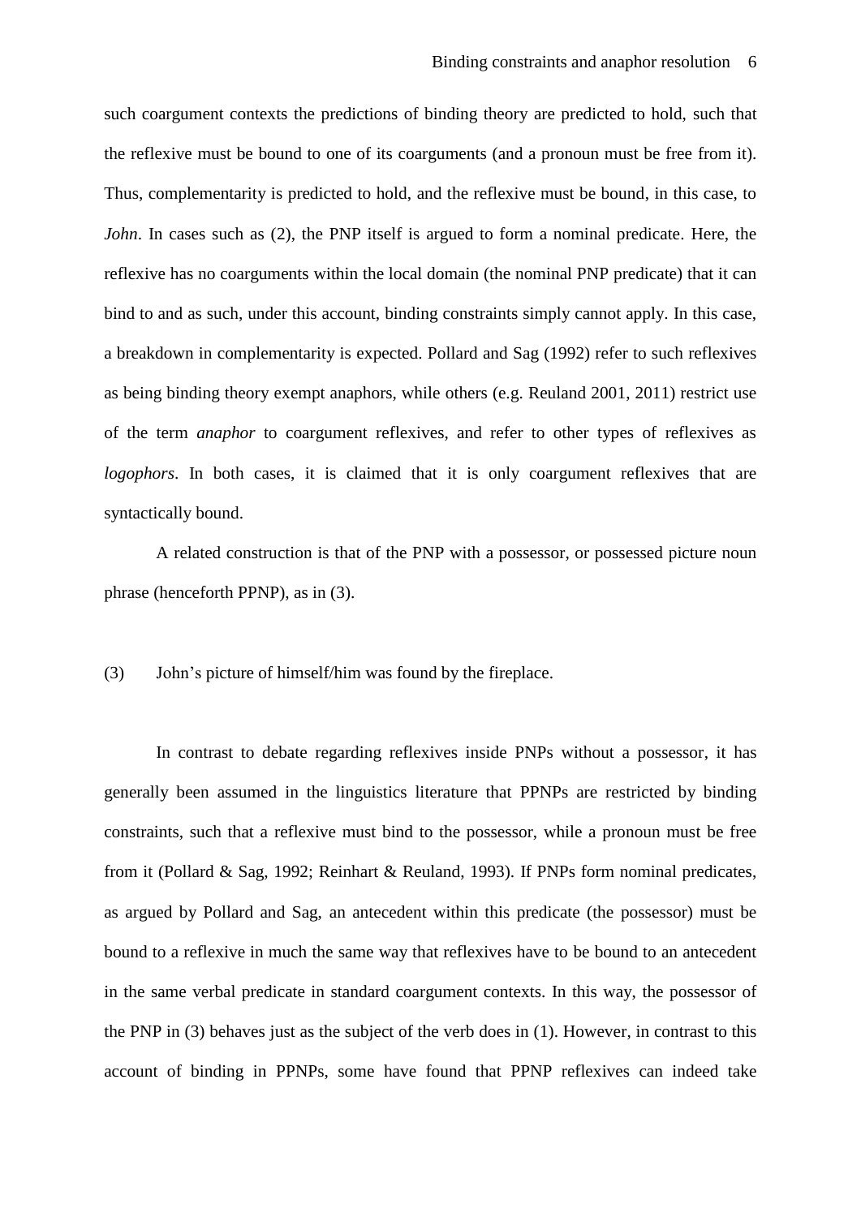such coargument contexts the predictions of binding theory are predicted to hold, such that the reflexive must be bound to one of its coarguments (and a pronoun must be free from it). Thus, complementarity is predicted to hold, and the reflexive must be bound, in this case, to *John*. In cases such as (2), the PNP itself is argued to form a nominal predicate. Here, the reflexive has no coarguments within the local domain (the nominal PNP predicate) that it can bind to and as such, under this account, binding constraints simply cannot apply. In this case, a breakdown in complementarity is expected. Pollard and Sag (1992) refer to such reflexives as being binding theory exempt anaphors, while others (e.g. Reuland 2001, 2011) restrict use of the term *anaphor* to coargument reflexives, and refer to other types of reflexives as *logophors*. In both cases, it is claimed that it is only coargument reflexives that are syntactically bound.

A related construction is that of the PNP with a possessor, or possessed picture noun phrase (henceforth PPNP), as in (3).

(3) John's picture of himself/him was found by the fireplace.

In contrast to debate regarding reflexives inside PNPs without a possessor, it has generally been assumed in the linguistics literature that PPNPs are restricted by binding constraints, such that a reflexive must bind to the possessor, while a pronoun must be free from it (Pollard & Sag, 1992; Reinhart & Reuland, 1993). If PNPs form nominal predicates, as argued by Pollard and Sag, an antecedent within this predicate (the possessor) must be bound to a reflexive in much the same way that reflexives have to be bound to an antecedent in the same verbal predicate in standard coargument contexts. In this way, the possessor of the PNP in (3) behaves just as the subject of the verb does in (1). However, in contrast to this account of binding in PPNPs, some have found that PPNP reflexives can indeed take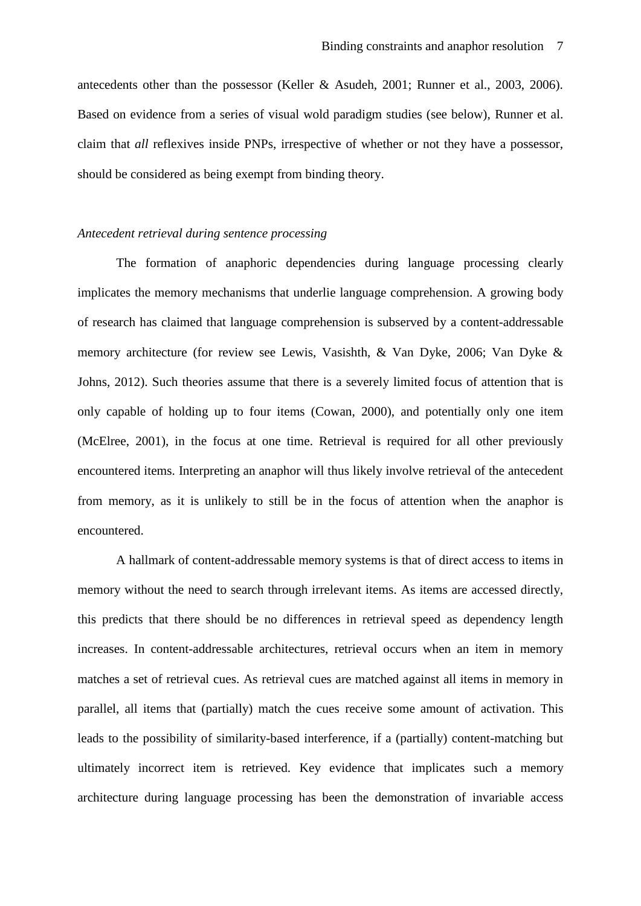antecedents other than the possessor (Keller & Asudeh, 2001; Runner et al., 2003, 2006). Based on evidence from a series of visual wold paradigm studies (see below), Runner et al. claim that *all* reflexives inside PNPs, irrespective of whether or not they have a possessor, should be considered as being exempt from binding theory.

*Antecedent retrieval during sentence processing*

The formation of anaphoric dependencies during language processing clearly implicates the memory mechanisms that underlie language comprehension. A growing body of research has claimed that language comprehension is subserved by a content-addressable memory architecture (for review see Lewis, Vasishth, & Van Dyke, 2006; Van Dyke & Johns, 2012). Such theories assume that there is a severely limited focus of attention that is only capable of holding up to four items (Cowan, 2000), and potentially only one item (McElree, 2001), in the focus at one time. Retrieval is required for all other previously encountered items. Interpreting an anaphor will thus likely involve retrieval of the antecedent from memory, as it is unlikely to still be in the focus of attention when the anaphor is encountered.

A hallmark of content-addressable memory systems is that of direct access to items in memory without the need to search through irrelevant items. As items are accessed directly, this predicts that there should be no differences in retrieval speed as dependency length increases. In content-addressable architectures, retrieval occurs when an item in memory matches a set of retrieval cues. As retrieval cues are matched against all items in memory in parallel, all items that (partially) match the cues receive some amount of activation. This leads to the possibility of similarity-based interference, if a (partially) content-matching but ultimately incorrect item is retrieved. Key evidence that implicates such a memory architecture during language processing has been the demonstration of invariable access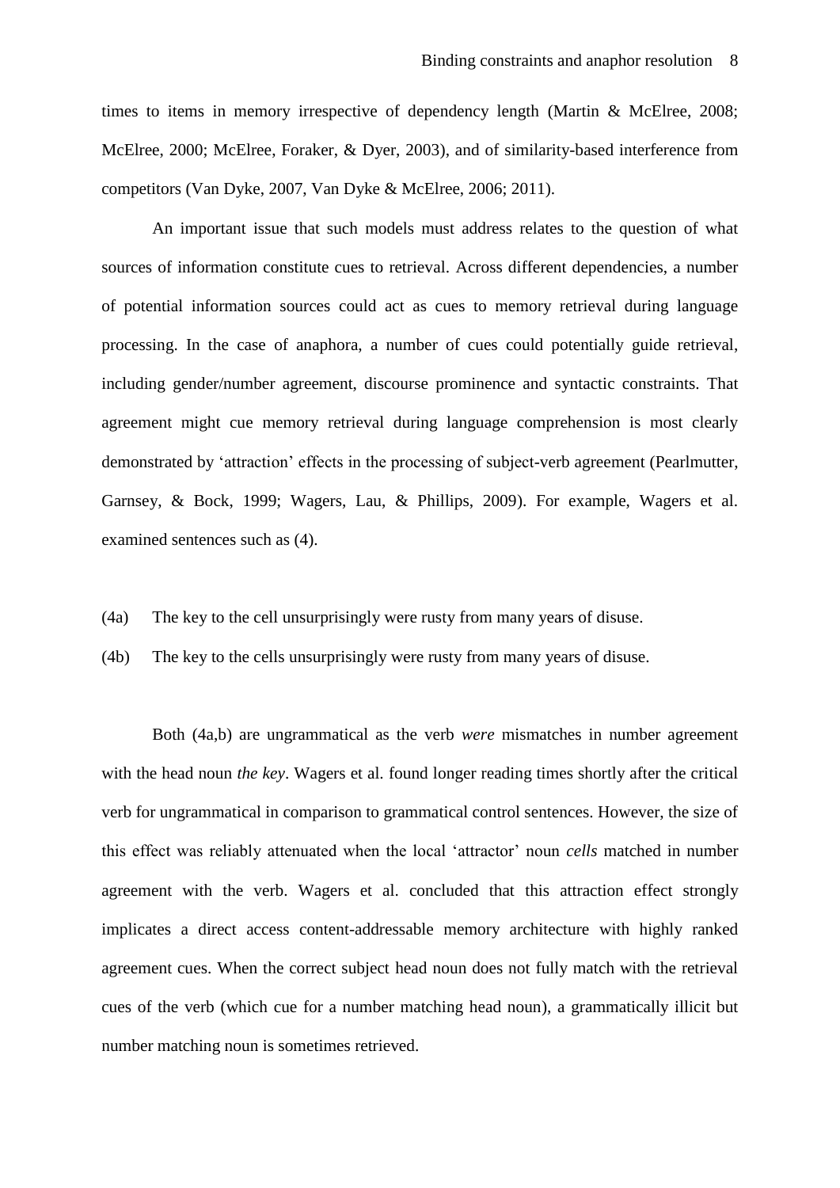times to items in memory irrespective of dependency length (Martin & McElree, 2008; McElree, 2000; McElree, Foraker, & Dyer, 2003), and of similarity-based interference from competitors (Van Dyke, 2007, Van Dyke & McElree, 2006; 2011).

An important issue that such models must address relates to the question of what sources of information constitute cues to retrieval. Across different dependencies, a number of potential information sources could act as cues to memory retrieval during language processing. In the case of anaphora, a number of cues could potentially guide retrieval, including gender/number agreement, discourse prominence and syntactic constraints. That agreement might cue memory retrieval during language comprehension is most clearly demonstrated by 'attraction' effects in the processing of subject-verb agreement (Pearlmutter, Garnsey, & Bock, 1999; Wagers, Lau, & Phillips, 2009). For example, Wagers et al. examined sentences such as (4).

(4a) The key to the cell unsurprisingly were rusty from many years of disuse.

(4b) The key to the cells unsurprisingly were rusty from many years of disuse.

Both (4a,b) are ungrammatical as the verb *were* mismatches in number agreement with the head noun *the key*. Wagers et al. found longer reading times shortly after the critical verb for ungrammatical in comparison to grammatical control sentences. However, the size of this effect was reliably attenuated when the local 'attractor' noun *cells* matched in number agreement with the verb. Wagers et al. concluded that this attraction effect strongly implicates a direct access content-addressable memory architecture with highly ranked agreement cues. When the correct subject head noun does not fully match with the retrieval cues of the verb (which cue for a number matching head noun), a grammatically illicit but number matching noun is sometimes retrieved.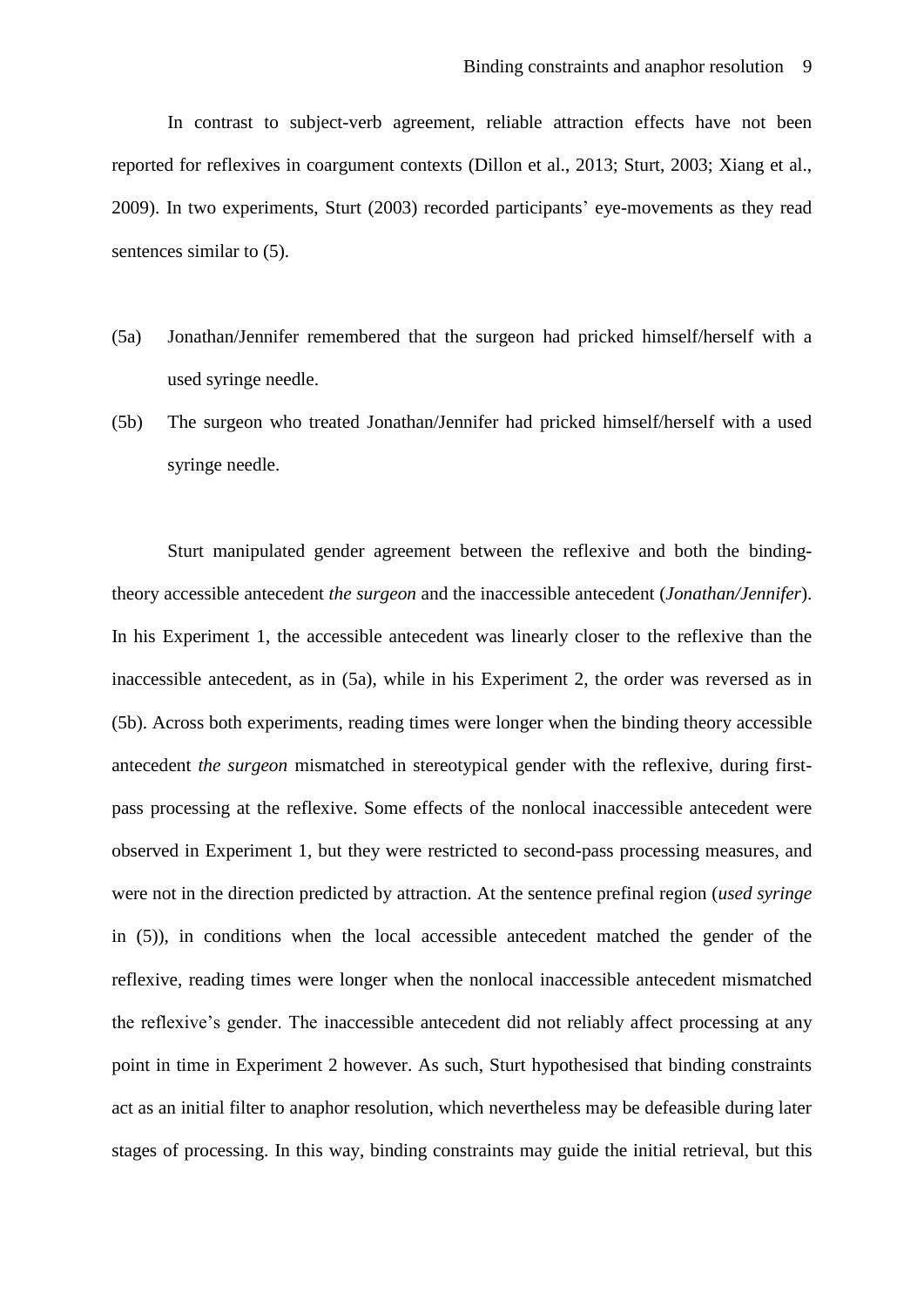In contrast to subject-verb agreement, reliable attraction effects have not been reported for reflexives in coargument contexts (Dillon et al., 2013; Sturt, 2003; Xiang et al., 2009). In two experiments, Sturt (2003) recorded participants' eye-movements as they read sentences similar to (5).

(5a) Jonathan/Jennifer remembered that the surgeon had pricked himself/herself with a used syringe needle.

(5b) The surgeon who treated Jonathan/Jennifer had pricked himself/herself with a used syringe needle.

Sturt manipulated gender agreement between the reflexive and both the binding-theory accessible antecedent *the surgeon* and the inaccessible antecedent (*Jonathan/Jennifer*). In his Experiment 1, the accessible antecedent was linearly closer to the reflexive than the inaccessible antecedent, as in (5a), while in his Experiment 2, the order was reversed as in (5b). Across both experiments, reading times were longer when the binding theory accessible antecedent *the surgeon* mismatched in stereotypical gender with the reflexive, during first-pass processing at the reflexive. Some effects of the nonlocal inaccessible antecedent were observed in Experiment 1, but they were restricted to second-pass processing measures, and were not in the direction predicted by attraction. At the sentence prefinal region (*used syringe* in (5)), in conditions when the local accessible antecedent matched the gender of the reflexive, reading times were longer when the nonlocal inaccessible antecedent mismatched the reflexive's gender. The inaccessible antecedent did not reliably affect processing at any point in time in Experiment 2 however. As such, Sturt hypothesised that binding constraints act as an initial filter to anaphor resolution, which nevertheless may be defeasible during later stages of processing. In this way, binding constraints may guide the initial retrieval, but this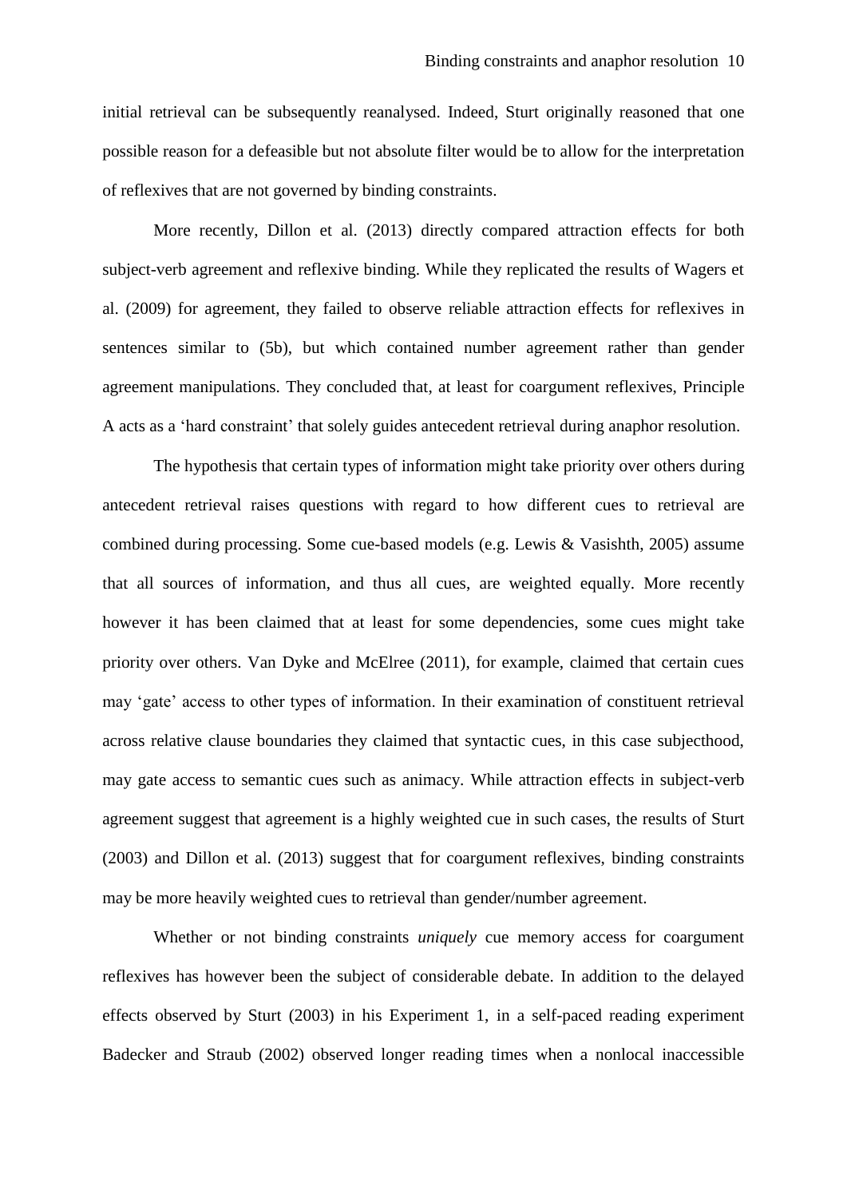initial retrieval can be subsequently reanalysed. Indeed, Sturt originally reasoned that one possible reason for a defeasible but not absolute filter would be to allow for the interpretation of reflexives that are not governed by binding constraints.

More recently, Dillon et al. (2013) directly compared attraction effects for both subject-verb agreement and reflexive binding. While they replicated the results of Wagers et al. (2009) for agreement, they failed to observe reliable attraction effects for reflexives in sentences similar to (5b), but which contained number agreement rather than gender agreement manipulations. They concluded that, at least for coargument reflexives, Principle A acts as a 'hard constraint' that solely guides antecedent retrieval during anaphor resolution.

The hypothesis that certain types of information might take priority over others during antecedent retrieval raises questions with regard to how different cues to retrieval are combined during processing. Some cue-based models (e.g. Lewis & Vasishth, 2005) assume that all sources of information, and thus all cues, are weighted equally. More recently however it has been claimed that at least for some dependencies, some cues might take priority over others. Van Dyke and McElree (2011), for example, claimed that certain cues may 'gate' access to other types of information. In their examination of constituent retrieval across relative clause boundaries they claimed that syntactic cues, in this case subjecthood, may gate access to semantic cues such as animacy. While attraction effects in subject-verb agreement suggest that agreement is a highly weighted cue in such cases, the results of Sturt (2003) and Dillon et al. (2013) suggest that for coargument reflexives, binding constraints may be more heavily weighted cues to retrieval than gender/number agreement.

Whether or not binding constraints *uniquely* cue memory access for coargument reflexives has however been the subject of considerable debate. In addition to the delayed effects observed by Sturt (2003) in his Experiment 1, in a self-paced reading experiment Badecker and Straub (2002) observed longer reading times when a nonlocal inaccessible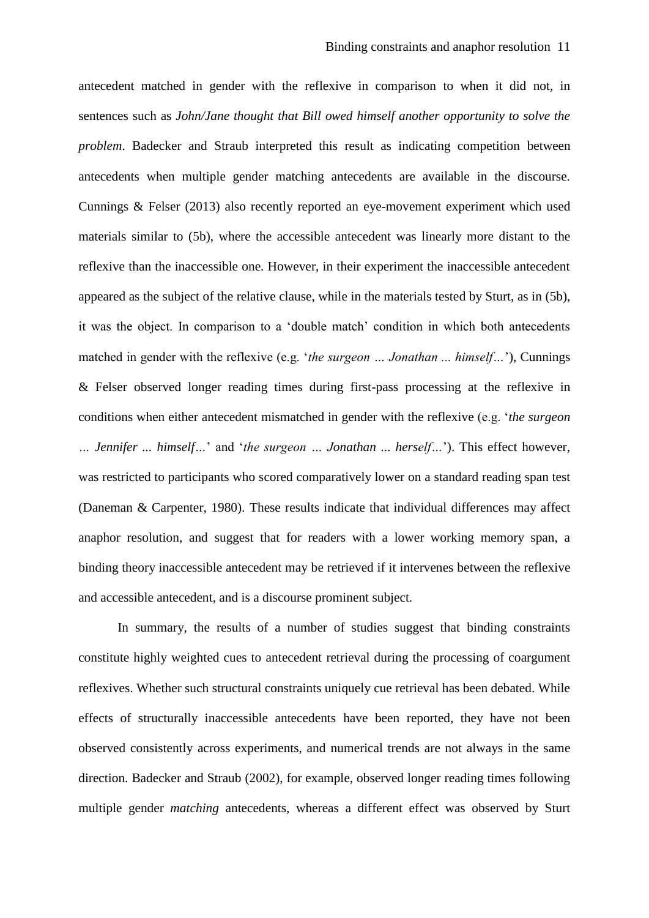antecedent matched in gender with the reflexive in comparison to when it did not, in sentences such as *John/Jane thought that Bill owed himself another opportunity to solve the problem*. Badecker and Straub interpreted this result as indicating competition between antecedents when multiple gender matching antecedents are available in the discourse. Cunnings & Felser (2013) also recently reported an eye-movement experiment which used materials similar to (5b), where the accessible antecedent was linearly more distant to the reflexive than the inaccessible one. However, in their experiment the inaccessible antecedent appeared as the subject of the relative clause, while in the materials tested by Sturt, as in (5b), it was the object. In comparison to a 'double match' condition in which both antecedents matched in gender with the reflexive (e.g. '*the surgeon … Jonathan ... himself…*'), Cunnings & Felser observed longer reading times during first-pass processing at the reflexive in conditions when either antecedent mismatched in gender with the reflexive (e.g. '*the surgeon … Jennifer ... himself…*' and '*the surgeon … Jonathan ... herself…*'). This effect however, was restricted to participants who scored comparatively lower on a standard reading span test (Daneman & Carpenter, 1980). These results indicate that individual differences may affect anaphor resolution, and suggest that for readers with a lower working memory span, a binding theory inaccessible antecedent may be retrieved if it intervenes between the reflexive and accessible antecedent, and is a discourse prominent subject.

In summary, the results of a number of studies suggest that binding constraints constitute highly weighted cues to antecedent retrieval during the processing of coargument reflexives. Whether such structural constraints uniquely cue retrieval has been debated. While effects of structurally inaccessible antecedents have been reported, they have not been observed consistently across experiments, and numerical trends are not always in the same direction. Badecker and Straub (2002), for example, observed longer reading times following multiple gender *matching* antecedents, whereas a different effect was observed by Sturt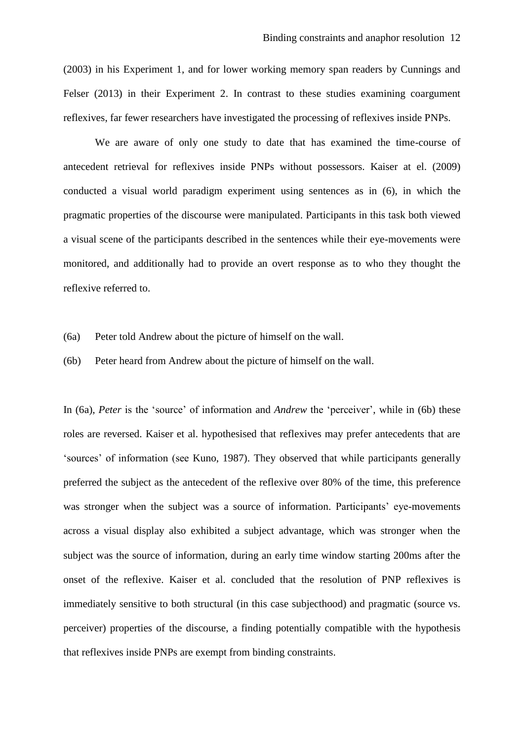(2003) in his Experiment 1, and for lower working memory span readers by Cunnings and Felser (2013) in their Experiment 2. In contrast to these studies examining coargument reflexives, far fewer researchers have investigated the processing of reflexives inside PNPs.

We are aware of only one study to date that has examined the time-course of antecedent retrieval for reflexives inside PNPs without possessors. Kaiser at el. (2009) conducted a visual world paradigm experiment using sentences as in (6), in which the pragmatic properties of the discourse were manipulated. Participants in this task both viewed a visual scene of the participants described in the sentences while their eye-movements were monitored, and additionally had to provide an overt response as to who they thought the reflexive referred to.

(6a) Peter told Andrew about the picture of himself on the wall.

(6b) Peter heard from Andrew about the picture of himself on the wall.

In (6a), *Peter* is the 'source' of information and *Andrew* the 'perceiver', while in (6b) these roles are reversed. Kaiser et al. hypothesised that reflexives may prefer antecedents that are 'sources' of information (see Kuno, 1987). They observed that while participants generally preferred the subject as the antecedent of the reflexive over 80% of the time, this preference was stronger when the subject was a source of information. Participants' eye-movements across a visual display also exhibited a subject advantage, which was stronger when the subject was the source of information, during an early time window starting 200ms after the onset of the reflexive. Kaiser et al. concluded that the resolution of PNP reflexives is immediately sensitive to both structural (in this case subjecthood) and pragmatic (source vs. perceiver) properties of the discourse, a finding potentially compatible with the hypothesis that reflexives inside PNPs are exempt from binding constraints.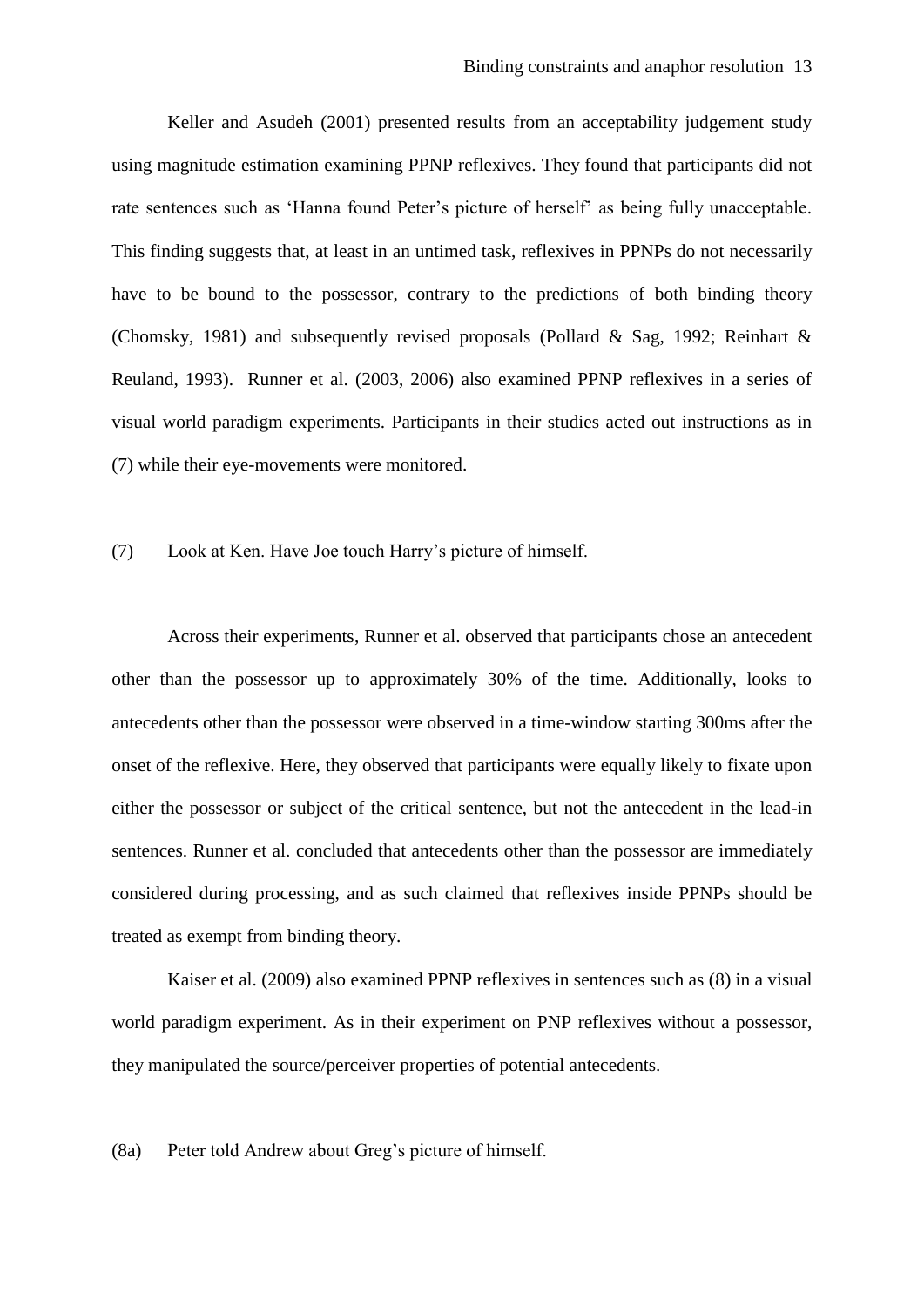Keller and Asudeh (2001) presented results from an acceptability judgement study using magnitude estimation examining PPNP reflexives. They found that participants did not rate sentences such as 'Hanna found Peter's picture of herself' as being fully unacceptable. This finding suggests that, at least in an untimed task, reflexives in PPNPs do not necessarily have to be bound to the possessor, contrary to the predictions of both binding theory (Chomsky, 1981) and subsequently revised proposals (Pollard & Sag, 1992; Reinhart & Reuland, 1993). Runner et al. (2003, 2006) also examined PPNP reflexives in a series of visual world paradigm experiments. Participants in their studies acted out instructions as in (7) while their eye-movements were monitored.

(7) Look at Ken. Have Joe touch Harry's picture of himself.

Across their experiments, Runner et al. observed that participants chose an antecedent other than the possessor up to approximately 30% of the time. Additionally, looks to antecedents other than the possessor were observed in a time-window starting 300ms after the onset of the reflexive. Here, they observed that participants were equally likely to fixate upon either the possessor or subject of the critical sentence, but not the antecedent in the lead-in sentences. Runner et al. concluded that antecedents other than the possessor are immediately considered during processing, and as such claimed that reflexives inside PPNPs should be treated as exempt from binding theory.

Kaiser et al. (2009) also examined PPNP reflexives in sentences such as (8) in a visual world paradigm experiment. As in their experiment on PNP reflexives without a possessor, they manipulated the source/perceiver properties of potential antecedents.

(8a) Peter told Andrew about Greg's picture of himself.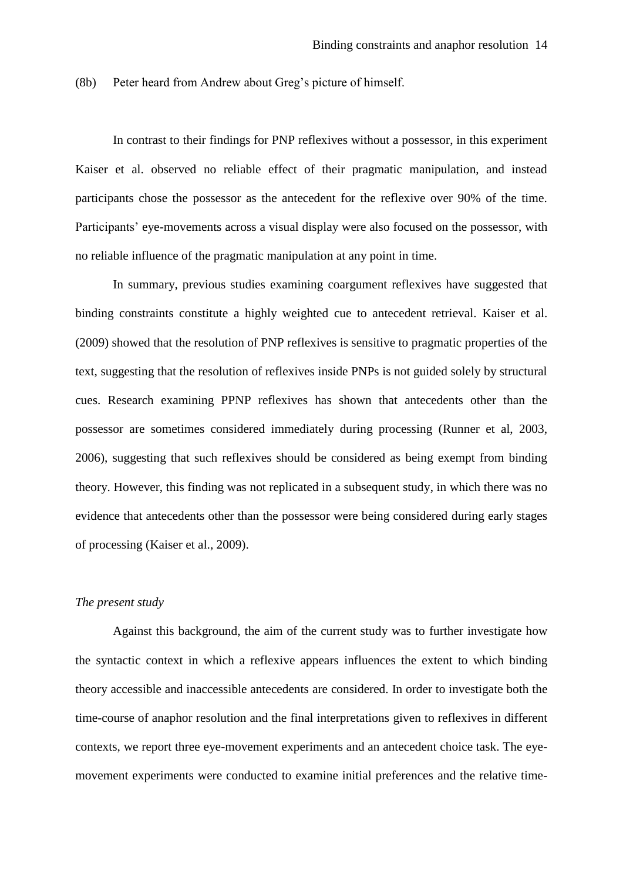(8b) Peter heard from Andrew about Greg's picture of himself.

In contrast to their findings for PNP reflexives without a possessor, in this experiment Kaiser et al. observed no reliable effect of their pragmatic manipulation, and instead participants chose the possessor as the antecedent for the reflexive over 90% of the time. Participants' eye-movements across a visual display were also focused on the possessor, with no reliable influence of the pragmatic manipulation at any point in time.

In summary, previous studies examining coargument reflexives have suggested that binding constraints constitute a highly weighted cue to antecedent retrieval. Kaiser et al. (2009) showed that the resolution of PNP reflexives is sensitive to pragmatic properties of the text, suggesting that the resolution of reflexives inside PNPs is not guided solely by structural cues. Research examining PPNP reflexives has shown that antecedents other than the possessor are sometimes considered immediately during processing (Runner et al, 2003, 2006), suggesting that such reflexives should be considered as being exempt from binding theory. However, this finding was not replicated in a subsequent study, in which there was no evidence that antecedents other than the possessor were being considered during early stages of processing (Kaiser et al., 2009).

*The present study*

Against this background, the aim of the current study was to further investigate how the syntactic context in which a reflexive appears influences the extent to which binding theory accessible and inaccessible antecedents are considered. In order to investigate both the time-course of anaphor resolution and the final interpretations given to reflexives in different contexts, we report three eye-movement experiments and an antecedent choice task. The eye-movement experiments were conducted to examine initial preferences and the relative time-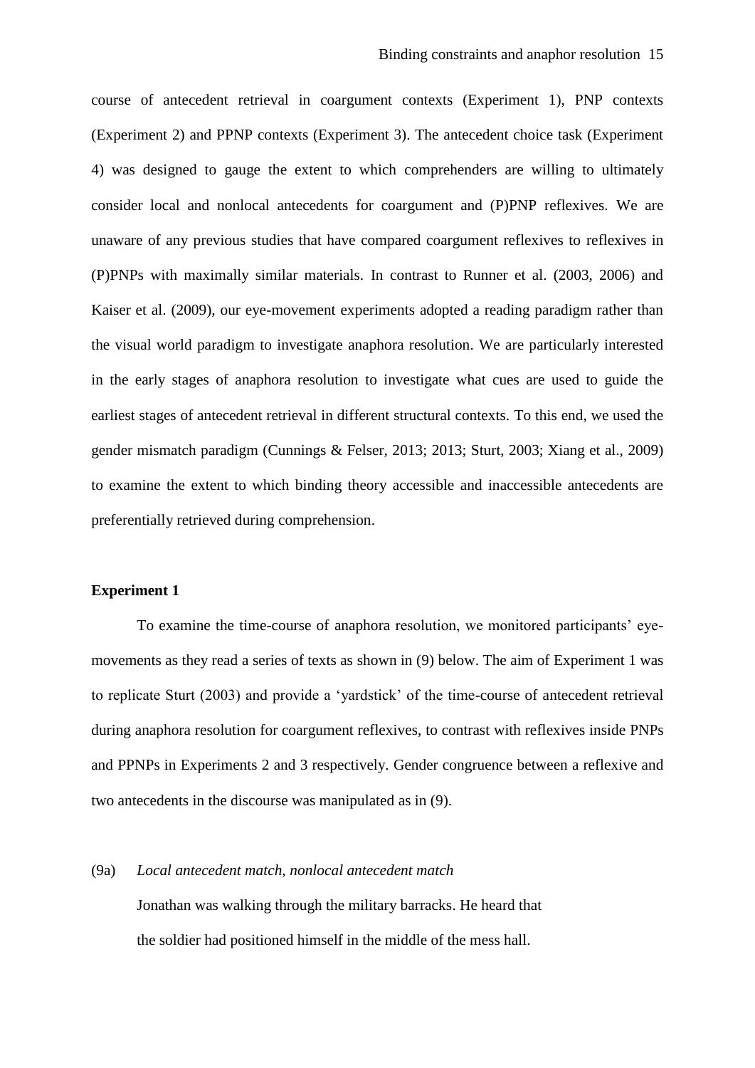course of antecedent retrieval in coargument contexts (Experiment 1), PNP contexts (Experiment 2) and PPNP contexts (Experiment 3). The antecedent choice task (Experiment 4) was designed to gauge the extent to which comprehenders are willing to ultimately consider local and nonlocal antecedents for coargument and (P)PNP reflexives. We are unaware of any previous studies that have compared coargument reflexives to reflexives in (P)PNPs with maximally similar materials. In contrast to Runner et al. (2003, 2006) and Kaiser et al. (2009), our eye-movement experiments adopted a reading paradigm rather than the visual world paradigm to investigate anaphora resolution. We are particularly interested in the early stages of anaphora resolution to investigate what cues are used to guide the earliest stages of antecedent retrieval in different structural contexts. To this end, we used the gender mismatch paradigm (Cunnings & Felser, 2013; 2013; Sturt, 2003; Xiang et al., 2009) to examine the extent to which binding theory accessible and inaccessible antecedents are preferentially retrieved during comprehension.

## Experiment 1

To examine the time-course of anaphora resolution, we monitored participants' eye-movements as they read a series of texts as shown in (9) below. The aim of Experiment 1 was to replicate Sturt (2003) and provide a 'yardstick' of the time-course of antecedent retrieval during anaphora resolution for coargument reflexives, to contrast with reflexives inside PNPs and PPNPs in Experiments 2 and 3 respectively. Gender congruence between a reflexive and two antecedents in the discourse was manipulated as in (9).

(9a) *Local antecedent match, nonlocal antecedent match*

Jonathan was walking through the military barracks. He heard that the soldier had positioned himself in the middle of the mess hall.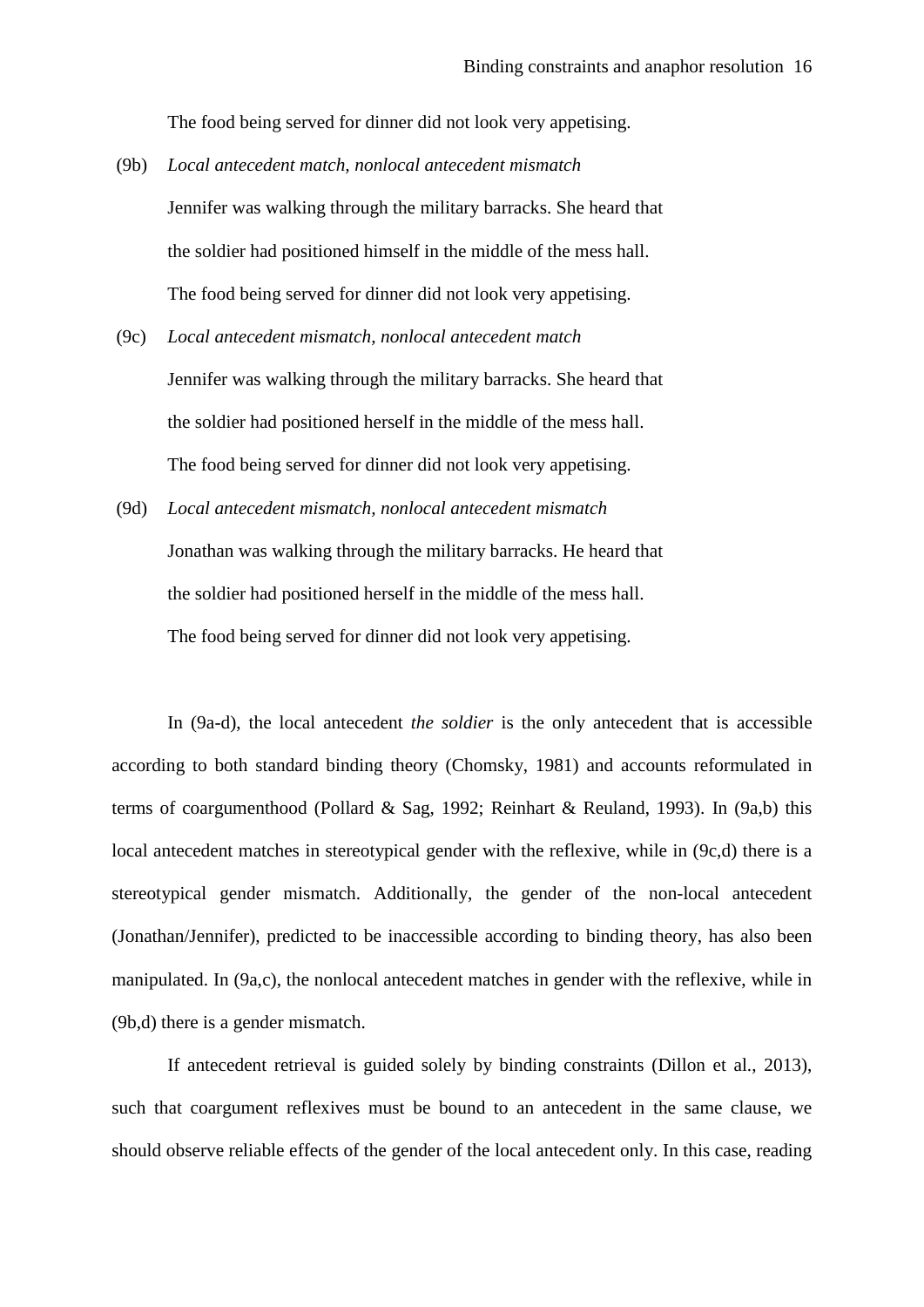The food being served for dinner did not look very appetising.

(9b) *Local antecedent match, nonlocal antecedent mismatch*

Jennifer was walking through the military barracks. She heard that the soldier had positioned himself in the middle of the mess hall. The food being served for dinner did not look very appetising.

(9c) *Local antecedent mismatch, nonlocal antecedent match*

Jennifer was walking through the military barracks. She heard that the soldier had positioned herself in the middle of the mess hall. The food being served for dinner did not look very appetising.

(9d) *Local antecedent mismatch, nonlocal antecedent mismatch*

Jonathan was walking through the military barracks. He heard that the soldier had positioned herself in the middle of the mess hall. The food being served for dinner did not look very appetising.

In (9a-d), the local antecedent *the soldier* is the only antecedent that is accessible according to both standard binding theory (Chomsky, 1981) and accounts reformulated in terms of coargumenthood (Pollard & Sag, 1992; Reinhart & Reuland, 1993). In (9a,b) this local antecedent matches in stereotypical gender with the reflexive, while in (9c,d) there is a stereotypical gender mismatch. Additionally, the gender of the non-local antecedent (Jonathan/Jennifer), predicted to be inaccessible according to binding theory, has also been manipulated. In (9a,c), the nonlocal antecedent matches in gender with the reflexive, while in (9b,d) there is a gender mismatch.

If antecedent retrieval is guided solely by binding constraints (Dillon et al., 2013), such that coargument reflexives must be bound to an antecedent in the same clause, we should observe reliable effects of the gender of the local antecedent only. In this case, reading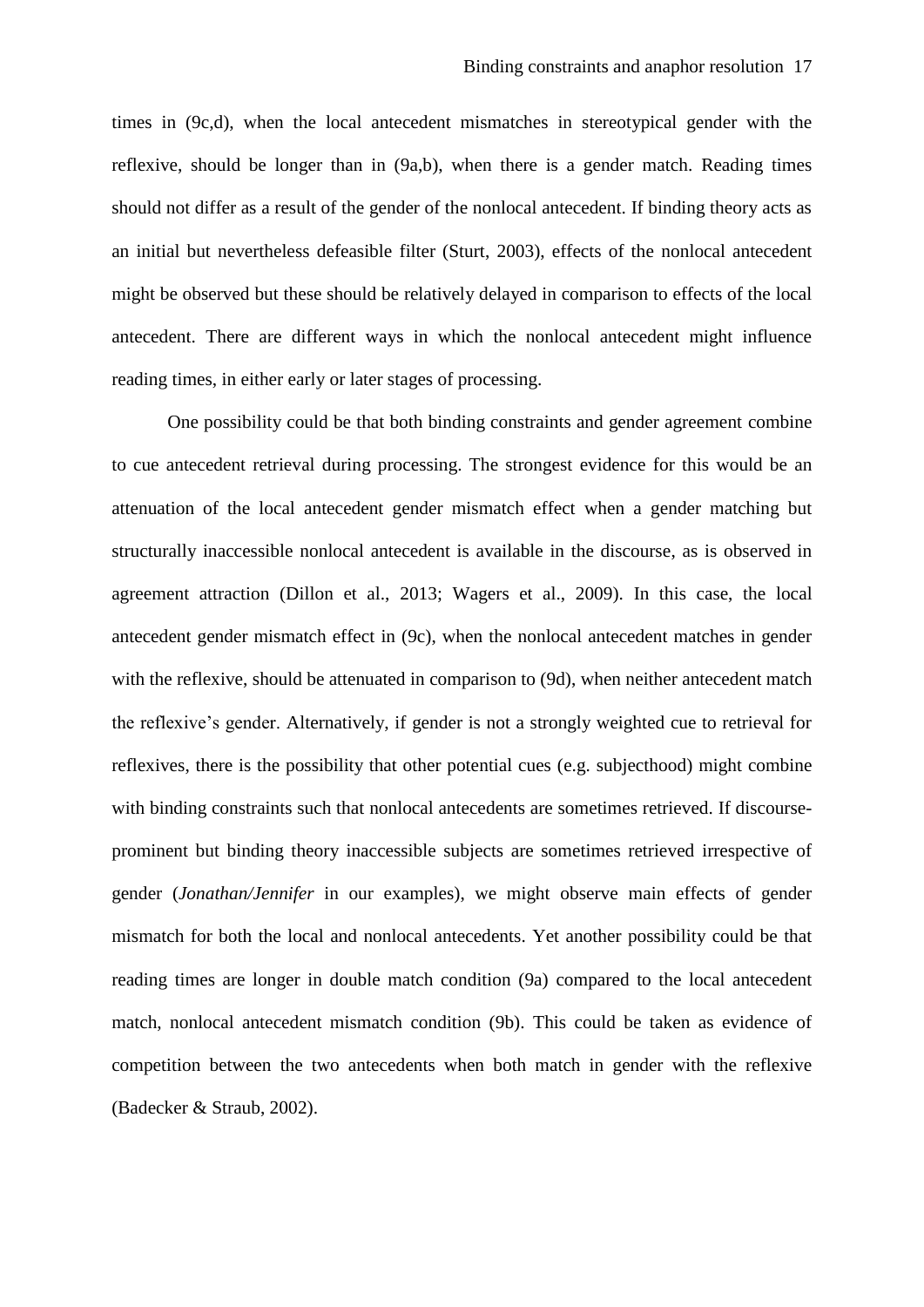times in (9c,d), when the local antecedent mismatches in stereotypical gender with the reflexive, should be longer than in (9a,b), when there is a gender match. Reading times should not differ as a result of the gender of the nonlocal antecedent. If binding theory acts as an initial but nevertheless defeasible filter (Sturt, 2003), effects of the nonlocal antecedent might be observed but these should be relatively delayed in comparison to effects of the local antecedent. There are different ways in which the nonlocal antecedent might influence reading times, in either early or later stages of processing.

One possibility could be that both binding constraints and gender agreement combine to cue antecedent retrieval during processing. The strongest evidence for this would be an attenuation of the local antecedent gender mismatch effect when a gender matching but structurally inaccessible nonlocal antecedent is available in the discourse, as is observed in agreement attraction (Dillon et al., 2013; Wagers et al., 2009). In this case, the local antecedent gender mismatch effect in (9c), when the nonlocal antecedent matches in gender with the reflexive, should be attenuated in comparison to (9d), when neither antecedent match the reflexive's gender. Alternatively, if gender is not a strongly weighted cue to retrieval for reflexives, there is the possibility that other potential cues (e.g. subjecthood) might combine with binding constraints such that nonlocal antecedents are sometimes retrieved. If discourse-prominent but binding theory inaccessible subjects are sometimes retrieved irrespective of gender (*Jonathan/Jennifer* in our examples), we might observe main effects of gender mismatch for both the local and nonlocal antecedents. Yet another possibility could be that reading times are longer in double match condition (9a) compared to the local antecedent match, nonlocal antecedent mismatch condition (9b). This could be taken as evidence of competition between the two antecedents when both match in gender with the reflexive (Badecker & Straub, 2002).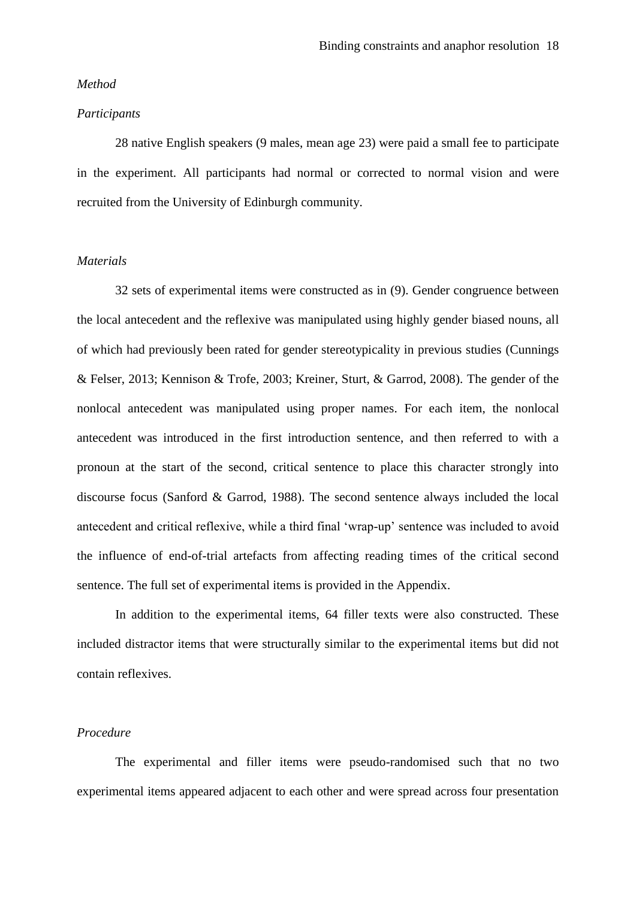*Method*

*Participants*

28 native English speakers (9 males, mean age 23) were paid a small fee to participate in the experiment. All participants had normal or corrected to normal vision and were recruited from the University of Edinburgh community.

*Materials*

32 sets of experimental items were constructed as in (9). Gender congruence between the local antecedent and the reflexive was manipulated using highly gender biased nouns, all of which had previously been rated for gender stereotypicality in previous studies (Cunnings & Felser, 2013; Kennison & Trofe, 2003; Kreiner, Sturt, & Garrod, 2008). The gender of the nonlocal antecedent was manipulated using proper names. For each item, the nonlocal antecedent was introduced in the first introduction sentence, and then referred to with a pronoun at the start of the second, critical sentence to place this character strongly into discourse focus (Sanford & Garrod, 1988). The second sentence always included the local antecedent and critical reflexive, while a third final 'wrap-up' sentence was included to avoid the influence of end-of-trial artefacts from affecting reading times of the critical second sentence. The full set of experimental items is provided in the Appendix.

In addition to the experimental items, 64 filler texts were also constructed. These included distractor items that were structurally similar to the experimental items but did not contain reflexives.

*Procedure*

The experimental and filler items were pseudo-randomised such that no two experimental items appeared adjacent to each other and were spread across four presentation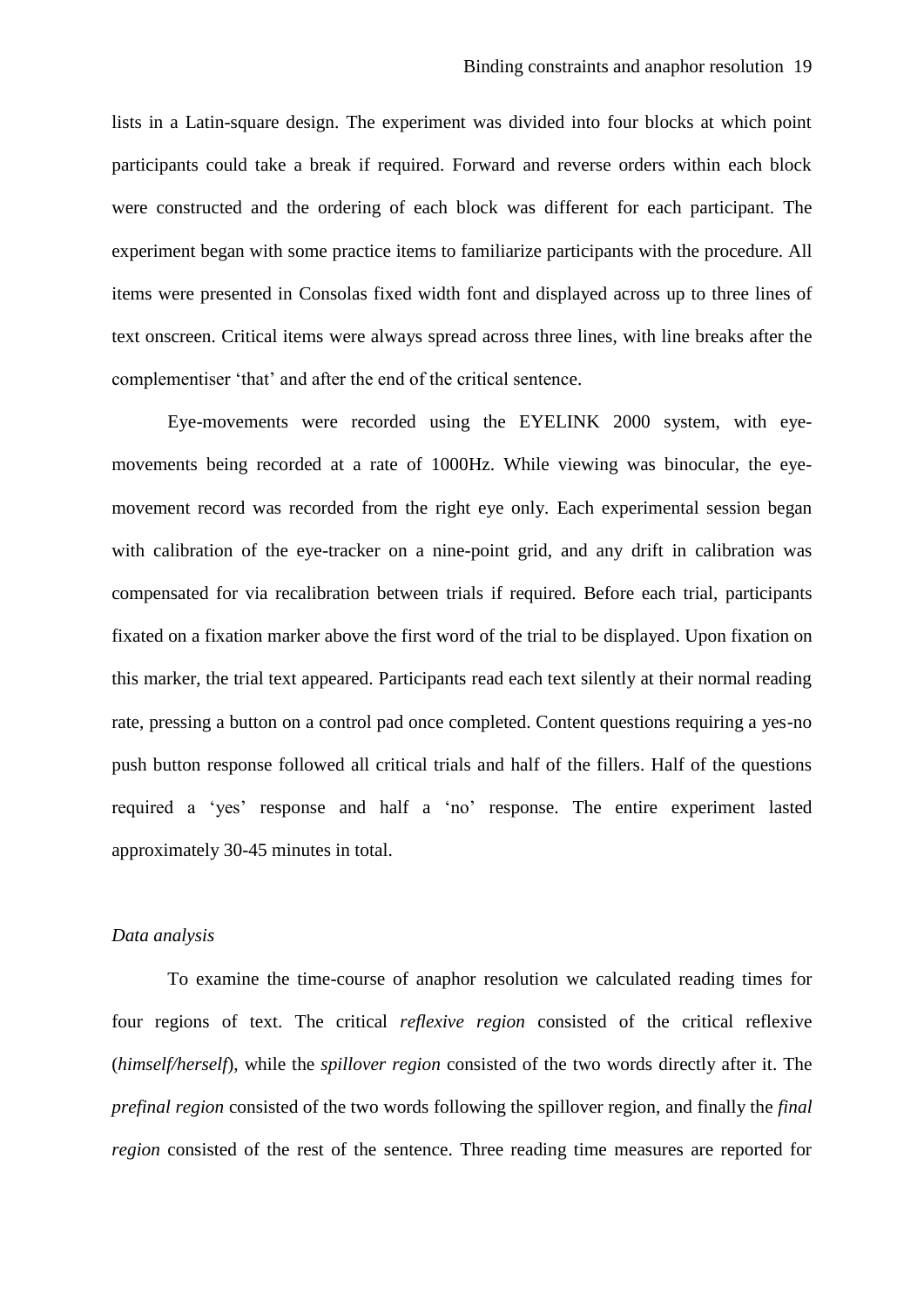lists in a Latin-square design. The experiment was divided into four blocks at which point participants could take a break if required. Forward and reverse orders within each block were constructed and the ordering of each block was different for each participant. The experiment began with some practice items to familiarize participants with the procedure. All items were presented in Consolas fixed width font and displayed across up to three lines of text onscreen. Critical items were always spread across three lines, with line breaks after the complementiser 'that' and after the end of the critical sentence.

Eye-movements were recorded using the EYELINK 2000 system, with eye-movements being recorded at a rate of 1000Hz. While viewing was binocular, the eye-movement record was recorded from the right eye only. Each experimental session began with calibration of the eye-tracker on a nine-point grid, and any drift in calibration was compensated for via recalibration between trials if required. Before each trial, participants fixated on a fixation marker above the first word of the trial to be displayed. Upon fixation on this marker, the trial text appeared. Participants read each text silently at their normal reading rate, pressing a button on a control pad once completed. Content questions requiring a yes-no push button response followed all critical trials and half of the fillers. Half of the questions required a 'yes' response and half a 'no' response. The entire experiment lasted approximately 30-45 minutes in total.

*Data analysis*

To examine the time-course of anaphor resolution we calculated reading times for four regions of text. The critical *reflexive region* consisted of the critical reflexive (*himself/herself*), while the *spillover region* consisted of the two words directly after it. The *prefinal region* consisted of the two words following the spillover region, and finally the *final region* consisted of the rest of the sentence. Three reading time measures are reported for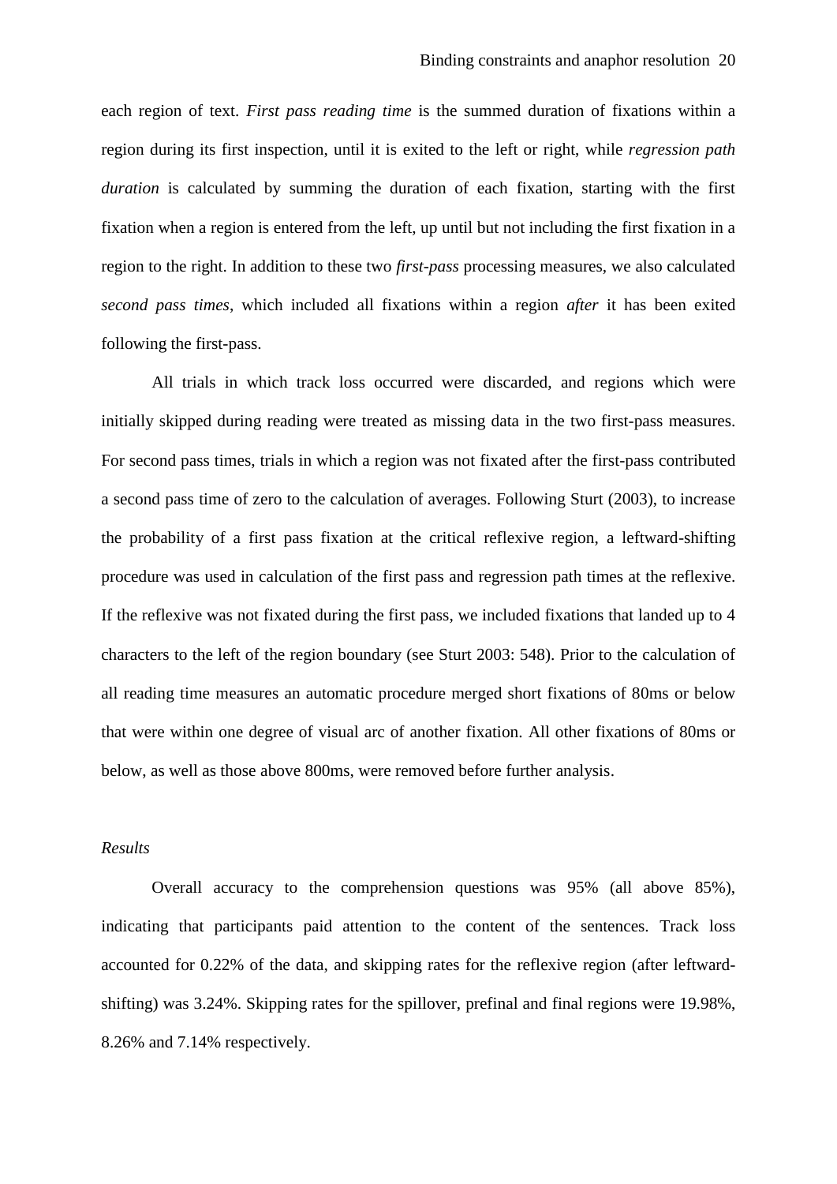each region of text. *First pass reading time* is the summed duration of fixations within a region during its first inspection, until it is exited to the left or right, while *regression path duration* is calculated by summing the duration of each fixation, starting with the first fixation when a region is entered from the left, up until but not including the first fixation in a region to the right. In addition to these two *first-pass* processing measures, we also calculated *second pass times*, which included all fixations within a region *after* it has been exited following the first-pass.

All trials in which track loss occurred were discarded, and regions which were initially skipped during reading were treated as missing data in the two first-pass measures. For second pass times, trials in which a region was not fixated after the first-pass contributed a second pass time of zero to the calculation of averages. Following Sturt (2003), to increase the probability of a first pass fixation at the critical reflexive region, a leftward-shifting procedure was used in calculation of the first pass and regression path times at the reflexive. If the reflexive was not fixated during the first pass, we included fixations that landed up to 4 characters to the left of the region boundary (see Sturt 2003: 548). Prior to the calculation of all reading time measures an automatic procedure merged short fixations of 80ms or below that were within one degree of visual arc of another fixation. All other fixations of 80ms or below, as well as those above 800ms, were removed before further analysis.

*Results*

Overall accuracy to the comprehension questions was 95% (all above 85%), indicating that participants paid attention to the content of the sentences. Track loss accounted for 0.22% of the data, and skipping rates for the reflexive region (after leftward-shifting) was 3.24%. Skipping rates for the spillover, prefinal and final regions were 19.98%, 8.26% and 7.14% respectively.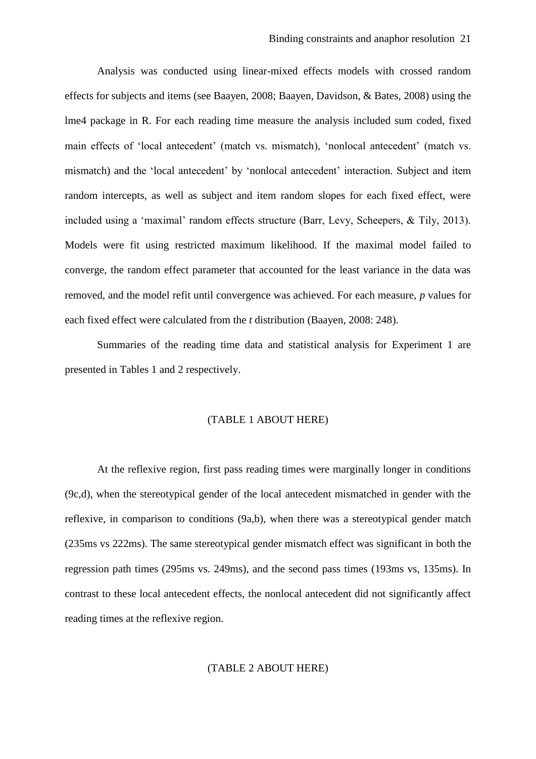Analysis was conducted using linear-mixed effects models with crossed random effects for subjects and items (see Baayen, 2008; Baayen, Davidson, & Bates, 2008) using the lme4 package in R. For each reading time measure the analysis included sum coded, fixed main effects of 'local antecedent' (match vs. mismatch), 'nonlocal antecedent' (match vs. mismatch) and the 'local antecedent' by 'nonlocal antecedent' interaction. Subject and item random intercepts, as well as subject and item random slopes for each fixed effect, were included using a 'maximal' random effects structure (Barr, Levy, Scheepers, & Tily, 2013). Models were fit using restricted maximum likelihood. If the maximal model failed to converge, the random effect parameter that accounted for the least variance in the data was removed, and the model refit until convergence was achieved. For each measure, *p* values for each fixed effect were calculated from the *t* distribution (Baayen, 2008: 248).

Summaries of the reading time data and statistical analysis for Experiment 1 are presented in Tables 1 and 2 respectively.

(TABLE 1 ABOUT HERE)

At the reflexive region, first pass reading times were marginally longer in conditions (9c,d), when the stereotypical gender of the local antecedent mismatched in gender with the reflexive, in comparison to conditions (9a,b), when there was a stereotypical gender match (235ms vs 222ms). The same stereotypical gender mismatch effect was significant in both the regression path times (295ms vs. 249ms), and the second pass times (193ms vs, 135ms). In contrast to these local antecedent effects, the nonlocal antecedent did not significantly affect reading times at the reflexive region.

(TABLE 2 ABOUT HERE)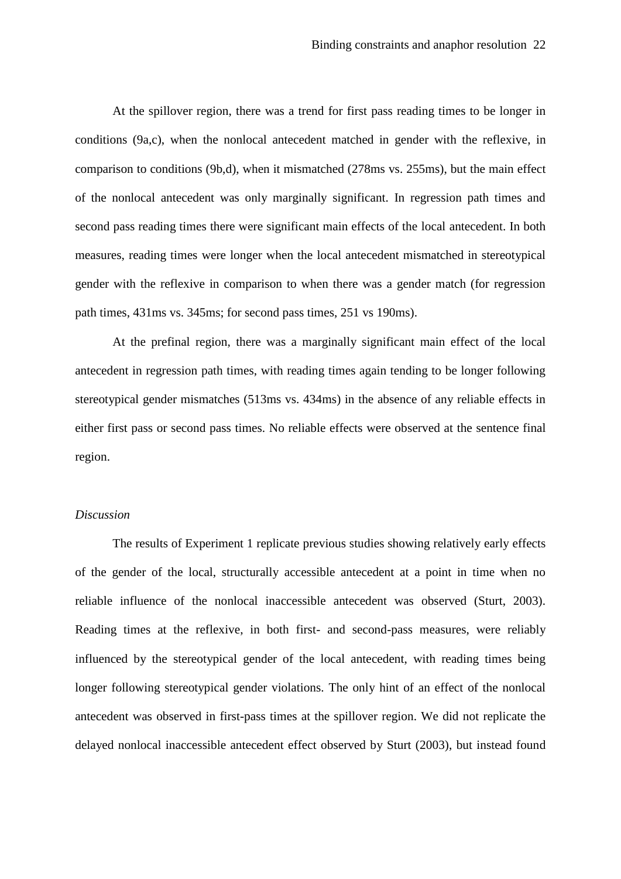At the spillover region, there was a trend for first pass reading times to be longer in conditions (9a,c), when the nonlocal antecedent matched in gender with the reflexive, in comparison to conditions (9b,d), when it mismatched (278ms vs. 255ms), but the main effect of the nonlocal antecedent was only marginally significant. In regression path times and second pass reading times there were significant main effects of the local antecedent. In both measures, reading times were longer when the local antecedent mismatched in stereotypical gender with the reflexive in comparison to when there was a gender match (for regression path times, 431ms vs. 345ms; for second pass times, 251 vs 190ms).

At the prefinal region, there was a marginally significant main effect of the local antecedent in regression path times, with reading times again tending to be longer following stereotypical gender mismatches (513ms vs. 434ms) in the absence of any reliable effects in either first pass or second pass times. No reliable effects were observed at the sentence final region.

*Discussion*

The results of Experiment 1 replicate previous studies showing relatively early effects of the gender of the local, structurally accessible antecedent at a point in time when no reliable influence of the nonlocal inaccessible antecedent was observed (Sturt, 2003). Reading times at the reflexive, in both first- and second-pass measures, were reliably influenced by the stereotypical gender of the local antecedent, with reading times being longer following stereotypical gender violations. The only hint of an effect of the nonlocal antecedent was observed in first-pass times at the spillover region. We did not replicate the delayed nonlocal inaccessible antecedent effect observed by Sturt (2003), but instead found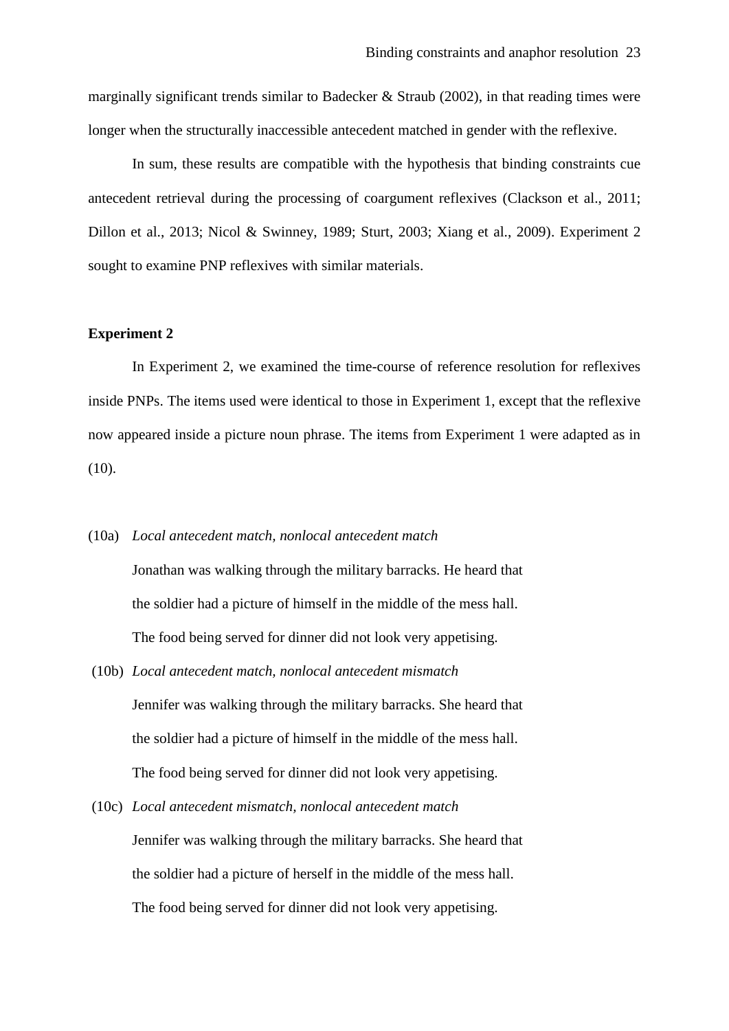marginally significant trends similar to Badecker & Straub (2002), in that reading times were longer when the structurally inaccessible antecedent matched in gender with the reflexive.

In sum, these results are compatible with the hypothesis that binding constraints cue antecedent retrieval during the processing of coargument reflexives (Clackson et al., 2011; Dillon et al., 2013; Nicol & Swinney, 1989; Sturt, 2003; Xiang et al., 2009). Experiment 2 sought to examine PNP reflexives with similar materials.

**Experiment 2**

In Experiment 2, we examined the time-course of reference resolution for reflexives inside PNPs. The items used were identical to those in Experiment 1, except that the reflexive now appeared inside a picture noun phrase. The items from Experiment 1 were adapted as in (10).

(10a) *Local antecedent match, nonlocal antecedent match*

Jonathan was walking through the military barracks. He heard that the soldier had a picture of himself in the middle of the mess hall. The food being served for dinner did not look very appetising.

(10b) *Local antecedent match, nonlocal antecedent mismatch*

Jennifer was walking through the military barracks. She heard that the soldier had a picture of himself in the middle of the mess hall. The food being served for dinner did not look very appetising.

(10c) *Local antecedent mismatch, nonlocal antecedent match*

Jennifer was walking through the military barracks. She heard that the soldier had a picture of herself in the middle of the mess hall. The food being served for dinner did not look very appetising.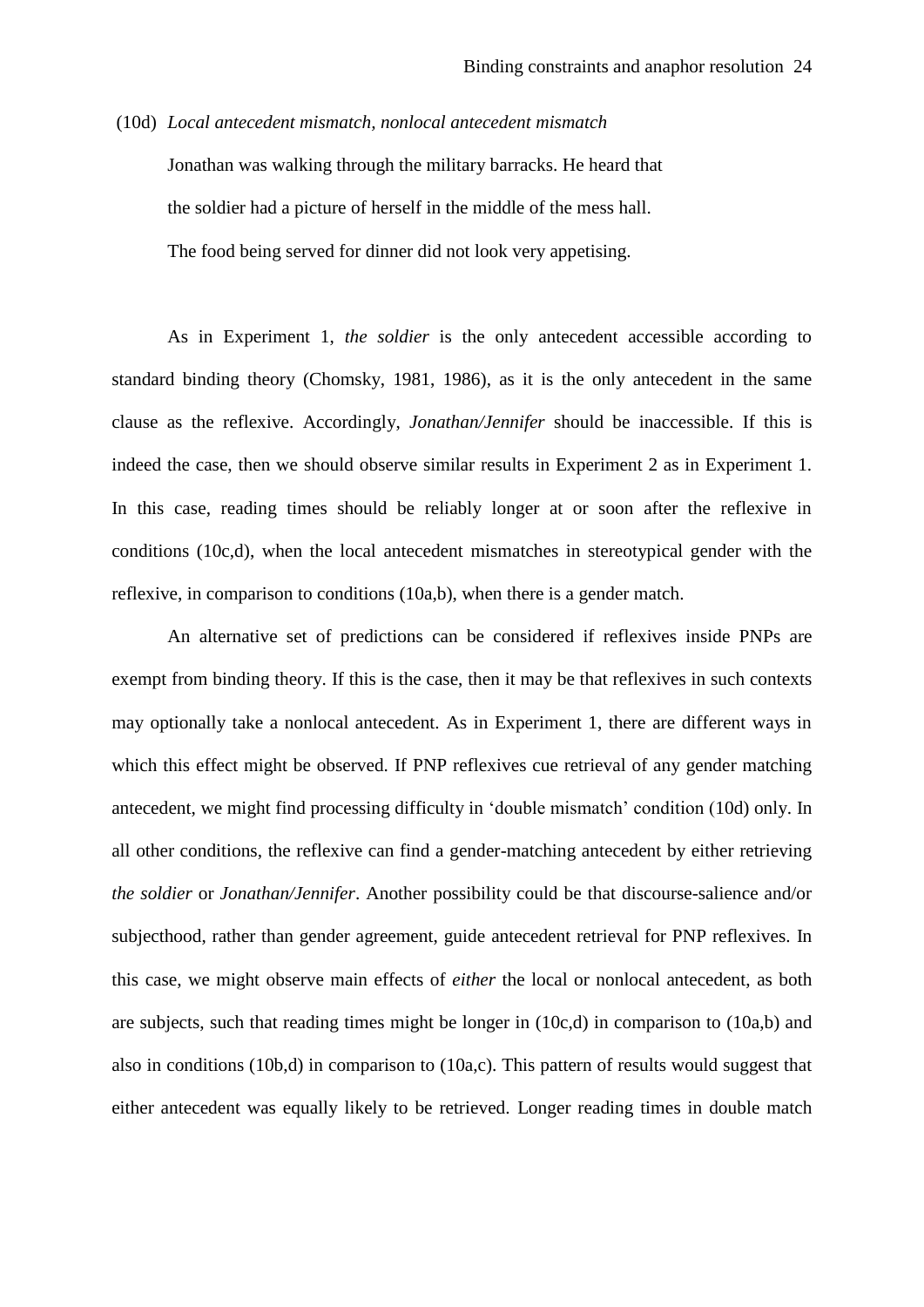(10d) *Local antecedent mismatch, nonlocal antecedent mismatch*

Jonathan was walking through the military barracks. He heard that the soldier had a picture of herself in the middle of the mess hall. The food being served for dinner did not look very appetising.

As in Experiment 1, *the soldier* is the only antecedent accessible according to standard binding theory (Chomsky, 1981, 1986), as it is the only antecedent in the same clause as the reflexive. Accordingly, *Jonathan/Jennifer* should be inaccessible. If this is indeed the case, then we should observe similar results in Experiment 2 as in Experiment 1. In this case, reading times should be reliably longer at or soon after the reflexive in conditions (10c,d), when the local antecedent mismatches in stereotypical gender with the reflexive, in comparison to conditions (10a,b), when there is a gender match.

An alternative set of predictions can be considered if reflexives inside PNPs are exempt from binding theory. If this is the case, then it may be that reflexives in such contexts may optionally take a nonlocal antecedent. As in Experiment 1, there are different ways in which this effect might be observed. If PNP reflexives cue retrieval of any gender matching antecedent, we might find processing difficulty in 'double mismatch' condition (10d) only. In all other conditions, the reflexive can find a gender-matching antecedent by either retrieving *the soldier* or *Jonathan/Jennifer*. Another possibility could be that discourse-salience and/or subjecthood, rather than gender agreement, guide antecedent retrieval for PNP reflexives. In this case, we might observe main effects of *either* the local or nonlocal antecedent, as both are subjects, such that reading times might be longer in (10c,d) in comparison to (10a,b) and also in conditions (10b,d) in comparison to (10a,c). This pattern of results would suggest that either antecedent was equally likely to be retrieved. Longer reading times in double match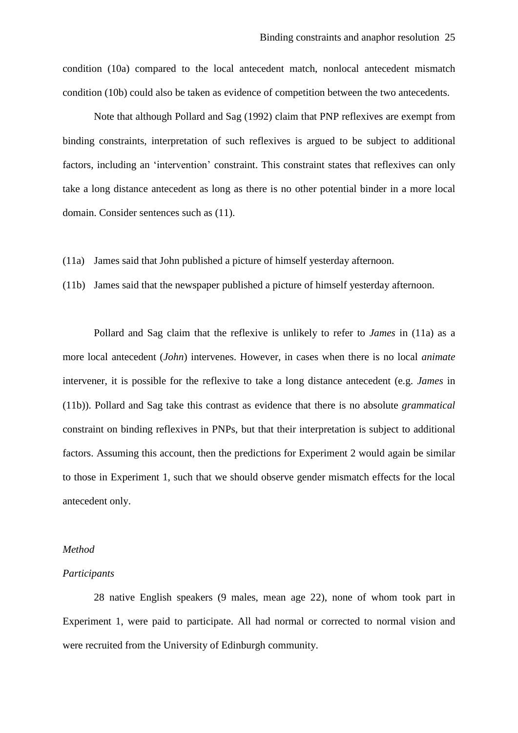condition (10a) compared to the local antecedent match, nonlocal antecedent mismatch condition (10b) could also be taken as evidence of competition between the two antecedents.

Note that although Pollard and Sag (1992) claim that PNP reflexives are exempt from binding constraints, interpretation of such reflexives is argued to be subject to additional factors, including an 'intervention' constraint. This constraint states that reflexives can only take a long distance antecedent as long as there is no other potential binder in a more local domain. Consider sentences such as (11).

(11a) James said that John published a picture of himself yesterday afternoon.

(11b) James said that the newspaper published a picture of himself yesterday afternoon.

Pollard and Sag claim that the reflexive is unlikely to refer to *James* in (11a) as a more local antecedent (*John*) intervenes. However, in cases when there is no local *animate* intervener, it is possible for the reflexive to take a long distance antecedent (e.g. *James* in (11b)). Pollard and Sag take this contrast as evidence that there is no absolute *grammatical* constraint on binding reflexives in PNPs, but that their interpretation is subject to additional factors. Assuming this account, then the predictions for Experiment 2 would again be similar to those in Experiment 1, such that we should observe gender mismatch effects for the local antecedent only.

*Method*

*Participants*

28 native English speakers (9 males, mean age 22), none of whom took part in Experiment 1, were paid to participate. All had normal or corrected to normal vision and were recruited from the University of Edinburgh community.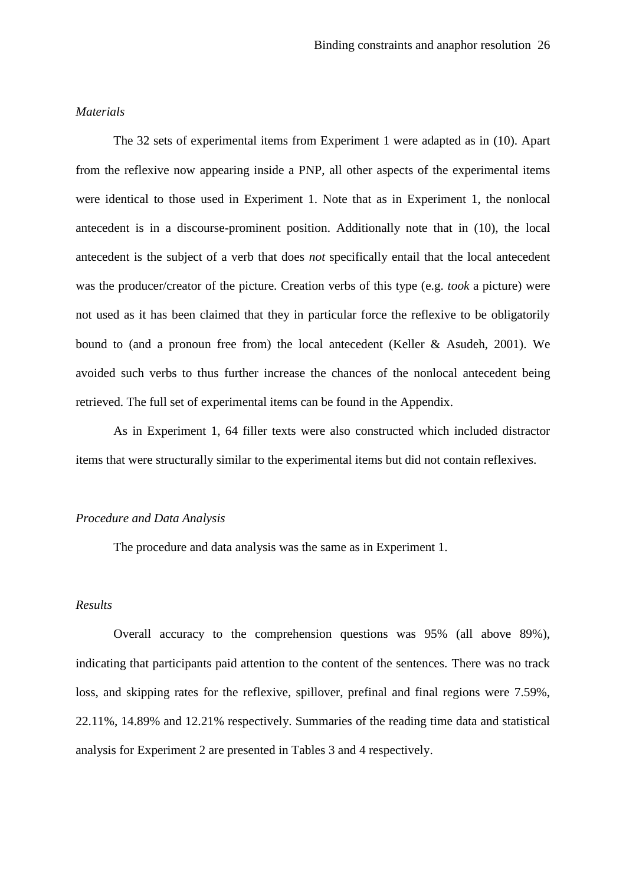*Materials*

The 32 sets of experimental items from Experiment 1 were adapted as in (10). Apart from the reflexive now appearing inside a PNP, all other aspects of the experimental items were identical to those used in Experiment 1. Note that as in Experiment 1, the nonlocal antecedent is in a discourse-prominent position. Additionally note that in (10), the local antecedent is the subject of a verb that does *not* specifically entail that the local antecedent was the producer/creator of the picture. Creation verbs of this type (e.g. *took* a picture) were not used as it has been claimed that they in particular force the reflexive to be obligatorily bound to (and a pronoun free from) the local antecedent (Keller & Asudeh, 2001). We avoided such verbs to thus further increase the chances of the nonlocal antecedent being retrieved. The full set of experimental items can be found in the Appendix.

As in Experiment 1, 64 filler texts were also constructed which included distractor items that were structurally similar to the experimental items but did not contain reflexives.

*Procedure and Data Analysis*

The procedure and data analysis was the same as in Experiment 1.

*Results*

Overall accuracy to the comprehension questions was 95% (all above 89%), indicating that participants paid attention to the content of the sentences. There was no track loss, and skipping rates for the reflexive, spillover, prefinal and final regions were 7.59%, 22.11%, 14.89% and 12.21% respectively. Summaries of the reading time data and statistical analysis for Experiment 2 are presented in Tables 3 and 4 respectively.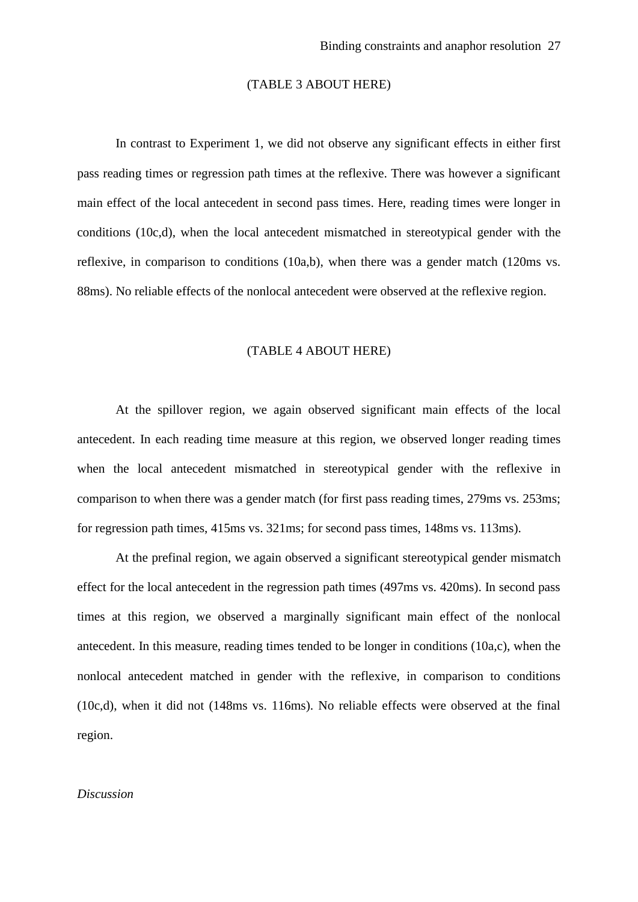(TABLE 3 ABOUT HERE)

In contrast to Experiment 1, we did not observe any significant effects in either first pass reading times or regression path times at the reflexive. There was however a significant main effect of the local antecedent in second pass times. Here, reading times were longer in conditions (10c,d), when the local antecedent mismatched in stereotypical gender with the reflexive, in comparison to conditions (10a,b), when there was a gender match (120ms vs. 88ms). No reliable effects of the nonlocal antecedent were observed at the reflexive region.

(TABLE 4 ABOUT HERE)

At the spillover region, we again observed significant main effects of the local antecedent. In each reading time measure at this region, we observed longer reading times when the local antecedent mismatched in stereotypical gender with the reflexive in comparison to when there was a gender match (for first pass reading times, 279ms vs. 253ms; for regression path times, 415ms vs. 321ms; for second pass times, 148ms vs. 113ms).

At the prefinal region, we again observed a significant stereotypical gender mismatch effect for the local antecedent in the regression path times (497ms vs. 420ms). In second pass times at this region, we observed a marginally significant main effect of the nonlocal antecedent. In this measure, reading times tended to be longer in conditions (10a,c), when the nonlocal antecedent matched in gender with the reflexive, in comparison to conditions (10c,d), when it did not (148ms vs. 116ms). No reliable effects were observed at the final region.

*Discussion*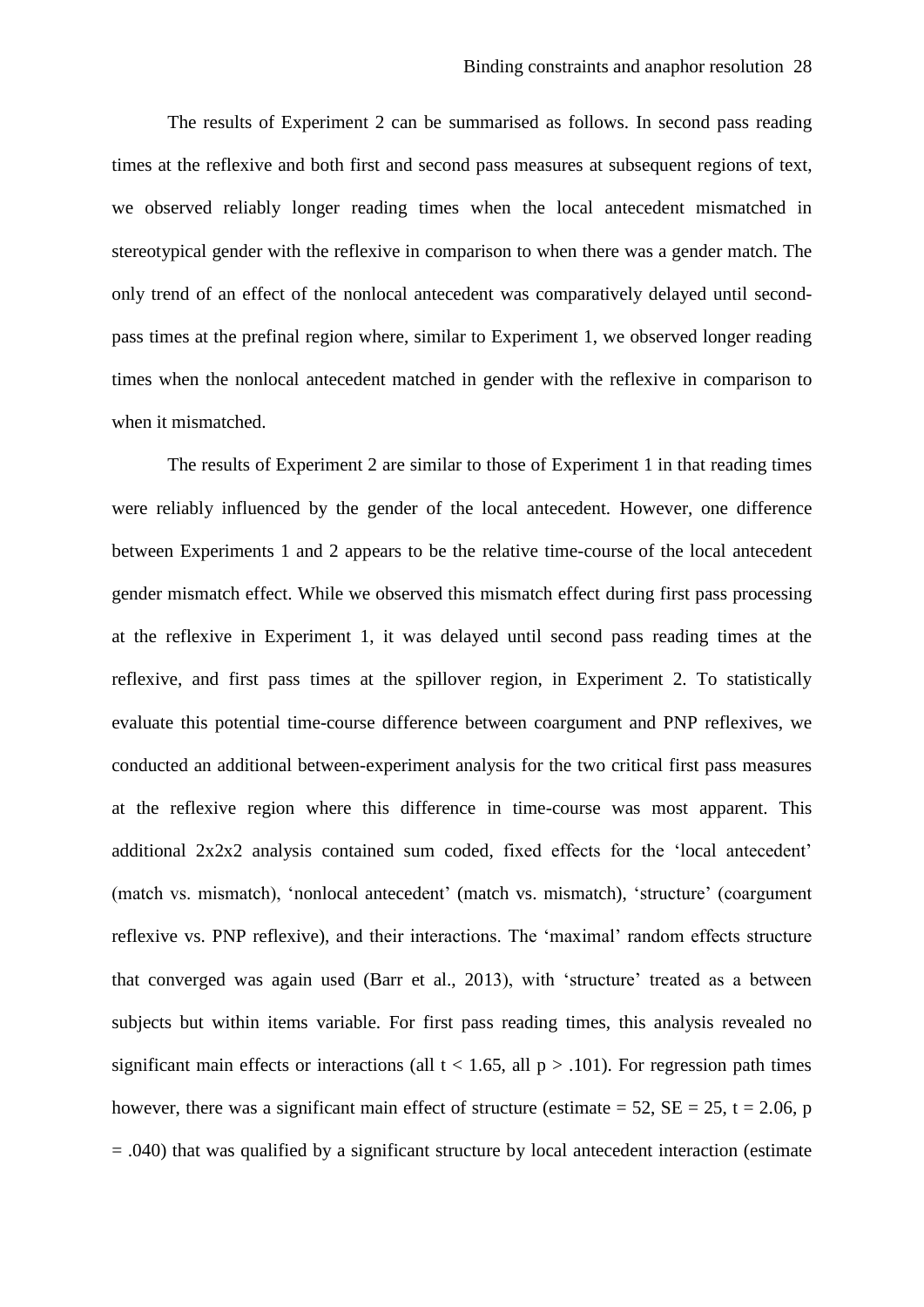The results of Experiment 2 can be summarised as follows. In second pass reading times at the reflexive and both first and second pass measures at subsequent regions of text, we observed reliably longer reading times when the local antecedent mismatched in stereotypical gender with the reflexive in comparison to when there was a gender match. The only trend of an effect of the nonlocal antecedent was comparatively delayed until second-pass times at the prefinal region where, similar to Experiment 1, we observed longer reading times when the nonlocal antecedent matched in gender with the reflexive in comparison to when it mismatched.

The results of Experiment 2 are similar to those of Experiment 1 in that reading times were reliably influenced by the gender of the local antecedent. However, one difference between Experiments 1 and 2 appears to be the relative time-course of the local antecedent gender mismatch effect. While we observed this mismatch effect during first pass processing at the reflexive in Experiment 1, it was delayed until second pass reading times at the reflexive, and first pass times at the spillover region, in Experiment 2. To statistically evaluate this potential time-course difference between coargument and PNP reflexives, we conducted an additional between-experiment analysis for the two critical first pass measures at the reflexive region where this difference in time-course was most apparent. This additional 2x2x2 analysis contained sum coded, fixed effects for the 'local antecedent' (match vs. mismatch), 'nonlocal antecedent' (match vs. mismatch), 'structure' (coargument reflexive vs. PNP reflexive), and their interactions. The 'maximal' random effects structure that converged was again used (Barr et al., 2013), with 'structure' treated as a between subjects but within items variable. For first pass reading times, this analysis revealed no significant main effects or interactions (all $t < 1.65$, all $p > .101$). For regression path times however, there was a significant main effect of structure (estimate = 52, SE = 25, $t = 2.06$, $p = .040$) that was qualified by a significant structure by local antecedent interaction (estimate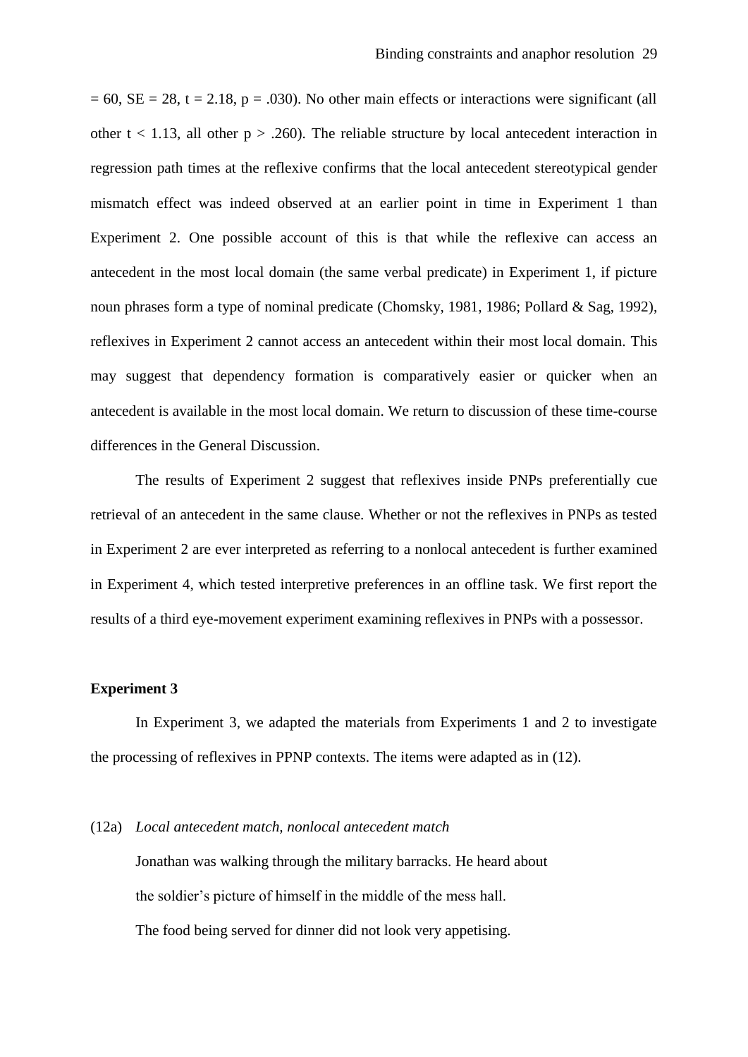= 60, SE = 28, $t = 2.18$, $p = .030$). No other main effects or interactions were significant (all other $t < 1.13$, all other $p > .260$). The reliable structure by local antecedent interaction in regression path times at the reflexive confirms that the local antecedent stereotypical gender mismatch effect was indeed observed at an earlier point in time in Experiment 1 than Experiment 2. One possible account of this is that while the reflexive can access an antecedent in the most local domain (the same verbal predicate) in Experiment 1, if picture noun phrases form a type of nominal predicate (Chomsky, 1981, 1986; Pollard & Sag, 1992), reflexives in Experiment 2 cannot access an antecedent within their most local domain. This may suggest that dependency formation is comparatively easier or quicker when an antecedent is available in the most local domain. We return to discussion of these time-course differences in the General Discussion.

The results of Experiment 2 suggest that reflexives inside PNPs preferentially cue retrieval of an antecedent in the same clause. Whether or not the reflexives in PNPs as tested in Experiment 2 are ever interpreted as referring to a nonlocal antecedent is further examined in Experiment 4, which tested interpretive preferences in an offline task. We first report the results of a third eye-movement experiment examining reflexives in PNPs with a possessor.

**Experiment 3**

In Experiment 3, we adapted the materials from Experiments 1 and 2 to investigate the processing of reflexives in PPNP contexts. The items were adapted as in (12).

(12a) *Local antecedent match, nonlocal antecedent match*

Jonathan was walking through the military barracks. He heard about the soldier's picture of himself in the middle of the mess hall. The food being served for dinner did not look very appetising.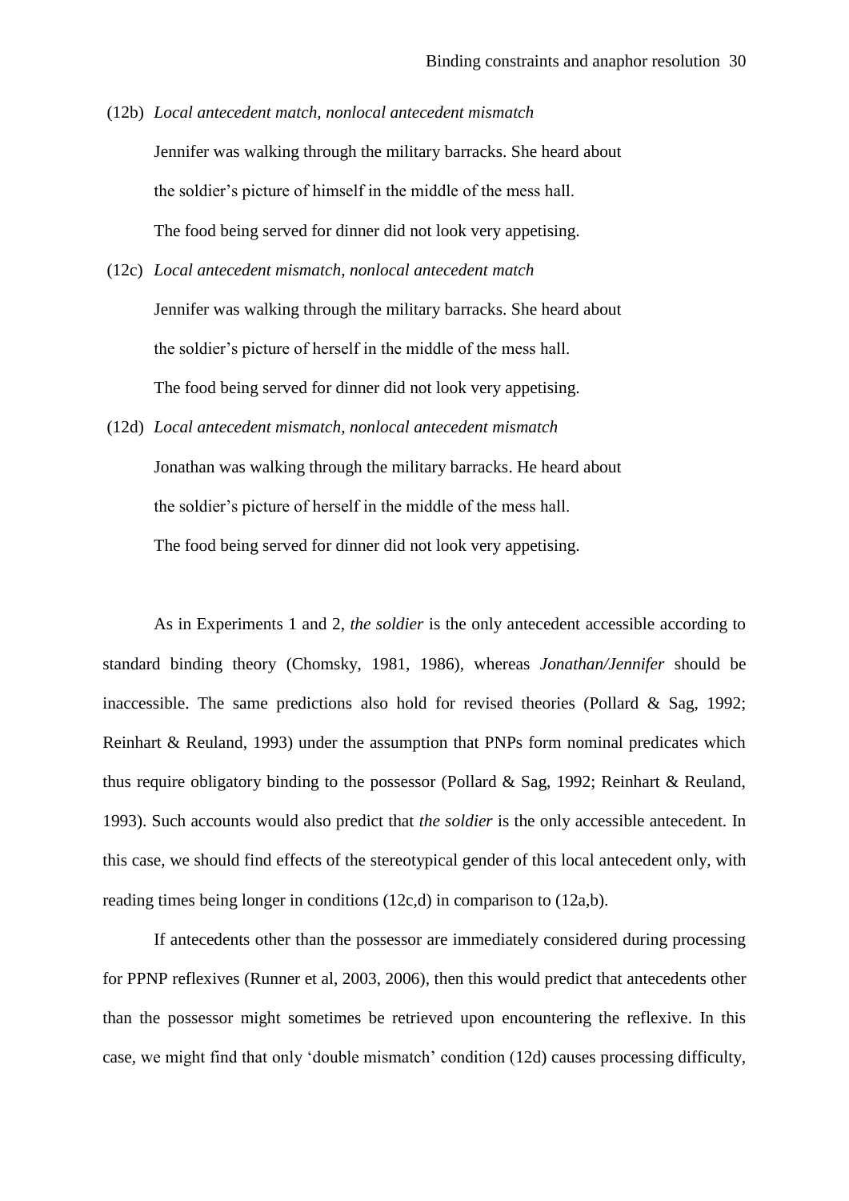(12b) *Local antecedent match, nonlocal antecedent mismatch*

Jennifer was walking through the military barracks. She heard about the soldier's picture of himself in the middle of the mess hall. The food being served for dinner did not look very appetising.

(12c) *Local antecedent mismatch, nonlocal antecedent match*

Jennifer was walking through the military barracks. She heard about the soldier's picture of herself in the middle of the mess hall. The food being served for dinner did not look very appetising.

(12d) *Local antecedent mismatch, nonlocal antecedent mismatch*

Jonathan was walking through the military barracks. He heard about the soldier's picture of herself in the middle of the mess hall. The food being served for dinner did not look very appetising.

As in Experiments 1 and 2, *the soldier* is the only antecedent accessible according to standard binding theory (Chomsky, 1981, 1986), whereas *Jonathan/Jennifer* should be inaccessible. The same predictions also hold for revised theories (Pollard & Sag, 1992; Reinhart & Reuland, 1993) under the assumption that PNPs form nominal predicates which thus require obligatory binding to the possessor (Pollard & Sag, 1992; Reinhart & Reuland, 1993). Such accounts would also predict that *the soldier* is the only accessible antecedent. In this case, we should find effects of the stereotypical gender of this local antecedent only, with reading times being longer in conditions (12c,d) in comparison to (12a,b).

If antecedents other than the possessor are immediately considered during processing for PPNP reflexives (Runner et al, 2003, 2006), then this would predict that antecedents other than the possessor might sometimes be retrieved upon encountering the reflexive. In this case, we might find that only 'double mismatch' condition (12d) causes processing difficulty,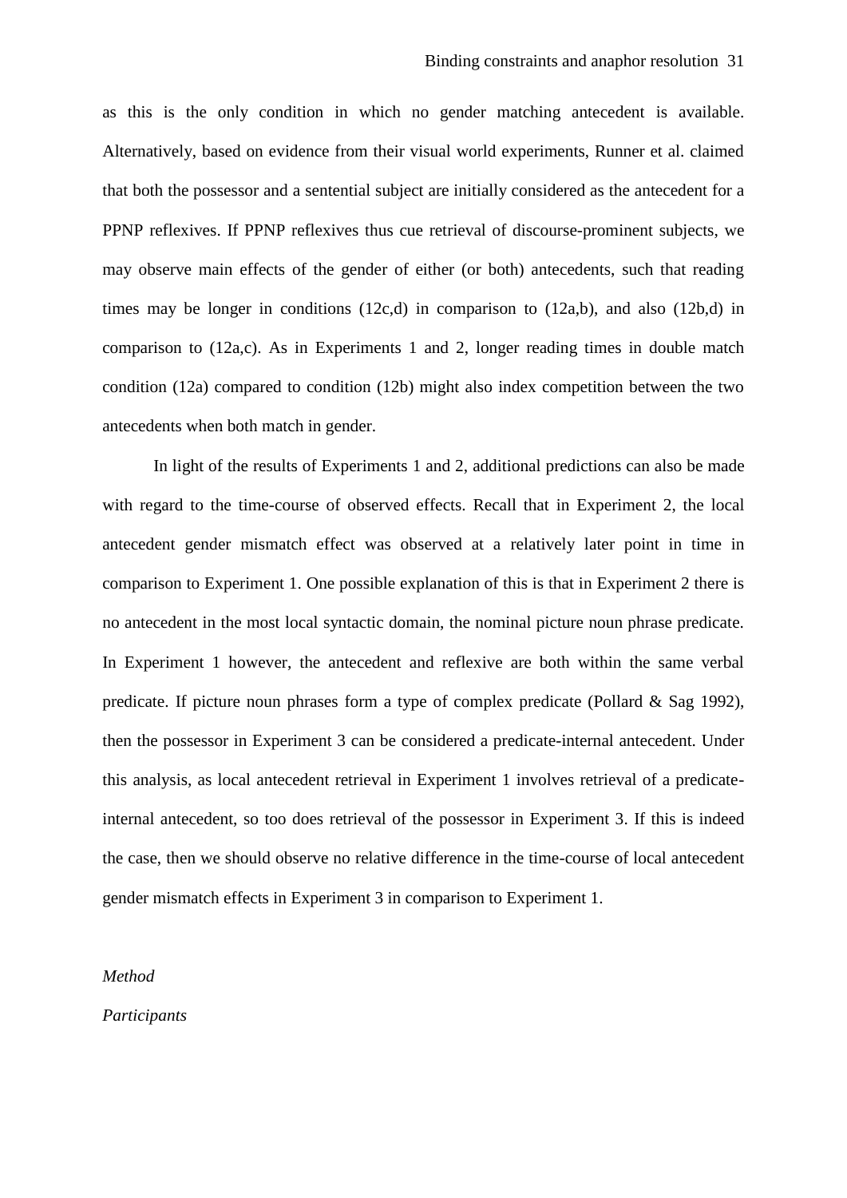as this is the only condition in which no gender matching antecedent is available. Alternatively, based on evidence from their visual world experiments, Runner et al. claimed that both the possessor and a sentential subject are initially considered as the antecedent for a PPNP reflexives. If PPNP reflexives thus cue retrieval of discourse-prominent subjects, we may observe main effects of the gender of either (or both) antecedents, such that reading times may be longer in conditions (12c,d) in comparison to (12a,b), and also (12b,d) in comparison to (12a,c). As in Experiments 1 and 2, longer reading times in double match condition (12a) compared to condition (12b) might also index competition between the two antecedents when both match in gender.

In light of the results of Experiments 1 and 2, additional predictions can also be made with regard to the time-course of observed effects. Recall that in Experiment 2, the local antecedent gender mismatch effect was observed at a relatively later point in time in comparison to Experiment 1. One possible explanation of this is that in Experiment 2 there is no antecedent in the most local syntactic domain, the nominal picture noun phrase predicate. In Experiment 1 however, the antecedent and reflexive are both within the same verbal predicate. If picture noun phrases form a type of complex predicate (Pollard & Sag 1992), then the possessor in Experiment 3 can be considered a predicate-internal antecedent. Under this analysis, as local antecedent retrieval in Experiment 1 involves retrieval of a predicate-internal antecedent, so too does retrieval of the possessor in Experiment 3. If this is indeed the case, then we should observe no relative difference in the time-course of local antecedent gender mismatch effects in Experiment 3 in comparison to Experiment 1.

*Method*

*Participants*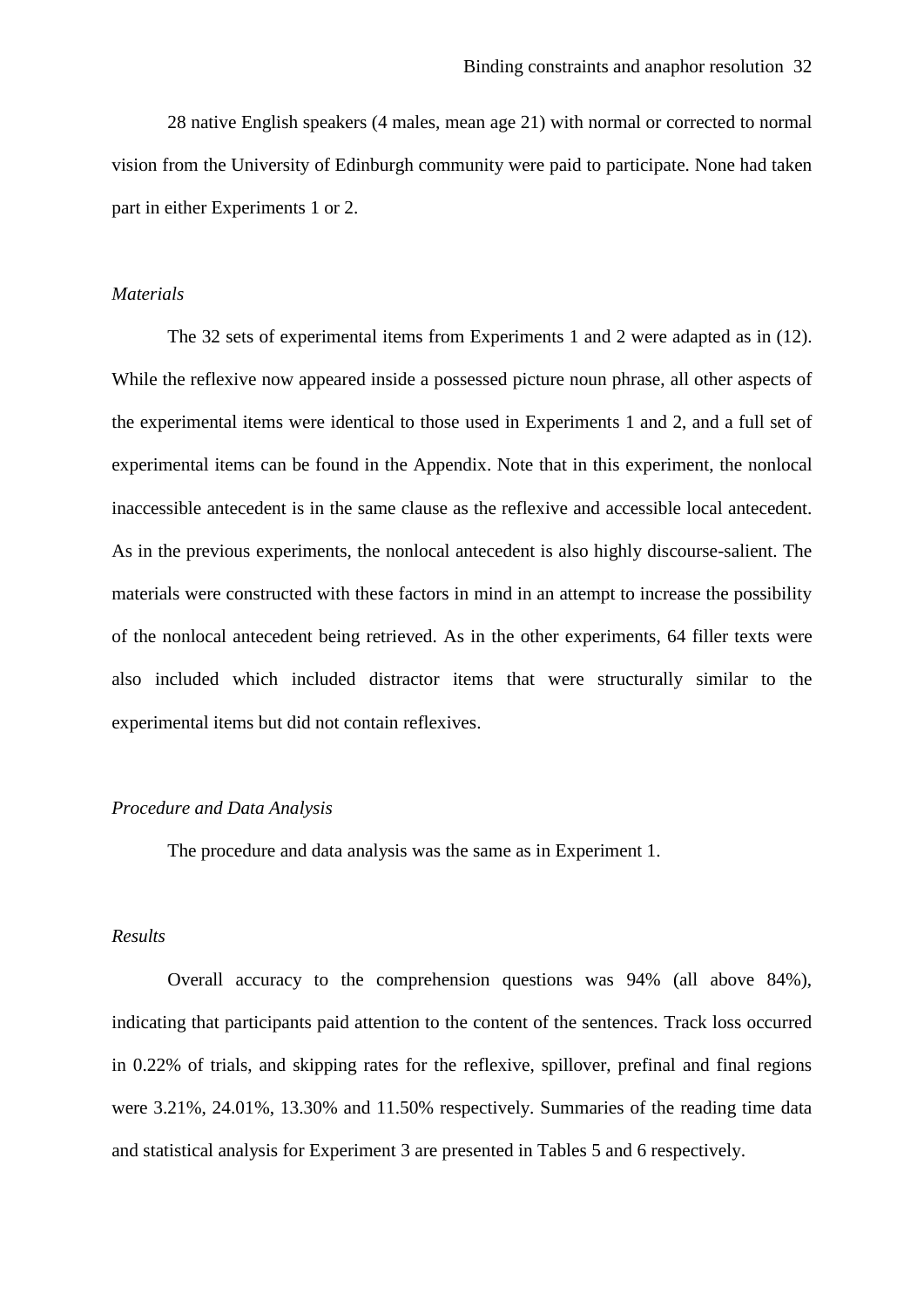28 native English speakers (4 males, mean age 21) with normal or corrected to normal vision from the University of Edinburgh community were paid to participate. None had taken part in either Experiments 1 or 2.

*Materials*

The 32 sets of experimental items from Experiments 1 and 2 were adapted as in (12). While the reflexive now appeared inside a possessed picture noun phrase, all other aspects of the experimental items were identical to those used in Experiments 1 and 2, and a full set of experimental items can be found in the Appendix. Note that in this experiment, the nonlocal inaccessible antecedent is in the same clause as the reflexive and accessible local antecedent. As in the previous experiments, the nonlocal antecedent is also highly discourse-salient. The materials were constructed with these factors in mind in an attempt to increase the possibility of the nonlocal antecedent being retrieved. As in the other experiments, 64 filler texts were also included which included distractor items that were structurally similar to the experimental items but did not contain reflexives.

*Procedure and Data Analysis*

The procedure and data analysis was the same as in Experiment 1.

*Results*

Overall accuracy to the comprehension questions was 94% (all above 84%), indicating that participants paid attention to the content of the sentences. Track loss occurred in 0.22% of trials, and skipping rates for the reflexive, spillover, prefinal and final regions were 3.21%, 24.01%, 13.30% and 11.50% respectively. Summaries of the reading time data and statistical analysis for Experiment 3 are presented in Tables 5 and 6 respectively.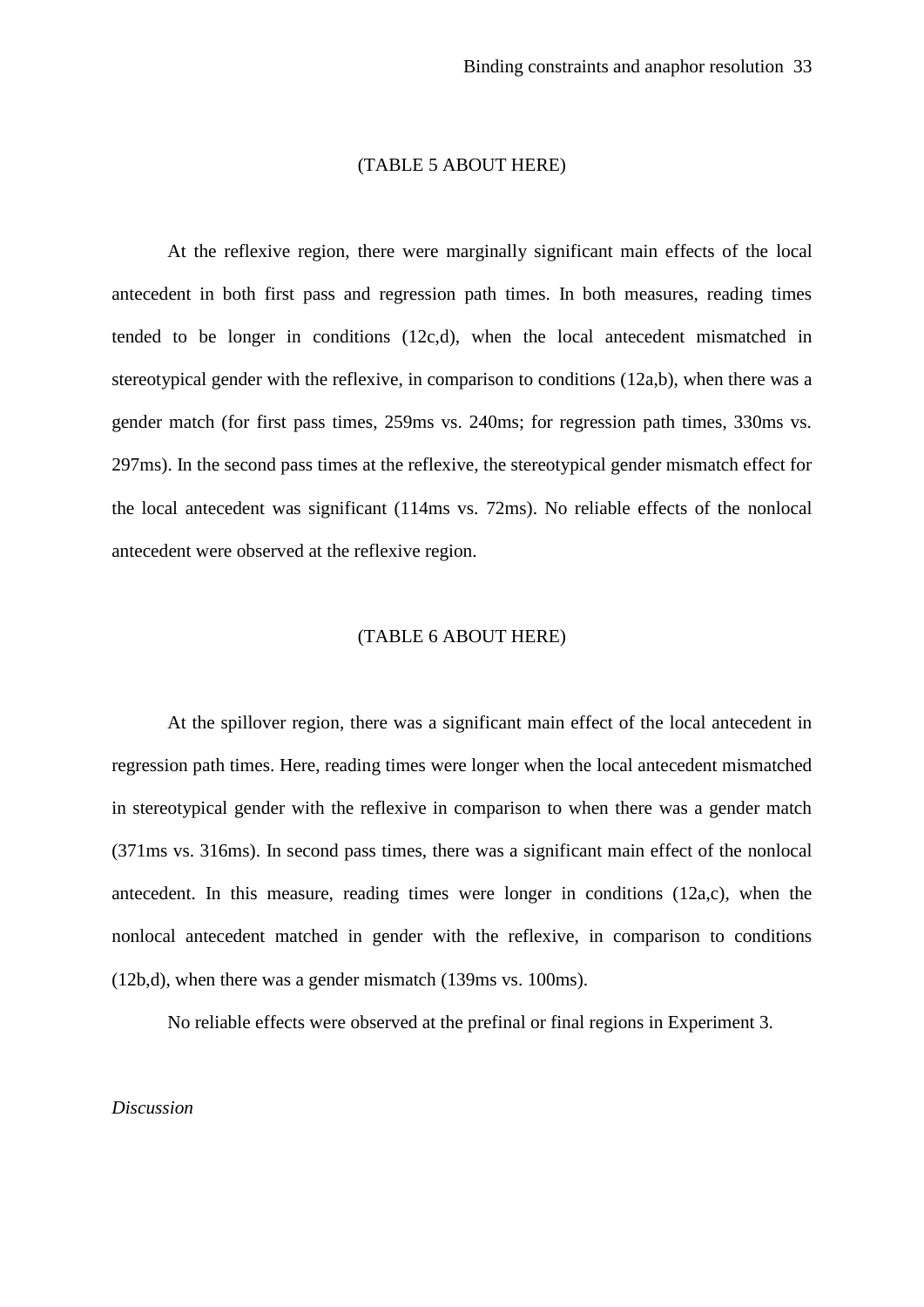(TABLE 5 ABOUT HERE)

At the reflexive region, there were marginally significant main effects of the local antecedent in both first pass and regression path times. In both measures, reading times tended to be longer in conditions (12c,d), when the local antecedent mismatched in stereotypical gender with the reflexive, in comparison to conditions (12a,b), when there was a gender match (for first pass times, 259ms vs. 240ms; for regression path times, 330ms vs. 297ms). In the second pass times at the reflexive, the stereotypical gender mismatch effect for the local antecedent was significant (114ms vs. 72ms). No reliable effects of the nonlocal antecedent were observed at the reflexive region.

(TABLE 6 ABOUT HERE)

At the spillover region, there was a significant main effect of the local antecedent in regression path times. Here, reading times were longer when the local antecedent mismatched in stereotypical gender with the reflexive in comparison to when there was a gender match (371ms vs. 316ms). In second pass times, there was a significant main effect of the nonlocal antecedent. In this measure, reading times were longer in conditions (12a,c), when the nonlocal antecedent matched in gender with the reflexive, in comparison to conditions (12b,d), when there was a gender mismatch (139ms vs. 100ms).

No reliable effects were observed at the prefinal or final regions in Experiment 3.

*Discussion*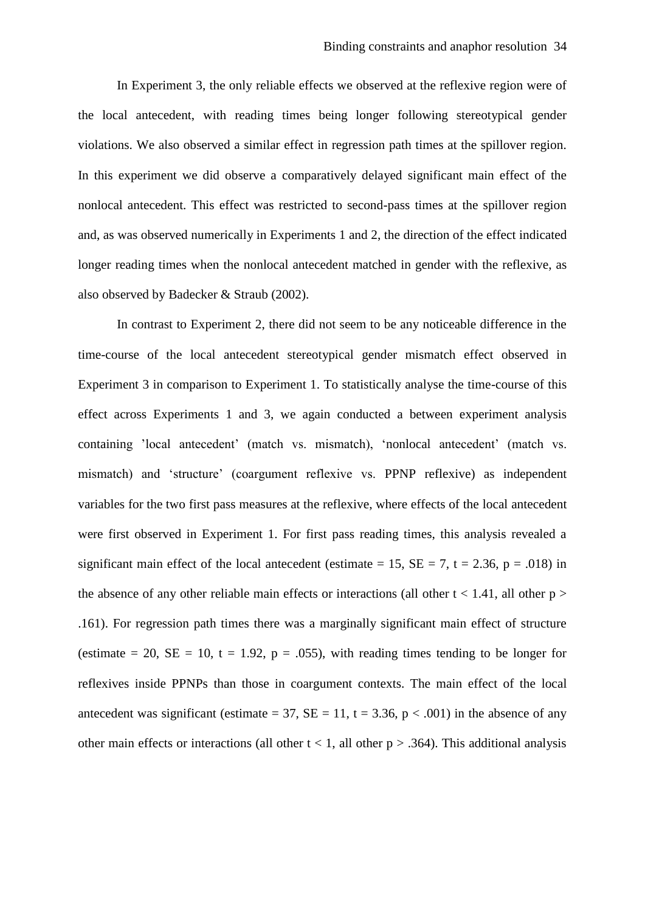In Experiment 3, the only reliable effects we observed at the reflexive region were of the local antecedent, with reading times being longer following stereotypical gender violations. We also observed a similar effect in regression path times at the spillover region. In this experiment we did observe a comparatively delayed significant main effect of the nonlocal antecedent. This effect was restricted to second-pass times at the spillover region and, as was observed numerically in Experiments 1 and 2, the direction of the effect indicated longer reading times when the nonlocal antecedent matched in gender with the reflexive, as also observed by Badecker & Straub (2002).

In contrast to Experiment 2, there did not seem to be any noticeable difference in the time-course of the local antecedent stereotypical gender mismatch effect observed in Experiment 3 in comparison to Experiment 1. To statistically analyse the time-course of this effect across Experiments 1 and 3, we again conducted a between experiment analysis containing 'local antecedent' (match vs. mismatch), 'nonlocal antecedent' (match vs. mismatch) and 'structure' (coargument reflexive vs. PPNP reflexive) as independent variables for the two first pass measures at the reflexive, where effects of the local antecedent were first observed in Experiment 1. For first pass reading times, this analysis revealed a significant main effect of the local antecedent (estimate = 15, SE = 7, $t = 2.36$, $p = .018$) in the absence of any other reliable main effects or interactions (all other $t < 1.41$, all other $p > .161$). For regression path times there was a marginally significant main effect of structure (estimate = 20, SE = 10, $t = 1.92$, $p = .055$), with reading times tending to be longer for reflexives inside PPNPs than those in coargument contexts. The main effect of the local antecedent was significant (estimate = 37, SE = 11, $t = 3.36$, $p < .001$) in the absence of any other main effects or interactions (all other $t < 1$, all other $p > .364$). This additional analysis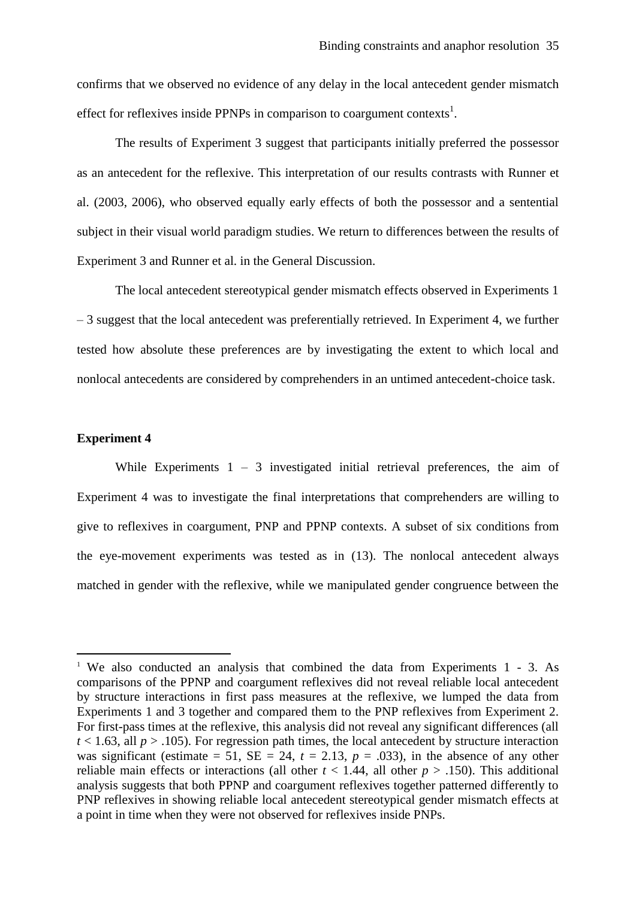confirms that we observed no evidence of any delay in the local antecedent gender mismatch effect for reflexives inside PPNPs in comparison to coargument contexts[1].

The results of Experiment 3 suggest that participants initially preferred the possessor as an antecedent for the reflexive. This interpretation of our results contrasts with Runner et al. (2003, 2006), who observed equally early effects of both the possessor and a sentential subject in their visual world paradigm studies. We return to differences between the results of Experiment 3 and Runner et al. in the General Discussion.

The local antecedent stereotypical gender mismatch effects observed in Experiments 1 – 3 suggest that the local antecedent was preferentially retrieved. In Experiment 4, we further tested how absolute these preferences are by investigating the extent to which local and nonlocal antecedents are considered by comprehenders in an untimed antecedent-choice task.

**Experiment 4**

While Experiments 1 – 3 investigated initial retrieval preferences, the aim of Experiment 4 was to investigate the final interpretations that comprehenders are willing to give to reflexives in coargument, PNP and PPNP contexts. A subset of six conditions from the eye-movement experiments was tested as in (13). The nonlocal antecedent always matched in gender with the reflexive, while we manipulated gender congruence between the

[1] We also conducted an analysis that combined the data from Experiments 1 - 3. As comparisons of the PPNP and coargument reflexives did not reveal reliable local antecedent by structure interactions in first pass measures at the reflexive, we lumped the data from Experiments 1 and 3 together and compared them to the PNP reflexives from Experiment 2. For first-pass times at the reflexive, this analysis did not reveal any significant differences (all $t < 1.63$, all $p > .105$). For regression path times, the local antecedent by structure interaction was significant (estimate = 51, SE = 24, $t = 2.13$, $p = .033$), in the absence of any other reliable main effects or interactions (all other $t < 1.44$, all other $p > .150$). This additional analysis suggests that both PPNP and coargument reflexives together patterned differently to PNP reflexives in showing reliable local antecedent stereotypical gender mismatch effects at a point in time when they were not observed for reflexives inside PNPs.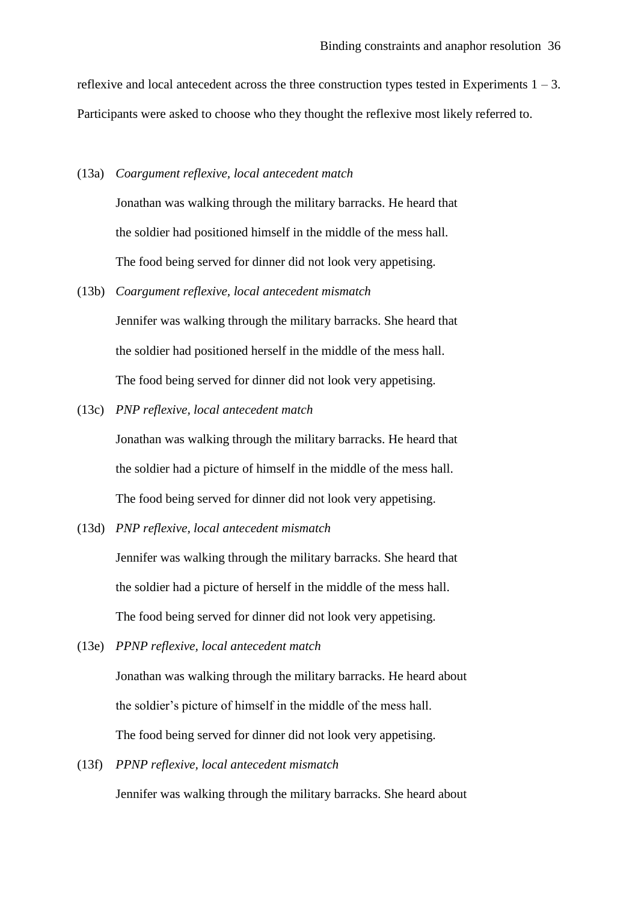reflexive and local antecedent across the three construction types tested in Experiments 1 – 3. Participants were asked to choose who they thought the reflexive most likely referred to.

(13a) *Coargument reflexive, local antecedent match*

Jonathan was walking through the military barracks. He heard that the soldier had positioned himself in the middle of the mess hall. The food being served for dinner did not look very appetising.

(13b) *Coargument reflexive, local antecedent mismatch*

Jennifer was walking through the military barracks. She heard that the soldier had positioned herself in the middle of the mess hall. The food being served for dinner did not look very appetising.

(13c) *PNP reflexive, local antecedent match*

Jonathan was walking through the military barracks. He heard that the soldier had a picture of himself in the middle of the mess hall. The food being served for dinner did not look very appetising.

(13d) *PNP reflexive, local antecedent mismatch*

Jennifer was walking through the military barracks. She heard that the soldier had a picture of herself in the middle of the mess hall. The food being served for dinner did not look very appetising.

(13e) *PPNP reflexive, local antecedent match*

Jonathan was walking through the military barracks. He heard about the soldier's picture of himself in the middle of the mess hall. The food being served for dinner did not look very appetising.

(13f) *PPNP reflexive, local antecedent mismatch*

Jennifer was walking through the military barracks. She heard about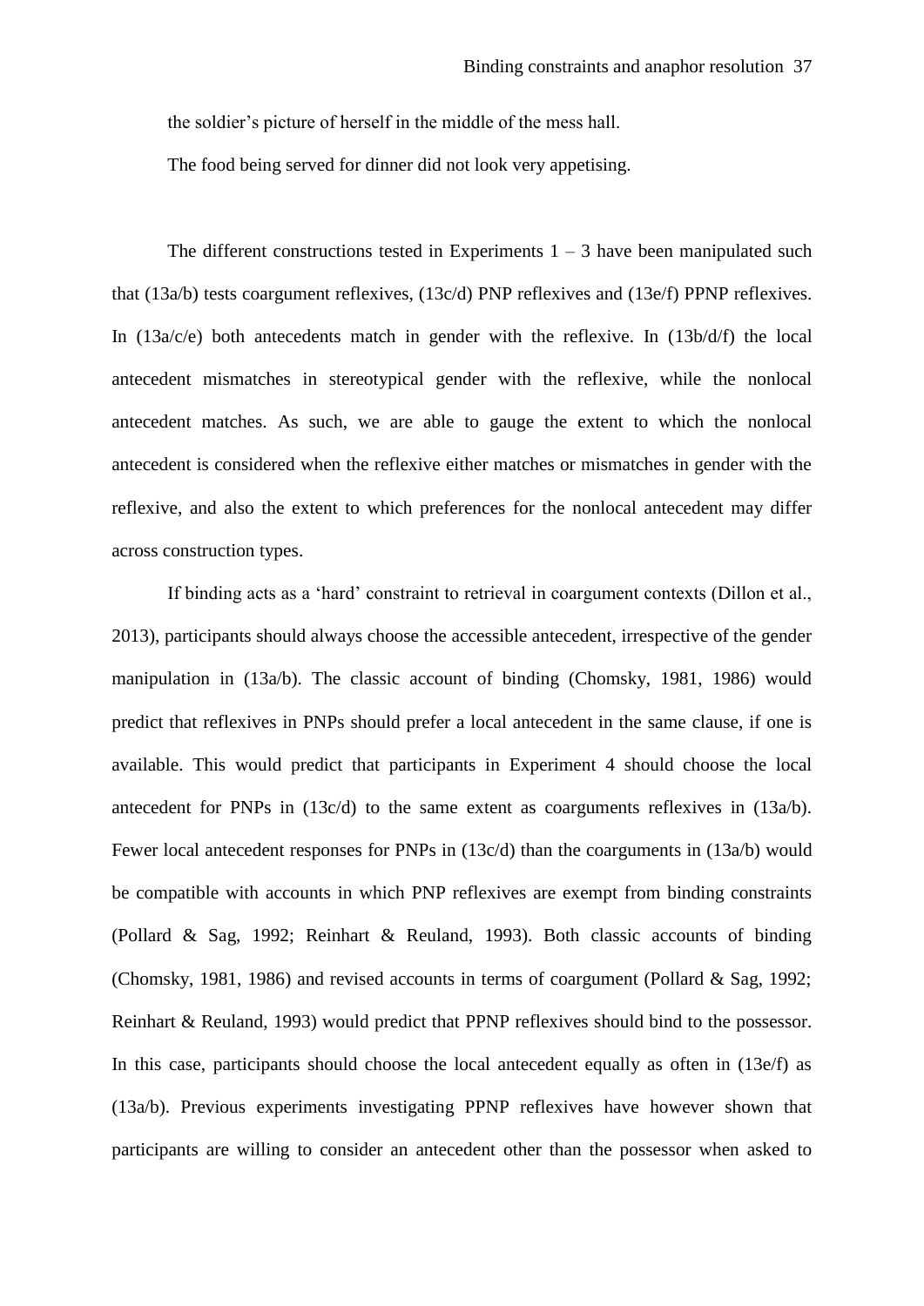the soldier's picture of herself in the middle of the mess hall.

The food being served for dinner did not look very appetising.

The different constructions tested in Experiments 1 – 3 have been manipulated such that (13a/b) tests coargument reflexives, (13c/d) PNP reflexives and (13e/f) PPNP reflexives. In (13a/c/e) both antecedents match in gender with the reflexive. In (13b/d/f) the local antecedent mismatches in stereotypical gender with the reflexive, while the nonlocal antecedent matches. As such, we are able to gauge the extent to which the nonlocal antecedent is considered when the reflexive either matches or mismatches in gender with the reflexive, and also the extent to which preferences for the nonlocal antecedent may differ across construction types.

If binding acts as a 'hard' constraint to retrieval in coargument contexts (Dillon et al., 2013), participants should always choose the accessible antecedent, irrespective of the gender manipulation in (13a/b). The classic account of binding (Chomsky, 1981, 1986) would predict that reflexives in PNPs should prefer a local antecedent in the same clause, if one is available. This would predict that participants in Experiment 4 should choose the local antecedent for PNPs in (13c/d) to the same extent as coarguments reflexives in (13a/b). Fewer local antecedent responses for PNPs in (13c/d) than the coarguments in (13a/b) would be compatible with accounts in which PNP reflexives are exempt from binding constraints (Pollard & Sag, 1992; Reinhart & Reuland, 1993). Both classic accounts of binding (Chomsky, 1981, 1986) and revised accounts in terms of coargument (Pollard & Sag, 1992; Reinhart & Reuland, 1993) would predict that PPNP reflexives should bind to the possessor. In this case, participants should choose the local antecedent equally as often in (13e/f) as (13a/b). Previous experiments investigating PPNP reflexives have however shown that participants are willing to consider an antecedent other than the possessor when asked to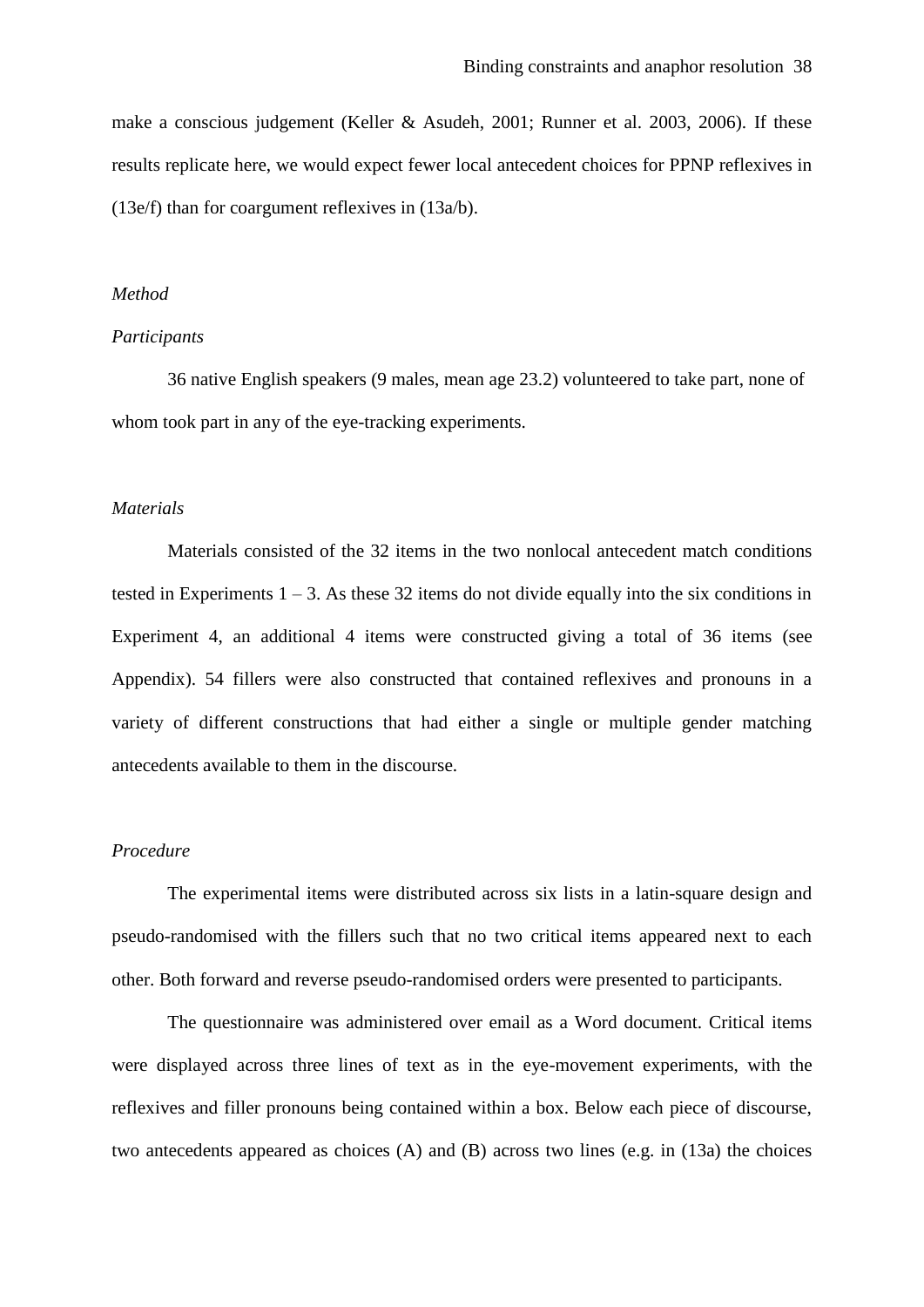make a conscious judgement (Keller & Asudeh, 2001; Runner et al. 2003, 2006). If these results replicate here, we would expect fewer local antecedent choices for PPNP reflexives in (13e/f) than for coargument reflexives in (13a/b).

*Method*

*Participants*

36 native English speakers (9 males, mean age 23.2) volunteered to take part, none of whom took part in any of the eye-tracking experiments.

*Materials*

Materials consisted of the 32 items in the two nonlocal antecedent match conditions tested in Experiments 1 – 3. As these 32 items do not divide equally into the six conditions in Experiment 4, an additional 4 items were constructed giving a total of 36 items (see Appendix). 54 fillers were also constructed that contained reflexives and pronouns in a variety of different constructions that had either a single or multiple gender matching antecedents available to them in the discourse.

*Procedure*

The experimental items were distributed across six lists in a latin-square design and pseudo-randomised with the fillers such that no two critical items appeared next to each other. Both forward and reverse pseudo-randomised orders were presented to participants.

The questionnaire was administered over email as a Word document. Critical items were displayed across three lines of text as in the eye-movement experiments, with the reflexives and filler pronouns being contained within a box. Below each piece of discourse, two antecedents appeared as choices (A) and (B) across two lines (e.g. in (13a) the choices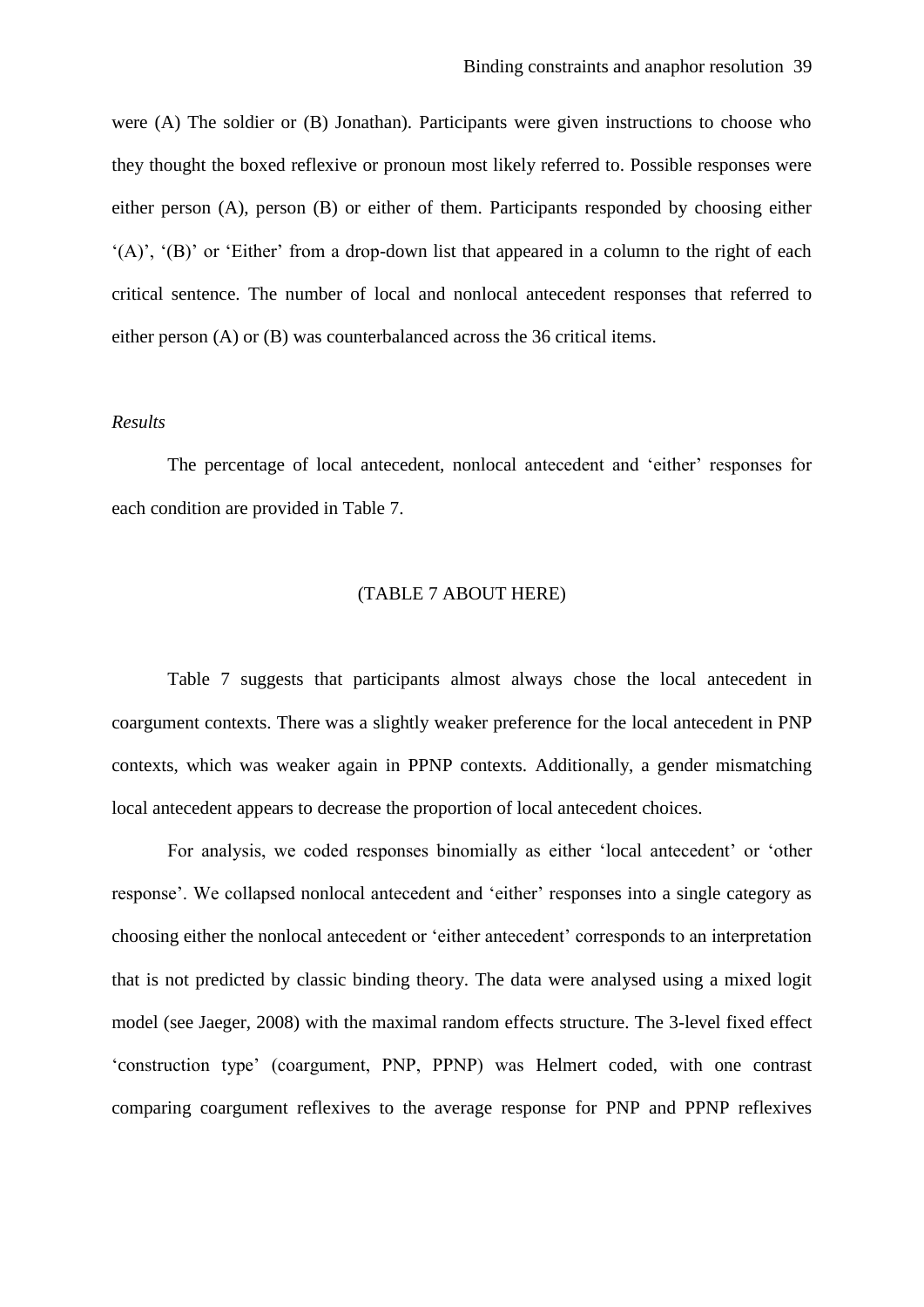were (A) The soldier or (B) Jonathan). Participants were given instructions to choose who they thought the boxed reflexive or pronoun most likely referred to. Possible responses were either person (A), person (B) or either of them. Participants responded by choosing either '(A)', '(B)' or 'Either' from a drop-down list that appeared in a column to the right of each critical sentence. The number of local and nonlocal antecedent responses that referred to either person (A) or (B) was counterbalanced across the 36 critical items.

*Results*

The percentage of local antecedent, nonlocal antecedent and 'either' responses for each condition are provided in Table 7.

(TABLE 7 ABOUT HERE)

Table 7 suggests that participants almost always chose the local antecedent in coargument contexts. There was a slightly weaker preference for the local antecedent in PNP contexts, which was weaker again in PPNP contexts. Additionally, a gender mismatching local antecedent appears to decrease the proportion of local antecedent choices.

For analysis, we coded responses binomially as either 'local antecedent' or 'other response'. We collapsed nonlocal antecedent and 'either' responses into a single category as choosing either the nonlocal antecedent or 'either antecedent' corresponds to an interpretation that is not predicted by classic binding theory. The data were analysed using a mixed logit model (see Jaeger, 2008) with the maximal random effects structure. The 3-level fixed effect 'construction type' (coargument, PNP, PPNP) was Helmert coded, with one contrast comparing coargument reflexives to the average response for PNP and PPNP reflexives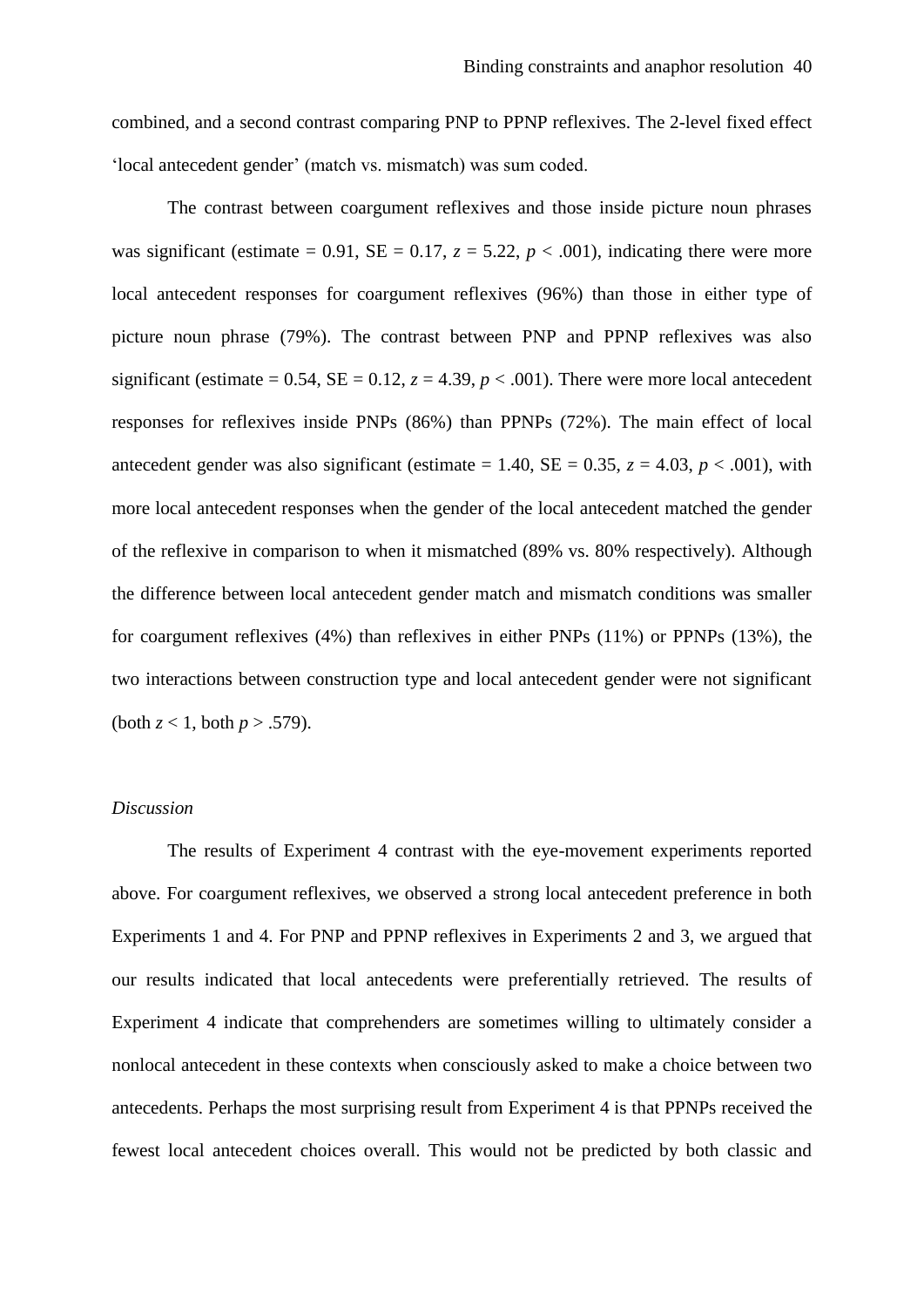combined, and a second contrast comparing PNP to PPNP reflexives. The 2-level fixed effect 'local antecedent gender' (match vs. mismatch) was sum coded.

The contrast between coargument reflexives and those inside picture noun phrases was significant (estimate = 0.91, SE = 0.17, $z$ = 5.22, $p$ < .001), indicating there were more local antecedent responses for coargument reflexives (96%) than those in either type of picture noun phrase (79%). The contrast between PNP and PPNP reflexives was also significant (estimate = 0.54, SE = 0.12, $z$ = 4.39, $p$ < .001). There were more local antecedent responses for reflexives inside PNPs (86%) than PPNPs (72%). The main effect of local antecedent gender was also significant (estimate = 1.40, SE = 0.35, $z$ = 4.03, $p$ < .001), with more local antecedent responses when the gender of the local antecedent matched the gender of the reflexive in comparison to when it mismatched (89% vs. 80% respectively). Although the difference between local antecedent gender match and mismatch conditions was smaller for coargument reflexives (4%) than reflexives in either PNPs (11%) or PPNPs (13%), the two interactions between construction type and local antecedent gender were not significant (both $z$ < 1, both $p$ > .579).

*Discussion*

The results of Experiment 4 contrast with the eye-movement experiments reported above. For coargument reflexives, we observed a strong local antecedent preference in both Experiments 1 and 4. For PNP and PPNP reflexives in Experiments 2 and 3, we argued that our results indicated that local antecedents were preferentially retrieved. The results of Experiment 4 indicate that comprehenders are sometimes willing to ultimately consider a nonlocal antecedent in these contexts when consciously asked to make a choice between two antecedents. Perhaps the most surprising result from Experiment 4 is that PPNPs received the fewest local antecedent choices overall. This would not be predicted by both classic and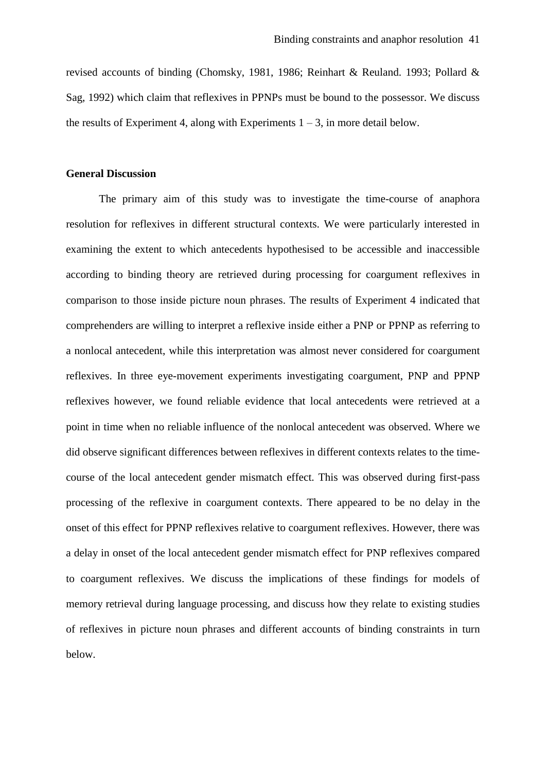revised accounts of binding (Chomsky, 1981, 1986; Reinhart & Reuland. 1993; Pollard & Sag, 1992) which claim that reflexives in PPNPs must be bound to the possessor. We discuss the results of Experiment 4, along with Experiments 1 – 3, in more detail below.

## General Discussion

The primary aim of this study was to investigate the time-course of anaphora resolution for reflexives in different structural contexts. We were particularly interested in examining the extent to which antecedents hypothesised to be accessible and inaccessible according to binding theory are retrieved during processing for coargument reflexives in comparison to those inside picture noun phrases. The results of Experiment 4 indicated that comprehenders are willing to interpret a reflexive inside either a PNP or PPNP as referring to a nonlocal antecedent, while this interpretation was almost never considered for coargument reflexives. In three eye-movement experiments investigating coargument, PNP and PPNP reflexives however, we found reliable evidence that local antecedents were retrieved at a point in time when no reliable influence of the nonlocal antecedent was observed. Where we did observe significant differences between reflexives in different contexts relates to the time-course of the local antecedent gender mismatch effect. This was observed during first-pass processing of the reflexive in coargument contexts. There appeared to be no delay in the onset of this effect for PPNP reflexives relative to coargument reflexives. However, there was a delay in onset of the local antecedent gender mismatch effect for PNP reflexives compared to coargument reflexives. We discuss the implications of these findings for models of memory retrieval during language processing, and discuss how they relate to existing studies of reflexives in picture noun phrases and different accounts of binding constraints in turn below.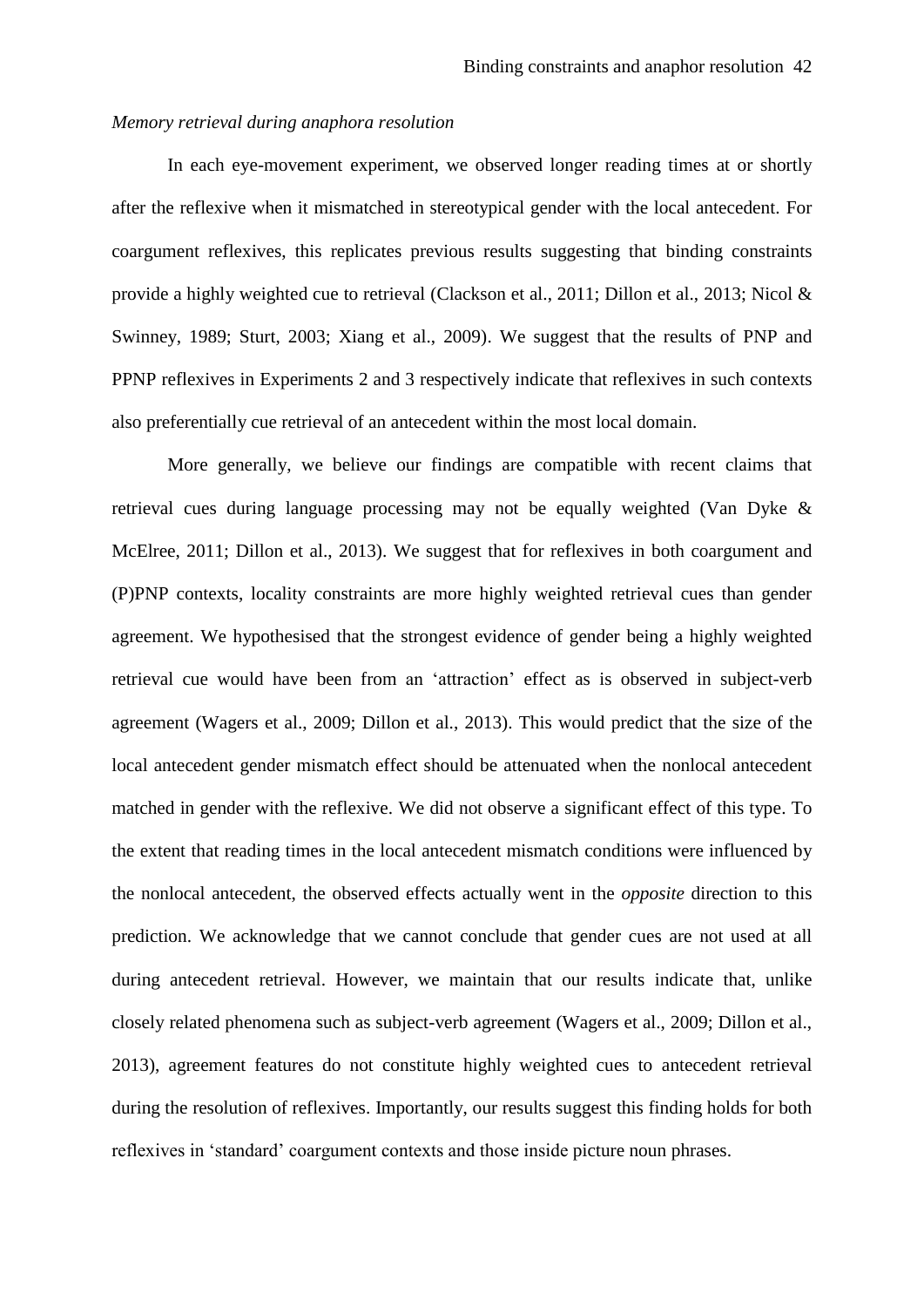*Memory retrieval during anaphora resolution*

In each eye-movement experiment, we observed longer reading times at or shortly after the reflexive when it mismatched in stereotypical gender with the local antecedent. For coargument reflexives, this replicates previous results suggesting that binding constraints provide a highly weighted cue to retrieval (Clackson et al., 2011; Dillon et al., 2013; Nicol & Swinney, 1989; Sturt, 2003; Xiang et al., 2009). We suggest that the results of PNP and PPNP reflexives in Experiments 2 and 3 respectively indicate that reflexives in such contexts also preferentially cue retrieval of an antecedent within the most local domain.

More generally, we believe our findings are compatible with recent claims that retrieval cues during language processing may not be equally weighted (Van Dyke & McElree, 2011; Dillon et al., 2013). We suggest that for reflexives in both coargument and (P)PNP contexts, locality constraints are more highly weighted retrieval cues than gender agreement. We hypothesised that the strongest evidence of gender being a highly weighted retrieval cue would have been from an 'attraction' effect as is observed in subject-verb agreement (Wagers et al., 2009; Dillon et al., 2013). This would predict that the size of the local antecedent gender mismatch effect should be attenuated when the nonlocal antecedent matched in gender with the reflexive. We did not observe a significant effect of this type. To the extent that reading times in the local antecedent mismatch conditions were influenced by the nonlocal antecedent, the observed effects actually went in the *opposite* direction to this prediction. We acknowledge that we cannot conclude that gender cues are not used at all during antecedent retrieval. However, we maintain that our results indicate that, unlike closely related phenomena such as subject-verb agreement (Wagers et al., 2009; Dillon et al., 2013), agreement features do not constitute highly weighted cues to antecedent retrieval during the resolution of reflexives. Importantly, our results suggest this finding holds for both reflexives in 'standard' coargument contexts and those inside picture noun phrases.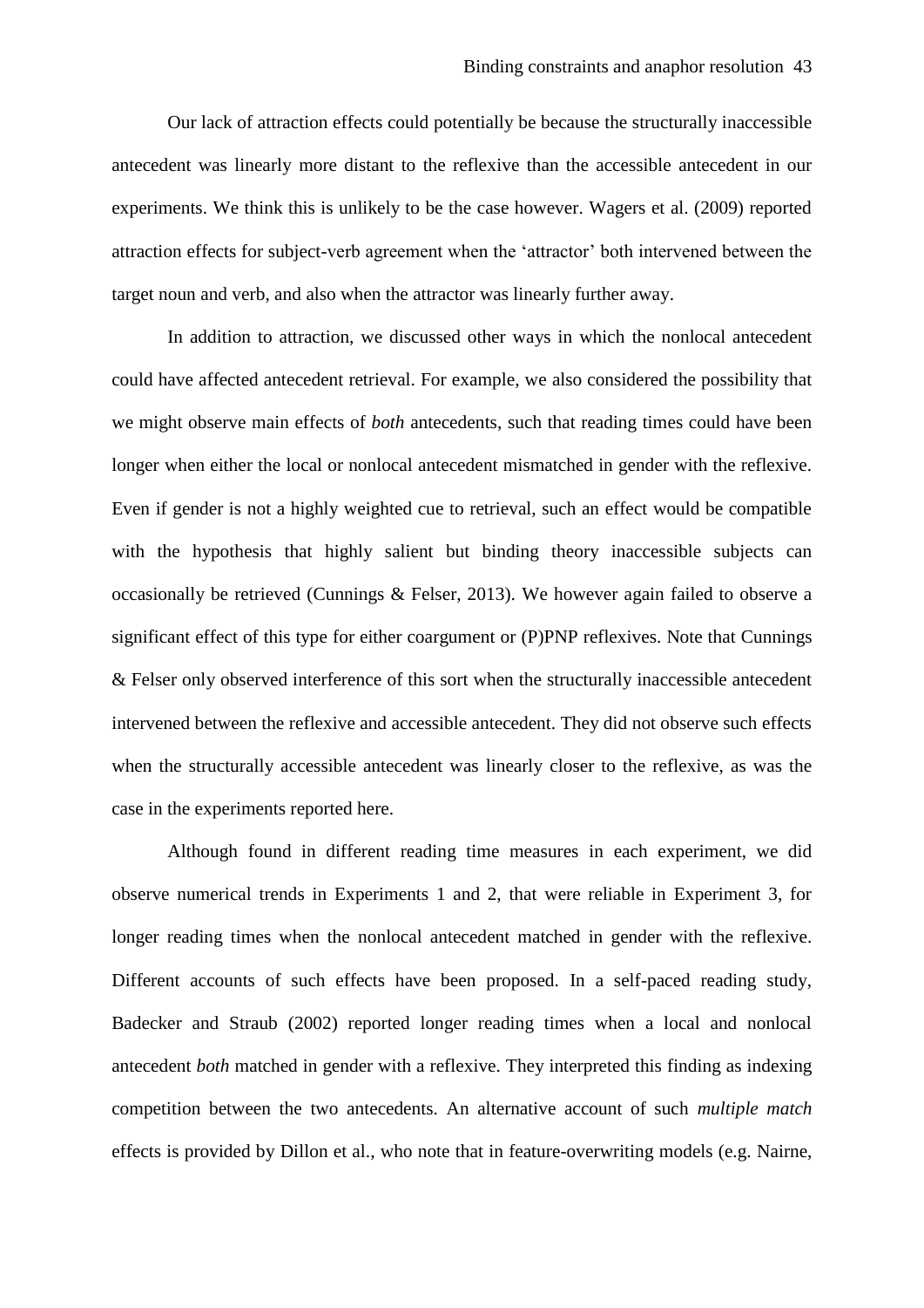Our lack of attraction effects could potentially be because the structurally inaccessible antecedent was linearly more distant to the reflexive than the accessible antecedent in our experiments. We think this is unlikely to be the case however. Wagers et al. (2009) reported attraction effects for subject-verb agreement when the 'attractor' both intervened between the target noun and verb, and also when the attractor was linearly further away.

In addition to attraction, we discussed other ways in which the nonlocal antecedent could have affected antecedent retrieval. For example, we also considered the possibility that we might observe main effects of *both* antecedents, such that reading times could have been longer when either the local or nonlocal antecedent mismatched in gender with the reflexive. Even if gender is not a highly weighted cue to retrieval, such an effect would be compatible with the hypothesis that highly salient but binding theory inaccessible subjects can occasionally be retrieved (Cunnings & Felser, 2013). We however again failed to observe a significant effect of this type for either coargument or (P)PNP reflexives. Note that Cunnings & Felser only observed interference of this sort when the structurally inaccessible antecedent intervened between the reflexive and accessible antecedent. They did not observe such effects when the structurally accessible antecedent was linearly closer to the reflexive, as was the case in the experiments reported here.

Although found in different reading time measures in each experiment, we did observe numerical trends in Experiments 1 and 2, that were reliable in Experiment 3, for longer reading times when the nonlocal antecedent matched in gender with the reflexive. Different accounts of such effects have been proposed. In a self-paced reading study, Badecker and Straub (2002) reported longer reading times when a local and nonlocal antecedent *both* matched in gender with a reflexive. They interpreted this finding as indexing competition between the two antecedents. An alternative account of such *multiple match* effects is provided by Dillon et al., who note that in feature-overwriting models (e.g. Nairne,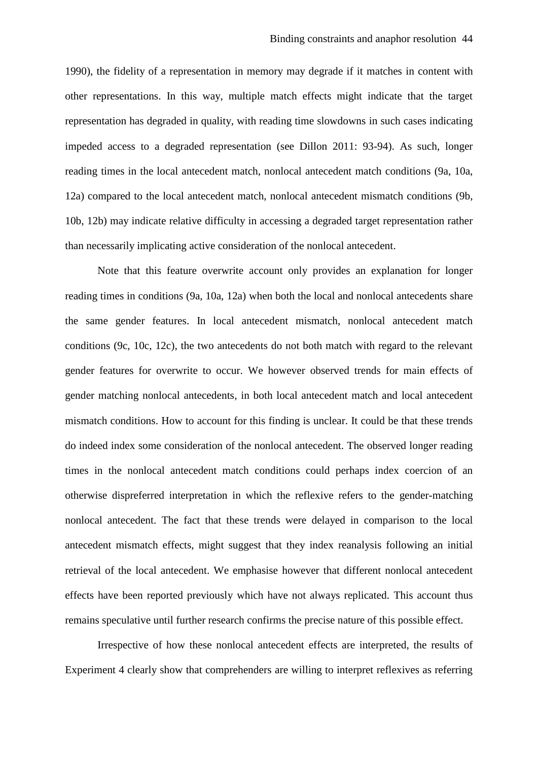1990), the fidelity of a representation in memory may degrade if it matches in content with other representations. In this way, multiple match effects might indicate that the target representation has degraded in quality, with reading time slowdowns in such cases indicating impeded access to a degraded representation (see Dillon 2011: 93-94). As such, longer reading times in the local antecedent match, nonlocal antecedent match conditions (9a, 10a, 12a) compared to the local antecedent match, nonlocal antecedent mismatch conditions (9b, 10b, 12b) may indicate relative difficulty in accessing a degraded target representation rather than necessarily implicating active consideration of the nonlocal antecedent.

Note that this feature overwrite account only provides an explanation for longer reading times in conditions (9a, 10a, 12a) when both the local and nonlocal antecedents share the same gender features. In local antecedent mismatch, nonlocal antecedent match conditions (9c, 10c, 12c), the two antecedents do not both match with regard to the relevant gender features for overwrite to occur. We however observed trends for main effects of gender matching nonlocal antecedents, in both local antecedent match and local antecedent mismatch conditions. How to account for this finding is unclear. It could be that these trends do indeed index some consideration of the nonlocal antecedent. The observed longer reading times in the nonlocal antecedent match conditions could perhaps index coercion of an otherwise dispreferred interpretation in which the reflexive refers to the gender-matching nonlocal antecedent. The fact that these trends were delayed in comparison to the local antecedent mismatch effects, might suggest that they index reanalysis following an initial retrieval of the local antecedent. We emphasise however that different nonlocal antecedent effects have been reported previously which have not always replicated. This account thus remains speculative until further research confirms the precise nature of this possible effect.

Irrespective of how these nonlocal antecedent effects are interpreted, the results of Experiment 4 clearly show that comprehenders are willing to interpret reflexives as referring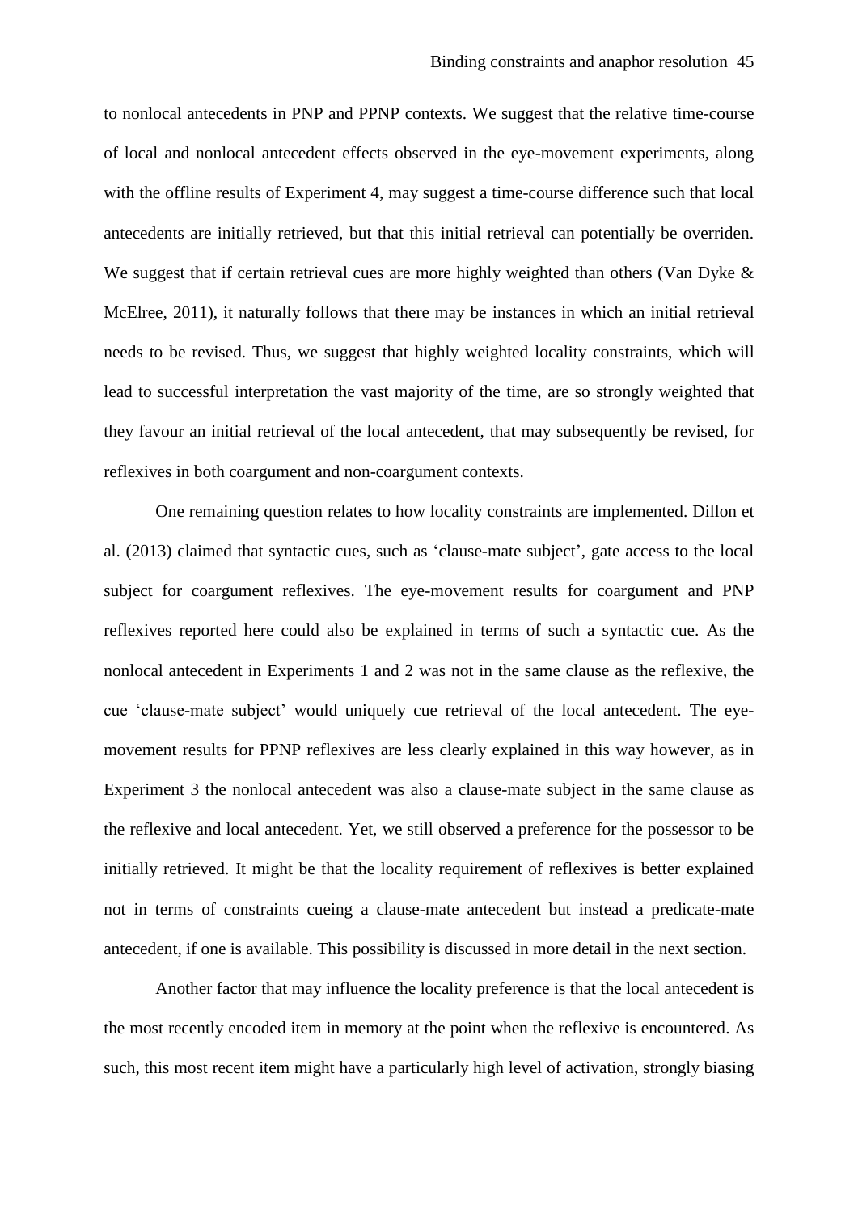to nonlocal antecedents in PNP and PPNP contexts. We suggest that the relative time-course of local and nonlocal antecedent effects observed in the eye-movement experiments, along with the offline results of Experiment 4, may suggest a time-course difference such that local antecedents are initially retrieved, but that this initial retrieval can potentially be overriden. We suggest that if certain retrieval cues are more highly weighted than others (Van Dyke & McElree, 2011), it naturally follows that there may be instances in which an initial retrieval needs to be revised. Thus, we suggest that highly weighted locality constraints, which will lead to successful interpretation the vast majority of the time, are so strongly weighted that they favour an initial retrieval of the local antecedent, that may subsequently be revised, for reflexives in both coargument and non-coargument contexts.

One remaining question relates to how locality constraints are implemented. Dillon et al. (2013) claimed that syntactic cues, such as 'clause-mate subject', gate access to the local subject for coargument reflexives. The eye-movement results for coargument and PNP reflexives reported here could also be explained in terms of such a syntactic cue. As the nonlocal antecedent in Experiments 1 and 2 was not in the same clause as the reflexive, the cue 'clause-mate subject' would uniquely cue retrieval of the local antecedent. The eye-movement results for PPNP reflexives are less clearly explained in this way however, as in Experiment 3 the nonlocal antecedent was also a clause-mate subject in the same clause as the reflexive and local antecedent. Yet, we still observed a preference for the possessor to be initially retrieved. It might be that the locality requirement of reflexives is better explained not in terms of constraints cueing a clause-mate antecedent but instead a predicate-mate antecedent, if one is available. This possibility is discussed in more detail in the next section.

Another factor that may influence the locality preference is that the local antecedent is the most recently encoded item in memory at the point when the reflexive is encountered. As such, this most recent item might have a particularly high level of activation, strongly biasing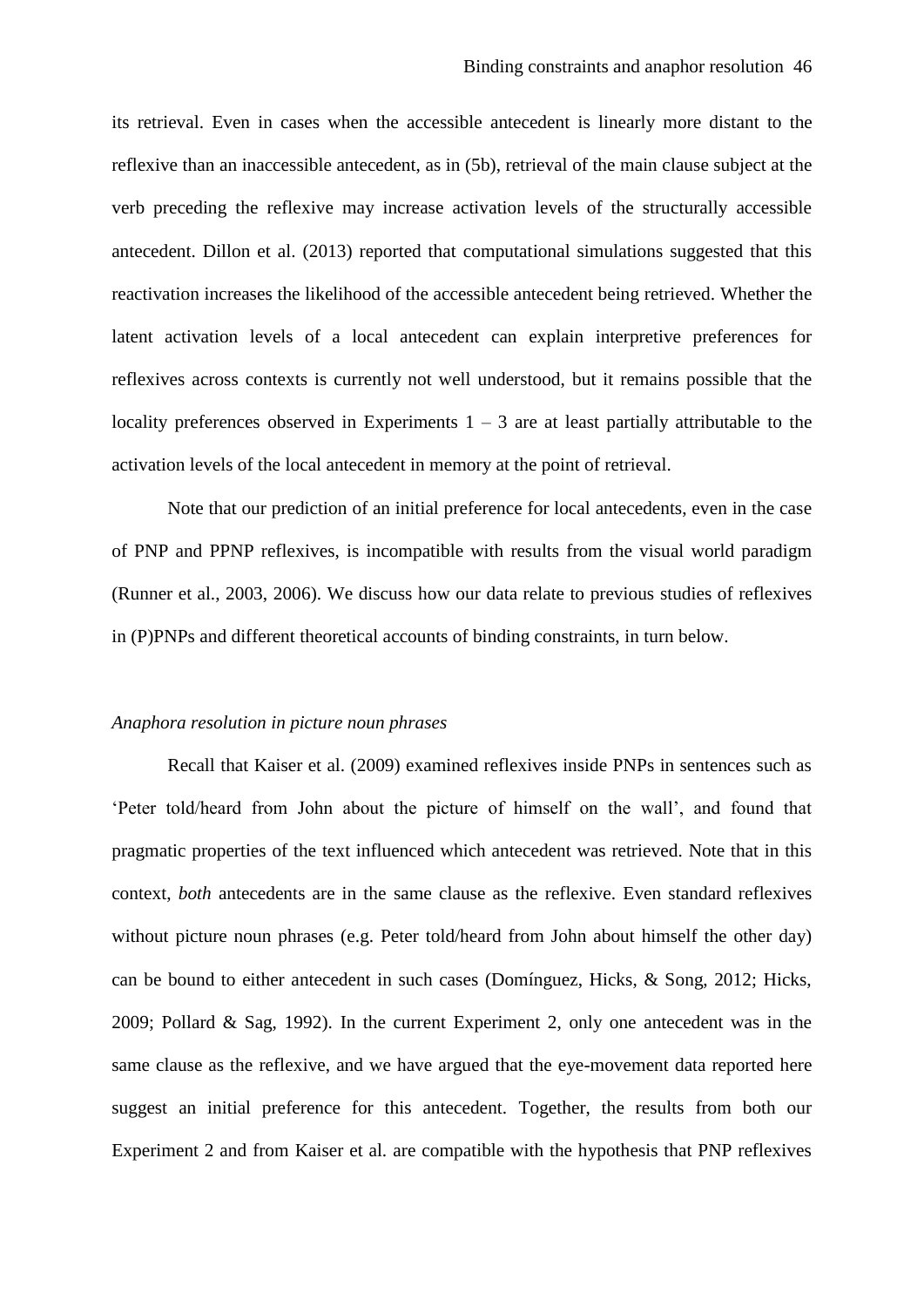its retrieval. Even in cases when the accessible antecedent is linearly more distant to the reflexive than an inaccessible antecedent, as in (5b), retrieval of the main clause subject at the verb preceding the reflexive may increase activation levels of the structurally accessible antecedent. Dillon et al. (2013) reported that computational simulations suggested that this reactivation increases the likelihood of the accessible antecedent being retrieved. Whether the latent activation levels of a local antecedent can explain interpretive preferences for reflexives across contexts is currently not well understood, but it remains possible that the locality preferences observed in Experiments 1 – 3 are at least partially attributable to the activation levels of the local antecedent in memory at the point of retrieval.

Note that our prediction of an initial preference for local antecedents, even in the case of PNP and PPNP reflexives, is incompatible with results from the visual world paradigm (Runner et al., 2003, 2006). We discuss how our data relate to previous studies of reflexives in (P)PNPs and different theoretical accounts of binding constraints, in turn below.

*Anaphora resolution in picture noun phrases*

Recall that Kaiser et al. (2009) examined reflexives inside PNPs in sentences such as 'Peter told/heard from John about the picture of himself on the wall', and found that pragmatic properties of the text influenced which antecedent was retrieved. Note that in this context, *both* antecedents are in the same clause as the reflexive. Even standard reflexives without picture noun phrases (e.g. Peter told/heard from John about himself the other day) can be bound to either antecedent in such cases (Domínguez, Hicks, & Song, 2012; Hicks, 2009; Pollard & Sag, 1992). In the current Experiment 2, only one antecedent was in the same clause as the reflexive, and we have argued that the eye-movement data reported here suggest an initial preference for this antecedent. Together, the results from both our Experiment 2 and from Kaiser et al. are compatible with the hypothesis that PNP reflexives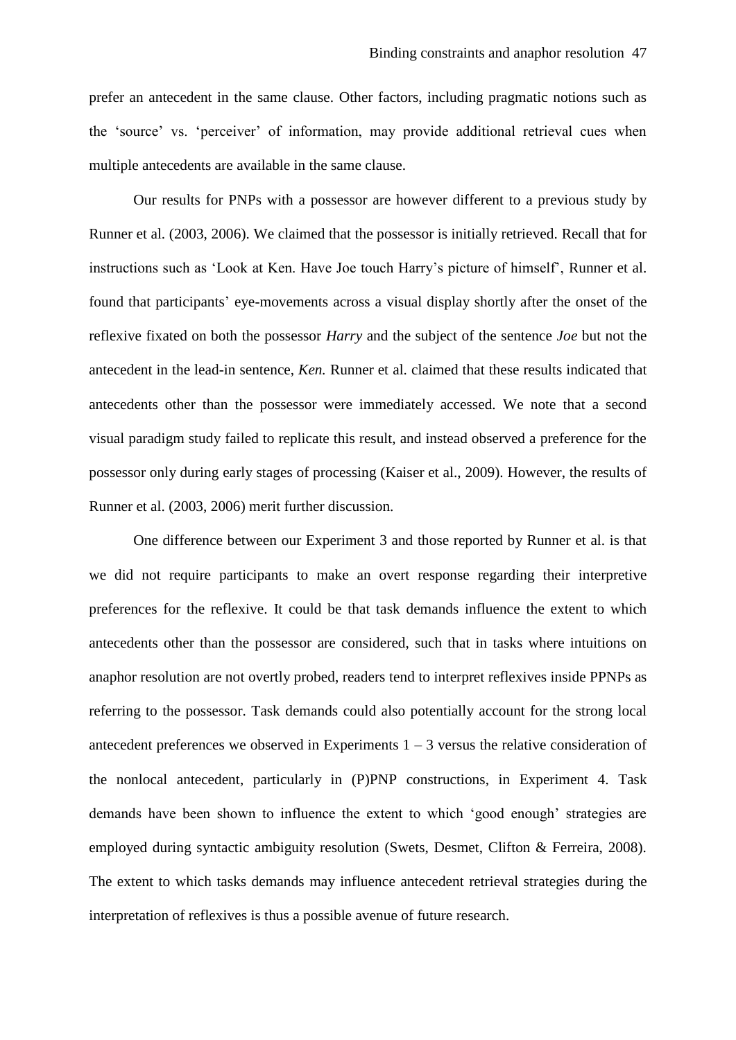prefer an antecedent in the same clause. Other factors, including pragmatic notions such as the 'source' vs. 'perceiver' of information, may provide additional retrieval cues when multiple antecedents are available in the same clause.

Our results for PNPs with a possessor are however different to a previous study by Runner et al. (2003, 2006). We claimed that the possessor is initially retrieved. Recall that for instructions such as 'Look at Ken. Have Joe touch Harry's picture of himself', Runner et al. found that participants' eye-movements across a visual display shortly after the onset of the reflexive fixated on both the possessor *Harry* and the subject of the sentence *Joe* but not the antecedent in the lead-in sentence, *Ken.* Runner et al. claimed that these results indicated that antecedents other than the possessor were immediately accessed. We note that a second visual paradigm study failed to replicate this result, and instead observed a preference for the possessor only during early stages of processing (Kaiser et al., 2009). However, the results of Runner et al. (2003, 2006) merit further discussion.

One difference between our Experiment 3 and those reported by Runner et al. is that we did not require participants to make an overt response regarding their interpretive preferences for the reflexive. It could be that task demands influence the extent to which antecedents other than the possessor are considered, such that in tasks where intuitions on anaphor resolution are not overtly probed, readers tend to interpret reflexives inside PPNPs as referring to the possessor. Task demands could also potentially account for the strong local antecedent preferences we observed in Experiments 1 – 3 versus the relative consideration of the nonlocal antecedent, particularly in (P)PNP constructions, in Experiment 4. Task demands have been shown to influence the extent to which 'good enough' strategies are employed during syntactic ambiguity resolution (Swets, Desmet, Clifton & Ferreira, 2008). The extent to which tasks demands may influence antecedent retrieval strategies during the interpretation of reflexives is thus a possible avenue of future research.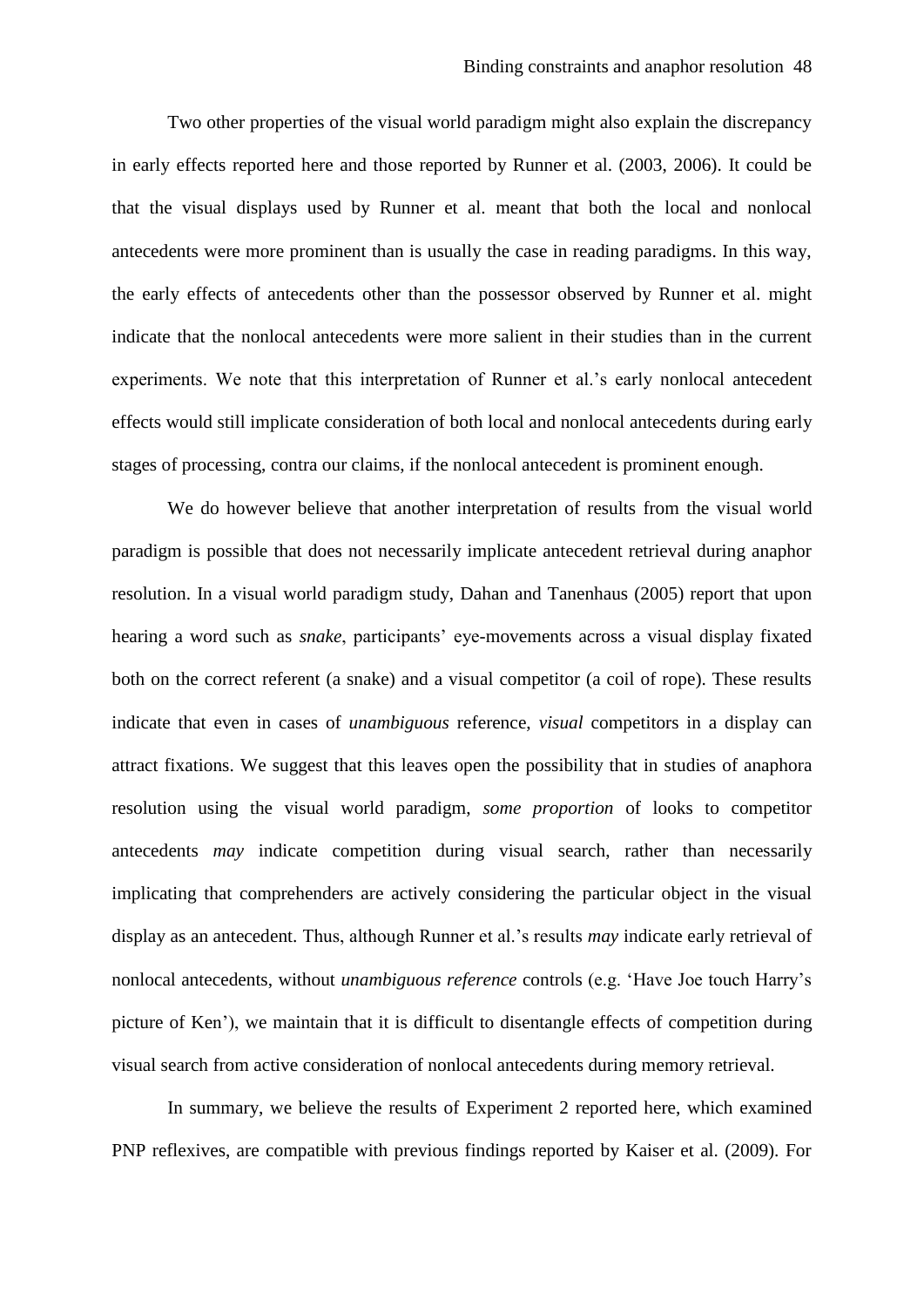Two other properties of the visual world paradigm might also explain the discrepancy in early effects reported here and those reported by Runner et al. (2003, 2006). It could be that the visual displays used by Runner et al. meant that both the local and nonlocal antecedents were more prominent than is usually the case in reading paradigms. In this way, the early effects of antecedents other than the possessor observed by Runner et al. might indicate that the nonlocal antecedents were more salient in their studies than in the current experiments. We note that this interpretation of Runner et al.'s early nonlocal antecedent effects would still implicate consideration of both local and nonlocal antecedents during early stages of processing, contra our claims, if the nonlocal antecedent is prominent enough.

We do however believe that another interpretation of results from the visual world paradigm is possible that does not necessarily implicate antecedent retrieval during anaphor resolution. In a visual world paradigm study, Dahan and Tanenhaus (2005) report that upon hearing a word such as *snake*, participants' eye-movements across a visual display fixated both on the correct referent (a snake) and a visual competitor (a coil of rope). These results indicate that even in cases of *unambiguous* reference, *visual* competitors in a display can attract fixations. We suggest that this leaves open the possibility that in studies of anaphora resolution using the visual world paradigm, *some proportion* of looks to competitor antecedents *may* indicate competition during visual search, rather than necessarily implicating that comprehenders are actively considering the particular object in the visual display as an antecedent. Thus, although Runner et al.'s results *may* indicate early retrieval of nonlocal antecedents, without *unambiguous reference* controls (e.g. 'Have Joe touch Harry's picture of Ken'), we maintain that it is difficult to disentangle effects of competition during visual search from active consideration of nonlocal antecedents during memory retrieval.

In summary, we believe the results of Experiment 2 reported here, which examined PNP reflexives, are compatible with previous findings reported by Kaiser et al. (2009). For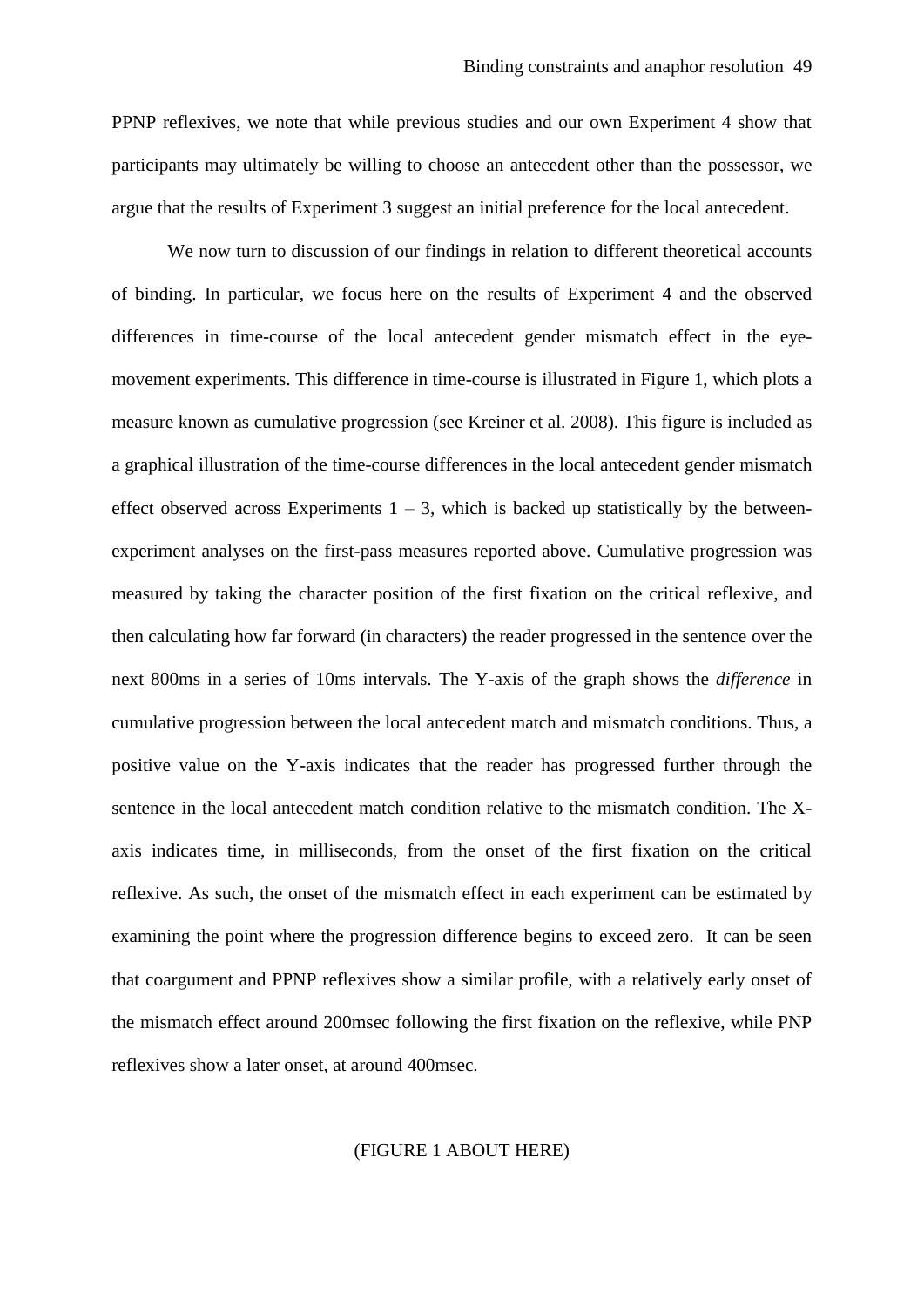PPNP reflexives, we note that while previous studies and our own Experiment 4 show that participants may ultimately be willing to choose an antecedent other than the possessor, we argue that the results of Experiment 3 suggest an initial preference for the local antecedent.

We now turn to discussion of our findings in relation to different theoretical accounts of binding. In particular, we focus here on the results of Experiment 4 and the observed differences in time-course of the local antecedent gender mismatch effect in the eye-movement experiments. This difference in time-course is illustrated in Figure 1, which plots a measure known as cumulative progression (see Kreiner et al. 2008). This figure is included as a graphical illustration of the time-course differences in the local antecedent gender mismatch effect observed across Experiments 1 – 3, which is backed up statistically by the between-experiment analyses on the first-pass measures reported above. Cumulative progression was measured by taking the character position of the first fixation on the critical reflexive, and then calculating how far forward (in characters) the reader progressed in the sentence over the next 800ms in a series of 10ms intervals. The Y-axis of the graph shows the *difference* in cumulative progression between the local antecedent match and mismatch conditions. Thus, a positive value on the Y-axis indicates that the reader has progressed further through the sentence in the local antecedent match condition relative to the mismatch condition. The X-axis indicates time, in milliseconds, from the onset of the first fixation on the critical reflexive. As such, the onset of the mismatch effect in each experiment can be estimated by examining the point where the progression difference begins to exceed zero. It can be seen that coargument and PPNP reflexives show a similar profile, with a relatively early onset of the mismatch effect around 200msec following the first fixation on the reflexive, while PNP reflexives show a later onset, at around 400msec.

(FIGURE 1 ABOUT HERE)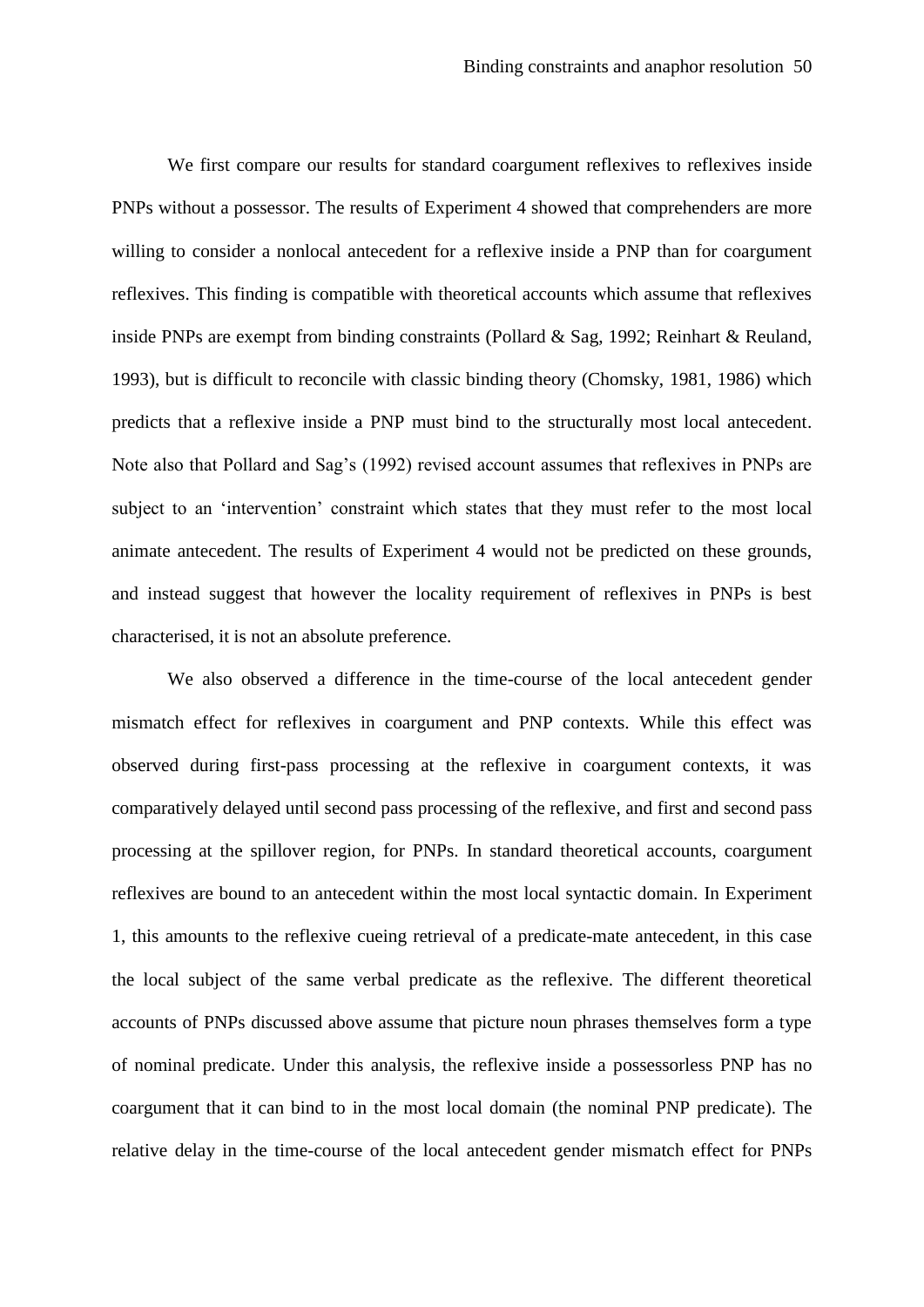We first compare our results for standard coargument reflexives to reflexives inside PNPs without a possessor. The results of Experiment 4 showed that comprehenders are more willing to consider a nonlocal antecedent for a reflexive inside a PNP than for coargument reflexives. This finding is compatible with theoretical accounts which assume that reflexives inside PNPs are exempt from binding constraints (Pollard & Sag, 1992; Reinhart & Reuland, 1993), but is difficult to reconcile with classic binding theory (Chomsky, 1981, 1986) which predicts that a reflexive inside a PNP must bind to the structurally most local antecedent. Note also that Pollard and Sag's (1992) revised account assumes that reflexives in PNPs are subject to an 'intervention' constraint which states that they must refer to the most local animate antecedent. The results of Experiment 4 would not be predicted on these grounds, and instead suggest that however the locality requirement of reflexives in PNPs is best characterised, it is not an absolute preference.

We also observed a difference in the time-course of the local antecedent gender mismatch effect for reflexives in coargument and PNP contexts. While this effect was observed during first-pass processing at the reflexive in coargument contexts, it was comparatively delayed until second pass processing of the reflexive, and first and second pass processing at the spillover region, for PNPs. In standard theoretical accounts, coargument reflexives are bound to an antecedent within the most local syntactic domain. In Experiment 1, this amounts to the reflexive cueing retrieval of a predicate-mate antecedent, in this case the local subject of the same verbal predicate as the reflexive. The different theoretical accounts of PNPs discussed above assume that picture noun phrases themselves form a type of nominal predicate. Under this analysis, the reflexive inside a possessorless PNP has no coargument that it can bind to in the most local domain (the nominal PNP predicate). The relative delay in the time-course of the local antecedent gender mismatch effect for PNPs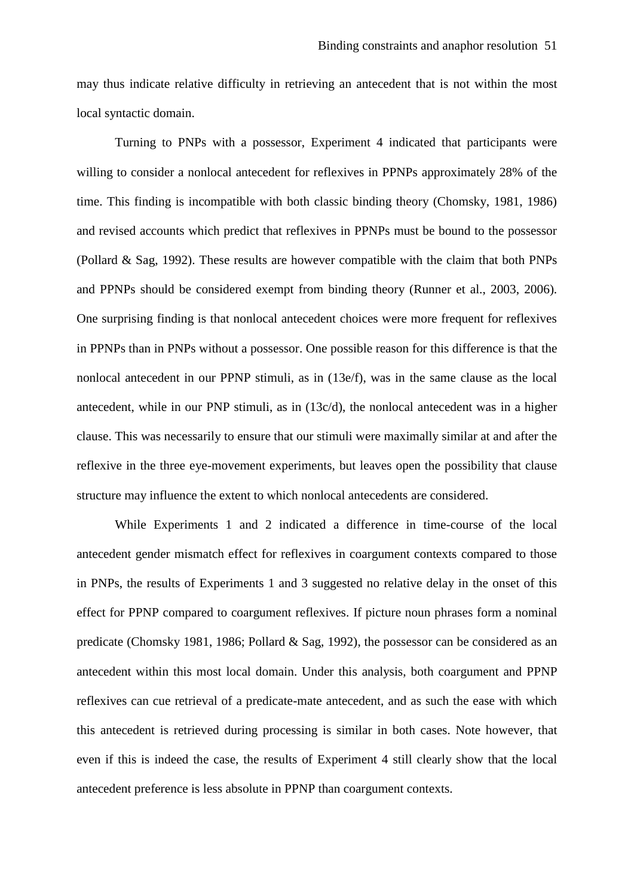may thus indicate relative difficulty in retrieving an antecedent that is not within the most local syntactic domain.

Turning to PNPs with a possessor, Experiment 4 indicated that participants were willing to consider a nonlocal antecedent for reflexives in PPNPs approximately 28% of the time. This finding is incompatible with both classic binding theory (Chomsky, 1981, 1986) and revised accounts which predict that reflexives in PPNPs must be bound to the possessor (Pollard & Sag, 1992). These results are however compatible with the claim that both PNPs and PPNPs should be considered exempt from binding theory (Runner et al., 2003, 2006). One surprising finding is that nonlocal antecedent choices were more frequent for reflexives in PPNPs than in PNPs without a possessor. One possible reason for this difference is that the nonlocal antecedent in our PPNP stimuli, as in (13e/f), was in the same clause as the local antecedent, while in our PNP stimuli, as in (13c/d), the nonlocal antecedent was in a higher clause. This was necessarily to ensure that our stimuli were maximally similar at and after the reflexive in the three eye-movement experiments, but leaves open the possibility that clause structure may influence the extent to which nonlocal antecedents are considered.

While Experiments 1 and 2 indicated a difference in time-course of the local antecedent gender mismatch effect for reflexives in coargument contexts compared to those in PNPs, the results of Experiments 1 and 3 suggested no relative delay in the onset of this effect for PPNP compared to coargument reflexives. If picture noun phrases form a nominal predicate (Chomsky 1981, 1986; Pollard & Sag, 1992), the possessor can be considered as an antecedent within this most local domain. Under this analysis, both coargument and PPNP reflexives can cue retrieval of a predicate-mate antecedent, and as such the ease with which this antecedent is retrieved during processing is similar in both cases. Note however, that even if this is indeed the case, the results of Experiment 4 still clearly show that the local antecedent preference is less absolute in PPNP than coargument contexts.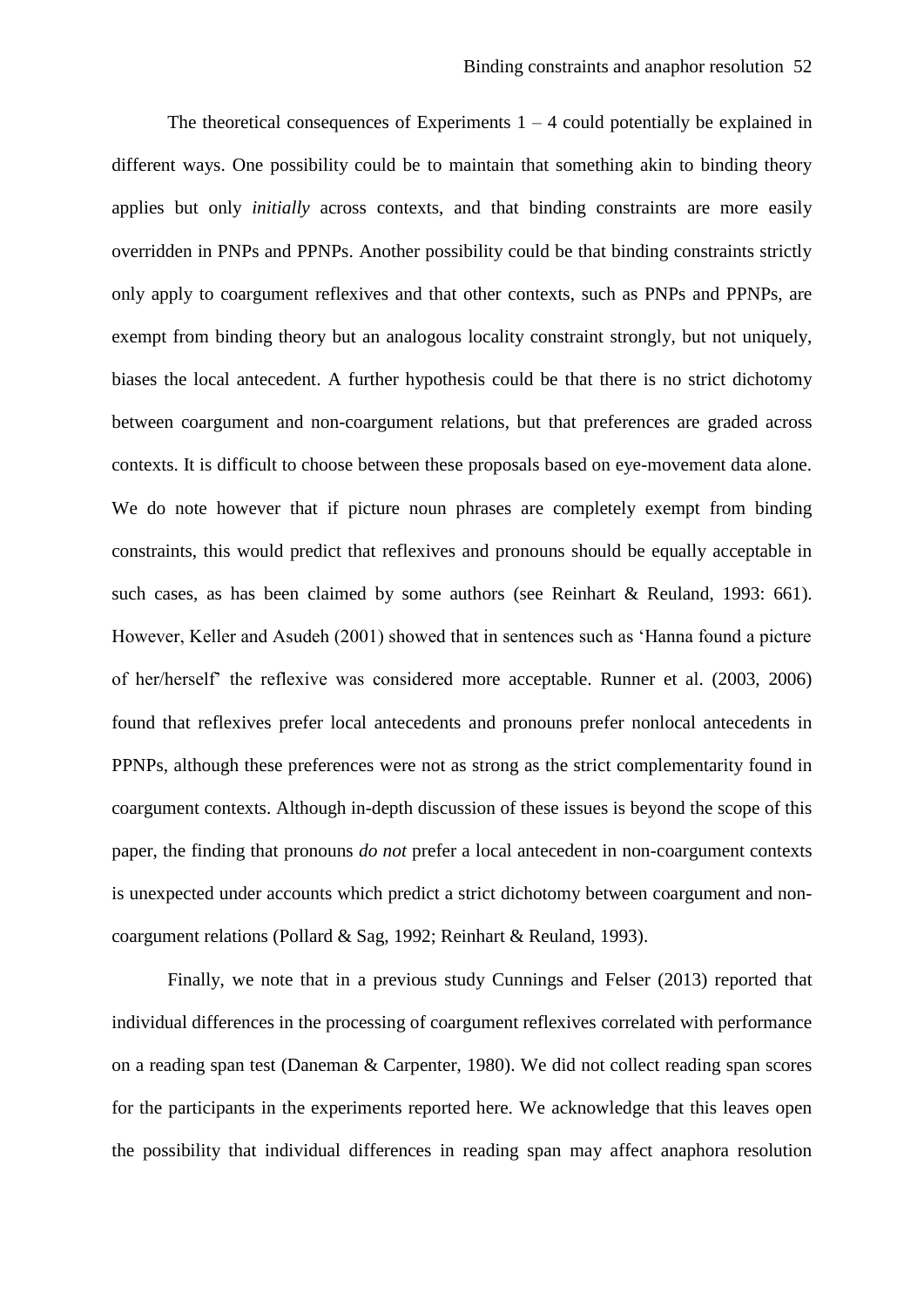The theoretical consequences of Experiments 1 – 4 could potentially be explained in different ways. One possibility could be to maintain that something akin to binding theory applies but only *initially* across contexts, and that binding constraints are more easily overridden in PNPs and PPNPs. Another possibility could be that binding constraints strictly only apply to coargument reflexives and that other contexts, such as PNPs and PPNPs, are exempt from binding theory but an analogous locality constraint strongly, but not uniquely, biases the local antecedent. A further hypothesis could be that there is no strict dichotomy between coargument and non-coargument relations, but that preferences are graded across contexts. It is difficult to choose between these proposals based on eye-movement data alone. We do note however that if picture noun phrases are completely exempt from binding constraints, this would predict that reflexives and pronouns should be equally acceptable in such cases, as has been claimed by some authors (see Reinhart & Reuland, 1993: 661). However, Keller and Asudeh (2001) showed that in sentences such as 'Hanna found a picture of her/herself' the reflexive was considered more acceptable. Runner et al. (2003, 2006) found that reflexives prefer local antecedents and pronouns prefer nonlocal antecedents in PPNPs, although these preferences were not as strong as the strict complementarity found in coargument contexts. Although in-depth discussion of these issues is beyond the scope of this paper, the finding that pronouns *do not* prefer a local antecedent in non-coargument contexts is unexpected under accounts which predict a strict dichotomy between coargument and non-coargument relations (Pollard & Sag, 1992; Reinhart & Reuland, 1993).

Finally, we note that in a previous study Cunnings and Felser (2013) reported that individual differences in the processing of coargument reflexives correlated with performance on a reading span test (Daneman & Carpenter, 1980). We did not collect reading span scores for the participants in the experiments reported here. We acknowledge that this leaves open the possibility that individual differences in reading span may affect anaphora resolution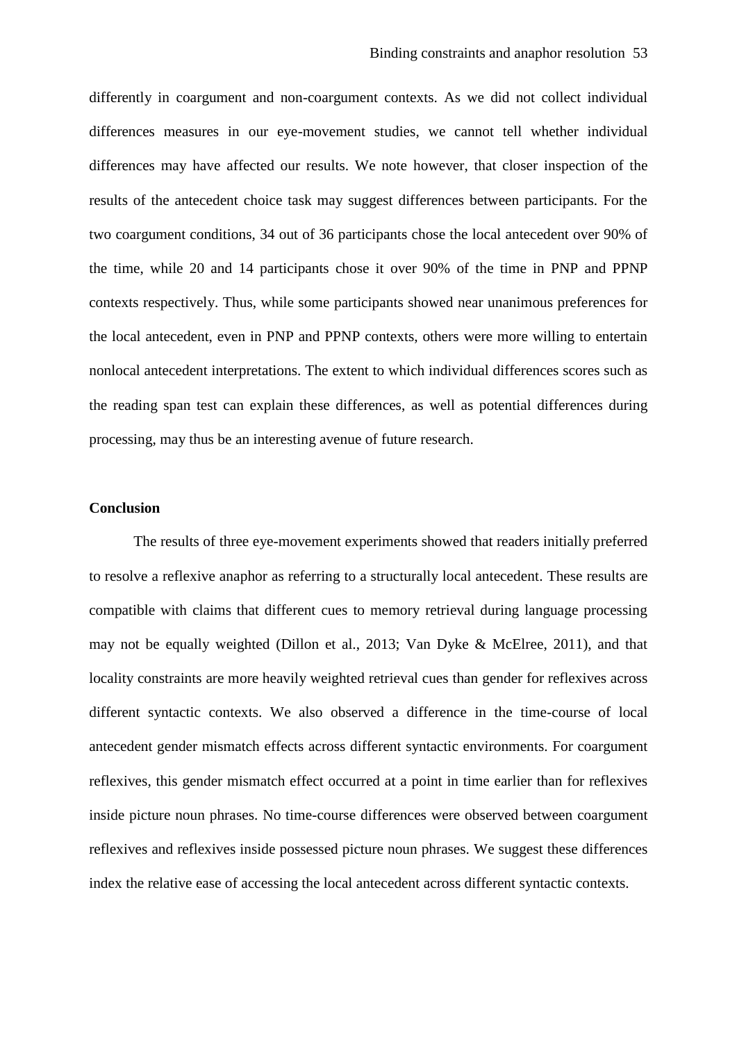differently in coargument and non-coargument contexts. As we did not collect individual differences measures in our eye-movement studies, we cannot tell whether individual differences may have affected our results. We note however, that closer inspection of the results of the antecedent choice task may suggest differences between participants. For the two coargument conditions, 34 out of 36 participants chose the local antecedent over 90% of the time, while 20 and 14 participants chose it over 90% of the time in PNP and PPNP contexts respectively. Thus, while some participants showed near unanimous preferences for the local antecedent, even in PNP and PPNP contexts, others were more willing to entertain nonlocal antecedent interpretations. The extent to which individual differences scores such as the reading span test can explain these differences, as well as potential differences during processing, may thus be an interesting avenue of future research.

## Conclusion

The results of three eye-movement experiments showed that readers initially preferred to resolve a reflexive anaphor as referring to a structurally local antecedent. These results are compatible with claims that different cues to memory retrieval during language processing may not be equally weighted (Dillon et al., 2013; Van Dyke & McElree, 2011), and that locality constraints are more heavily weighted retrieval cues than gender for reflexives across different syntactic contexts. We also observed a difference in the time-course of local antecedent gender mismatch effects across different syntactic environments. For coargument reflexives, this gender mismatch effect occurred at a point in time earlier than for reflexives inside picture noun phrases. No time-course differences were observed between coargument reflexives and reflexives inside possessed picture noun phrases. We suggest these differences index the relative ease of accessing the local antecedent across different syntactic contexts.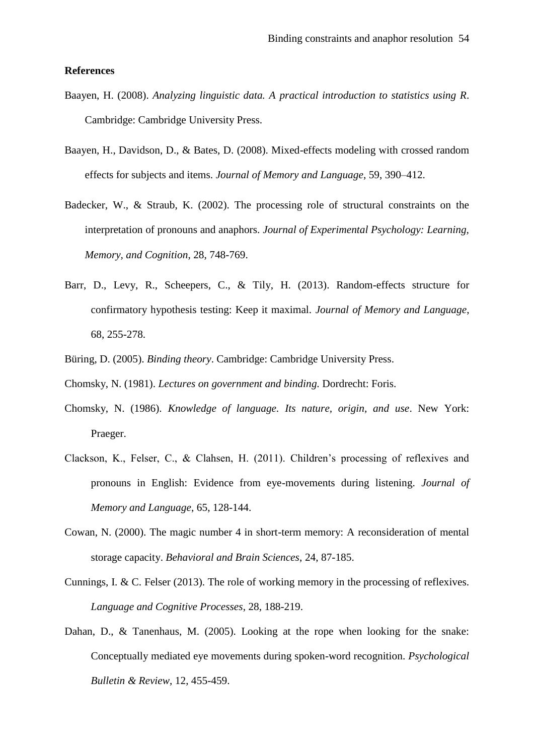**References**

Baayen, H. (2008). *Analyzing linguistic data. A practical introduction to statistics using R*. Cambridge: Cambridge University Press.

Baayen, H., Davidson, D., & Bates, D. (2008). Mixed-effects modeling with crossed random effects for subjects and items. *Journal of Memory and Language*, 59, 390–412.

Badecker, W., & Straub, K. (2002). The processing role of structural constraints on the interpretation of pronouns and anaphors. *Journal of Experimental Psychology: Learning, Memory, and Cognition*, 28, 748-769.

Barr, D., Levy, R., Scheepers, C., & Tily, H. (2013). Random-effects structure for confirmatory hypothesis testing: Keep it maximal. *Journal of Memory and Language*, 68, 255-278.

Büring, D. (2005). *Binding theory*. Cambridge: Cambridge University Press.

Chomsky, N. (1981). *Lectures on government and binding*. Dordrecht: Foris.

Chomsky, N. (1986). *Knowledge of language. Its nature, origin, and use*. New York: Praeger.

Clackson, K., Felser, C., & Clahsen, H. (2011). Children's processing of reflexives and pronouns in English: Evidence from eye-movements during listening. *Journal of Memory and Language*, 65, 128-144.

Cowan, N. (2000). The magic number 4 in short-term memory: A reconsideration of mental storage capacity. *Behavioral and Brain Sciences*, 24, 87-185.

Cunnings, I. & C. Felser (2013). The role of working memory in the processing of reflexives. *Language and Cognitive Processes*, 28, 188-219.

Dahan, D., & Tanenhaus, M. (2005). Looking at the rope when looking for the snake: Conceptually mediated eye movements during spoken-word recognition. *Psychological Bulletin & Review*, 12, 455-459.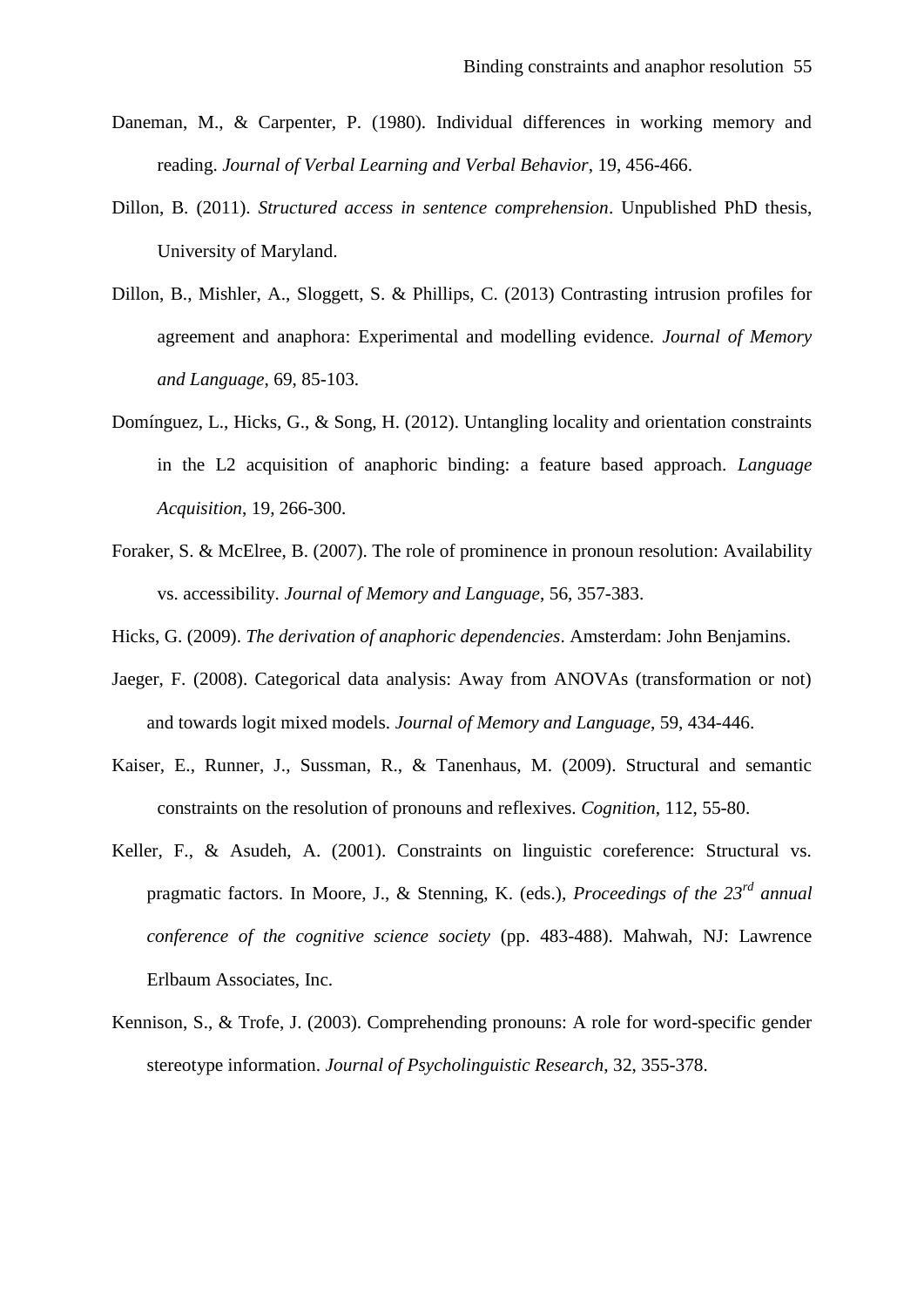Daneman, M., & Carpenter, P. (1980). Individual differences in working memory and reading. *Journal of Verbal Learning and Verbal Behavior*, 19, 456-466.

Dillon, B. (2011). *Structured access in sentence comprehension*. Unpublished PhD thesis, University of Maryland.

Dillon, B., Mishler, A., Sloggett, S. & Phillips, C. (2013) Contrasting intrusion profiles for agreement and anaphora: Experimental and modelling evidence. *Journal of Memory and Language*, 69, 85-103.

Domínguez, L., Hicks, G., & Song, H. (2012). Untangling locality and orientation constraints in the L2 acquisition of anaphoric binding: a feature based approach. *Language Acquisition*, 19, 266-300.

Foraker, S. & McElree, B. (2007). The role of prominence in pronoun resolution: Availability vs. accessibility. *Journal of Memory and Language*, 56, 357-383.

Hicks, G. (2009). *The derivation of anaphoric dependencies*. Amsterdam: John Benjamins.

Jaeger, F. (2008). Categorical data analysis: Away from ANOVAs (transformation or not) and towards logit mixed models. *Journal of Memory and Language*, 59, 434-446.

Kaiser, E., Runner, J., Sussman, R., & Tanenhaus, M. (2009). Structural and semantic constraints on the resolution of pronouns and reflexives. *Cognition*, 112, 55-80.

Keller, F., & Asudeh, A. (2001). Constraints on linguistic coreference: Structural vs. pragmatic factors. In Moore, J., & Stenning, K. (eds.), *Proceedings of the 23rd annual conference of the cognitive science society* (pp. 483-488). Mahwah, NJ: Lawrence Erlbaum Associates, Inc.

Kennison, S., & Trofe, J. (2003). Comprehending pronouns: A role for word-specific gender stereotype information. *Journal of Psycholinguistic Research*, 32, 355-378.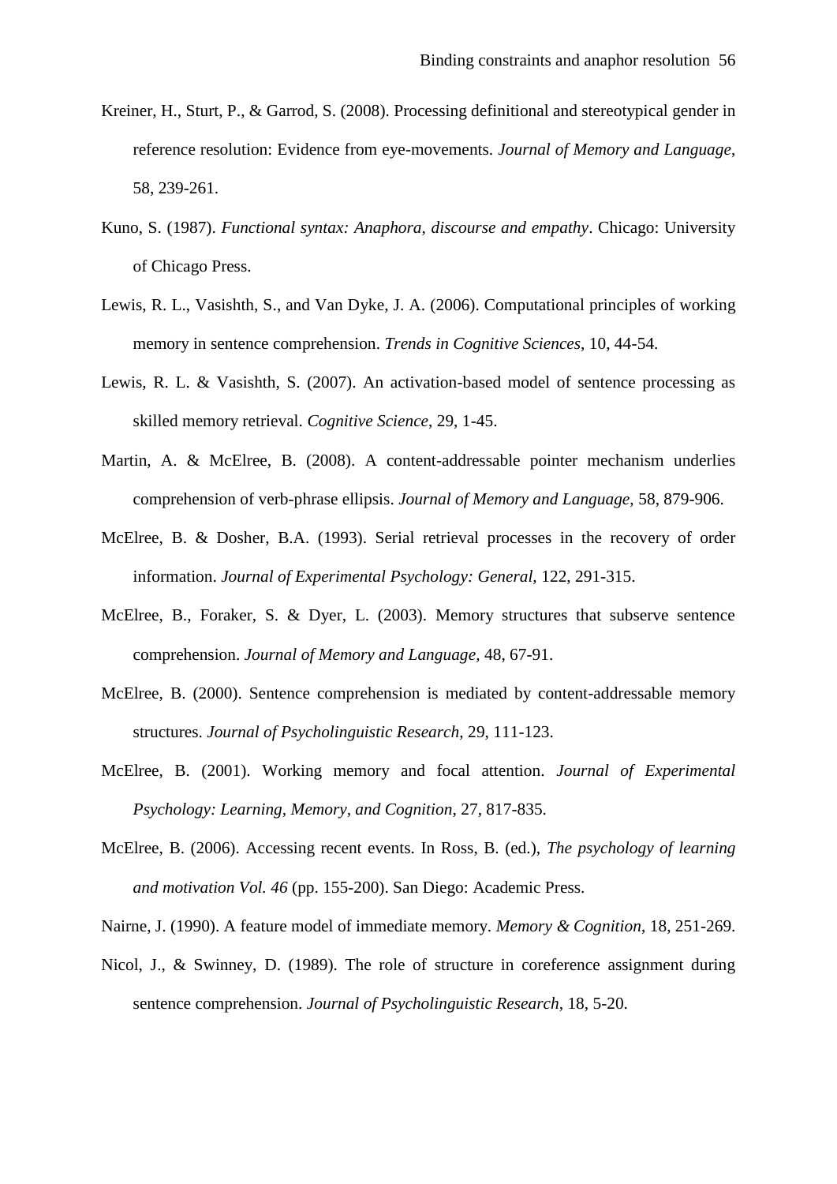Kreiner, H., Sturt, P., & Garrod, S. (2008). Processing definitional and stereotypical gender in reference resolution: Evidence from eye-movements. *Journal of Memory and Language*, 58, 239-261.

Kuno, S. (1987). *Functional syntax: Anaphora, discourse and empathy*. Chicago: University of Chicago Press.

Lewis, R. L., Vasishth, S., and Van Dyke, J. A. (2006). Computational principles of working memory in sentence comprehension. *Trends in Cognitive Sciences*, 10, 44-54.

Lewis, R. L. & Vasishth, S. (2007). An activation-based model of sentence processing as skilled memory retrieval. *Cognitive Science*, 29, 1-45.

Martin, A. & McElree, B. (2008). A content-addressable pointer mechanism underlies comprehension of verb-phrase ellipsis. *Journal of Memory and Language*, 58, 879-906.

McElree, B. & Dosher, B.A. (1993). Serial retrieval processes in the recovery of order information. *Journal of Experimental Psychology: General*, 122, 291-315.

McElree, B., Foraker, S. & Dyer, L. (2003). Memory structures that subserve sentence comprehension. *Journal of Memory and Language*, 48, 67-91.

McElree, B. (2000). Sentence comprehension is mediated by content-addressable memory structures. *Journal of Psycholinguistic Research*, 29, 111-123.

McElree, B. (2001). Working memory and focal attention. *Journal of Experimental Psychology: Learning, Memory, and Cognition*, 27, 817-835.

McElree, B. (2006). Accessing recent events. In Ross, B. (ed.), *The psychology of learning and motivation Vol. 46* (pp. 155-200). San Diego: Academic Press.

Nairne, J. (1990). A feature model of immediate memory. *Memory & Cognition*, 18, 251-269.

Nicol, J., & Swinney, D. (1989). The role of structure in coreference assignment during sentence comprehension. *Journal of Psycholinguistic Research*, 18, 5-20.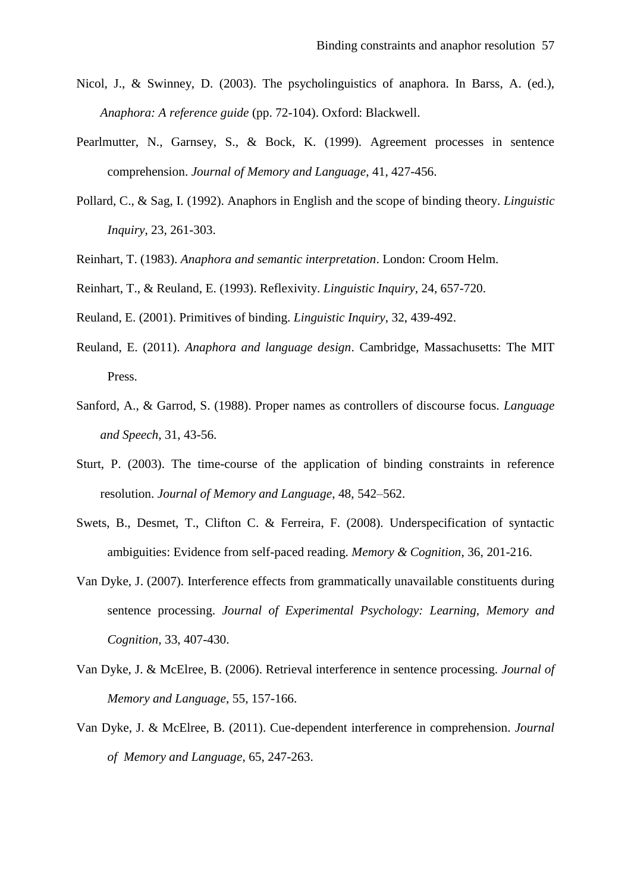Nicol, J., & Swinney, D. (2003). The psycholinguistics of anaphora. In Barss, A. (ed.), *Anaphora: A reference guide* (pp. 72-104). Oxford: Blackwell.

Pearlmutter, N., Garnsey, S., & Bock, K. (1999). Agreement processes in sentence comprehension. *Journal of Memory and Language*, 41, 427-456.

Pollard, C., & Sag, I. (1992). Anaphors in English and the scope of binding theory. *Linguistic Inquiry*, 23, 261-303.

Reinhart, T. (1983). *Anaphora and semantic interpretation*. London: Croom Helm.

Reinhart, T., & Reuland, E. (1993). Reflexivity. *Linguistic Inquiry*, 24, 657-720.

Reuland, E. (2001). Primitives of binding. *Linguistic Inquiry*, 32, 439-492.

Reuland, E. (2011). *Anaphora and language design*. Cambridge, Massachusetts: The MIT Press.

Sanford, A., & Garrod, S. (1988). Proper names as controllers of discourse focus. *Language and Speech*, 31, 43-56.

Sturt, P. (2003). The time-course of the application of binding constraints in reference resolution. *Journal of Memory and Language*, 48, 542–562.

Swets, B., Desmet, T., Clifton C. & Ferreira, F. (2008). Underspecification of syntactic ambiguities: Evidence from self-paced reading. *Memory & Cognition*, 36, 201-216.

Van Dyke, J. (2007). Interference effects from grammatically unavailable constituents during sentence processing. *Journal of Experimental Psychology: Learning, Memory and Cognition*, 33, 407-430.

Van Dyke, J. & McElree, B. (2006). Retrieval interference in sentence processing. *Journal of Memory and Language*, 55, 157-166.

Van Dyke, J. & McElree, B. (2011). Cue-dependent interference in comprehension. *Journal of Memory and Language*, 65, 247-263.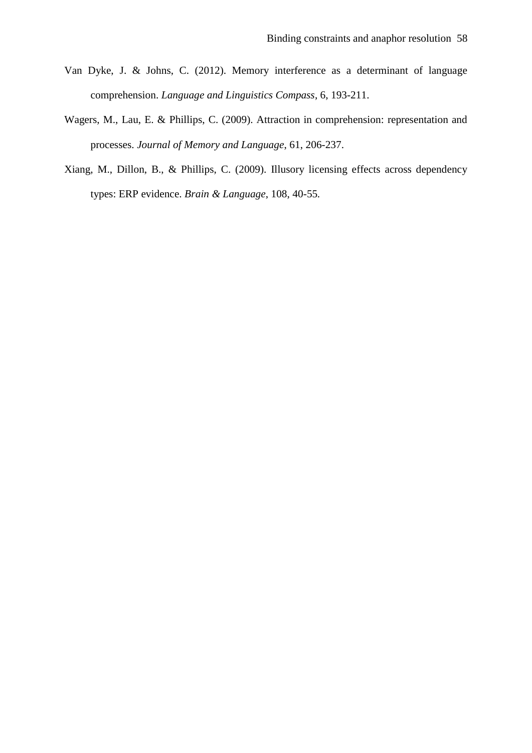Van Dyke, J. & Johns, C. (2012). Memory interference as a determinant of language comprehension. *Language and Linguistics Compass*, 6, 193-211.

Wagers, M., Lau, E. & Phillips, C. (2009). Attraction in comprehension: representation and processes. *Journal of Memory and Language*, 61, 206-237.

Xiang, M., Dillon, B., & Phillips, C. (2009). Illusory licensing effects across dependency types: ERP evidence. *Brain & Language*, 108, 40-55.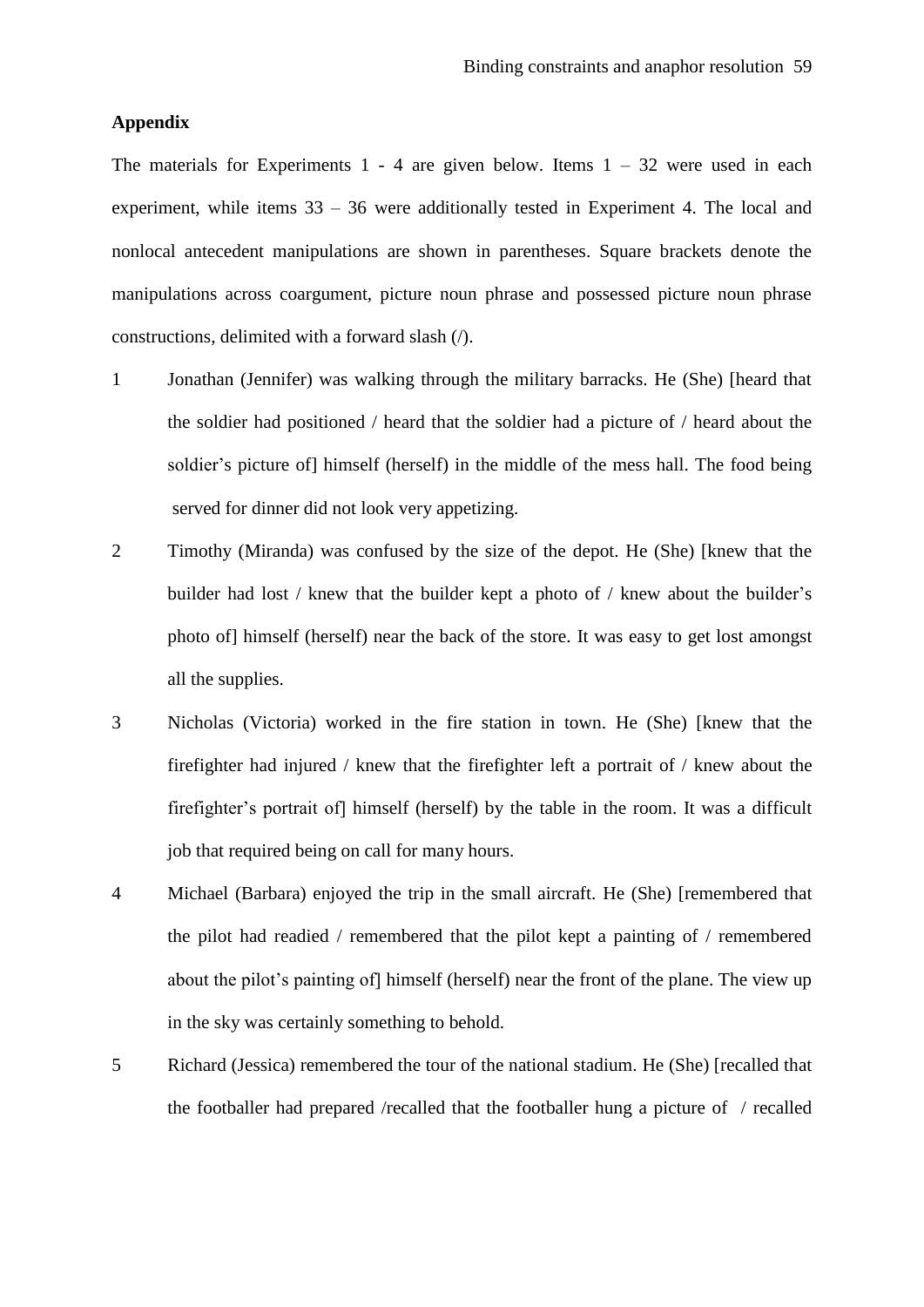**Appendix**

The materials for Experiments 1 - 4 are given below. Items 1 – 32 were used in each experiment, while items 33 – 36 were additionally tested in Experiment 4. The local and nonlocal antecedent manipulations are shown in parentheses. Square brackets denote the manipulations across coargument, picture noun phrase and possessed picture noun phrase constructions, delimited with a forward slash (/).

1 Jonathan (Jennifer) was walking through the military barracks. He (She) [heard that the soldier had positioned / heard that the soldier had a picture of / heard about the soldier's picture of] himself (herself) in the middle of the mess hall. The food being served for dinner did not look very appetizing.

2 Timothy (Miranda) was confused by the size of the depot. He (She) [knew that the builder had lost / knew that the builder kept a photo of / knew about the builder's photo of] himself (herself) near the back of the store. It was easy to get lost amongst all the supplies.

3 Nicholas (Victoria) worked in the fire station in town. He (She) [knew that the firefighter had injured / knew that the firefighter left a portrait of / knew about the firefighter's portrait of] himself (herself) by the table in the room. It was a difficult job that required being on call for many hours.

4 Michael (Barbara) enjoyed the trip in the small aircraft. He (She) [remembered that the pilot had readied / remembered that the pilot kept a painting of / remembered about the pilot's painting of] himself (herself) near the front of the plane. The view up in the sky was certainly something to behold.

5 Richard (Jessica) remembered the tour of the national stadium. He (She) [recalled that the footballer had prepared /recalled that the footballer hung a picture of / recalled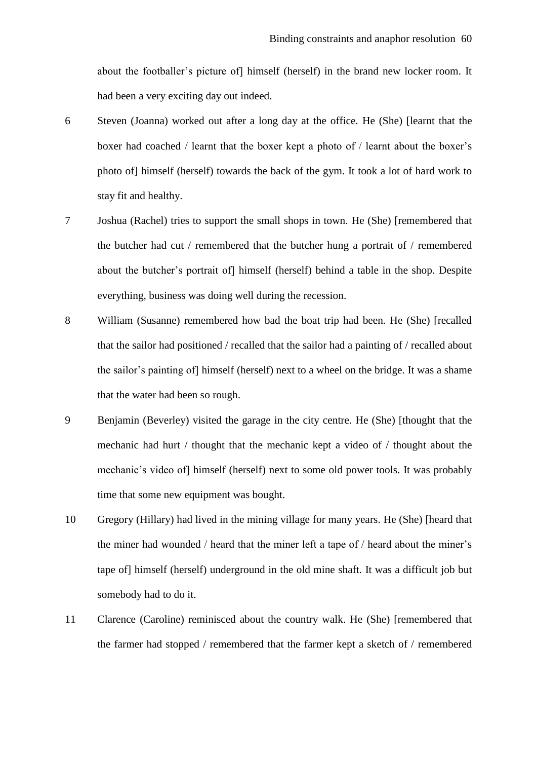about the footballer's picture of] himself (herself) in the brand new locker room. It had been a very exciting day out indeed.

6 Steven (Joanna) worked out after a long day at the office. He (She) [learnt that the boxer had coached / learnt that the boxer kept a photo of / learnt about the boxer's photo of] himself (herself) towards the back of the gym. It took a lot of hard work to stay fit and healthy.

7 Joshua (Rachel) tries to support the small shops in town. He (She) [remembered that the butcher had cut / remembered that the butcher hung a portrait of / remembered about the butcher's portrait of] himself (herself) behind a table in the shop. Despite everything, business was doing well during the recession.

8 William (Susanne) remembered how bad the boat trip had been. He (She) [recalled that the sailor had positioned / recalled that the sailor had a painting of / recalled about the sailor's painting of] himself (herself) next to a wheel on the bridge. It was a shame that the water had been so rough.

9 Benjamin (Beverley) visited the garage in the city centre. He (She) [thought that the mechanic had hurt / thought that the mechanic kept a video of / thought about the mechanic's video of] himself (herself) next to some old power tools. It was probably time that some new equipment was bought.

10 Gregory (Hillary) had lived in the mining village for many years. He (She) [heard that the miner had wounded / heard that the miner left a tape of / heard about the miner's tape of] himself (herself) underground in the old mine shaft. It was a difficult job but somebody had to do it.

11 Clarence (Caroline) reminisced about the country walk. He (She) [remembered that the farmer had stopped / remembered that the farmer kept a sketch of / remembered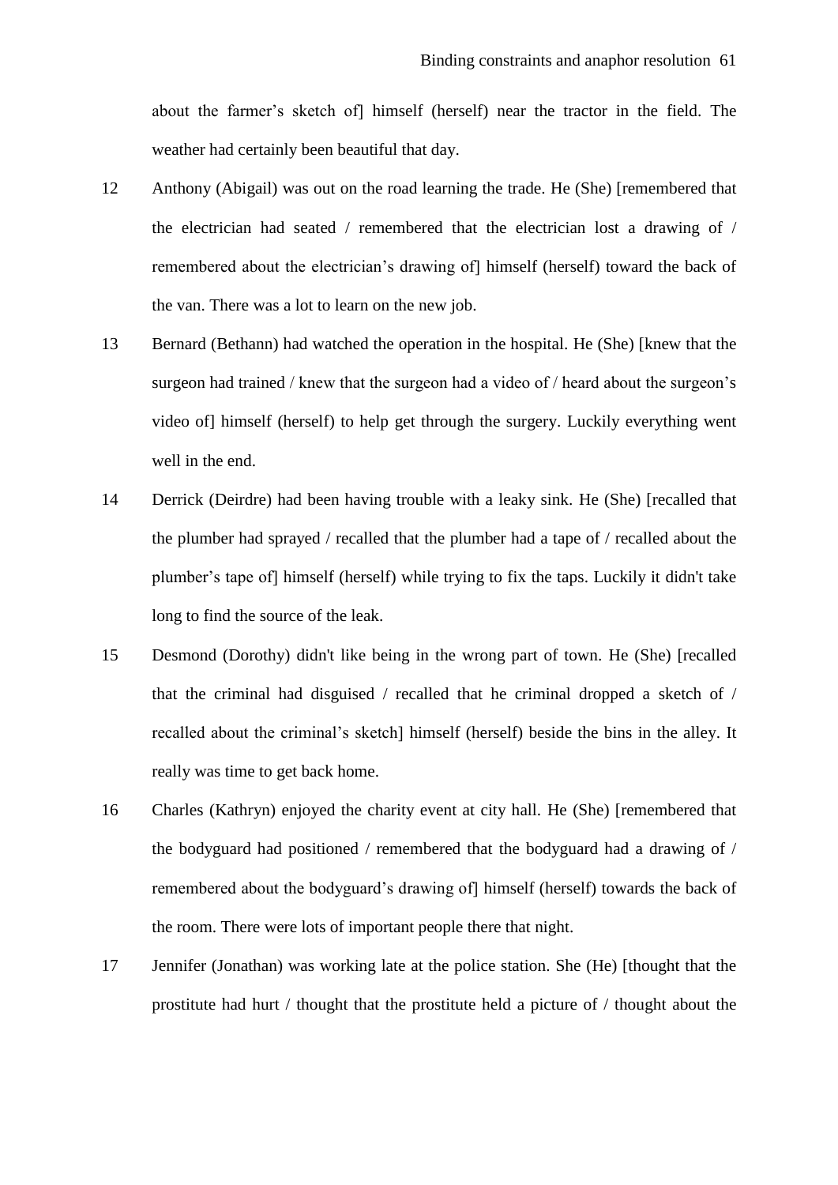about the farmer's sketch of] himself (herself) near the tractor in the field. The weather had certainly been beautiful that day.

12 Anthony (Abigail) was out on the road learning the trade. He (She) [remembered that the electrician had seated / remembered that the electrician lost a drawing of / remembered about the electrician's drawing of] himself (herself) toward the back of the van. There was a lot to learn on the new job.

13 Bernard (Bethann) had watched the operation in the hospital. He (She) [knew that the surgeon had trained / knew that the surgeon had a video of / heard about the surgeon's video of] himself (herself) to help get through the surgery. Luckily everything went well in the end.

14 Derrick (Deirdre) had been having trouble with a leaky sink. He (She) [recalled that the plumber had sprayed / recalled that the plumber had a tape of / recalled about the plumber's tape of] himself (herself) while trying to fix the taps. Luckily it didn't take long to find the source of the leak.

15 Desmond (Dorothy) didn't like being in the wrong part of town. He (She) [recalled that the criminal had disguised / recalled that he criminal dropped a sketch of / recalled about the criminal's sketch] himself (herself) beside the bins in the alley. It really was time to get back home.

16 Charles (Kathryn) enjoyed the charity event at city hall. He (She) [remembered that the bodyguard had positioned / remembered that the bodyguard had a drawing of / remembered about the bodyguard's drawing of] himself (herself) towards the back of the room. There were lots of important people there that night.

17 Jennifer (Jonathan) was working late at the police station. She (He) [thought that the prostitute had hurt / thought that the prostitute held a picture of / thought about the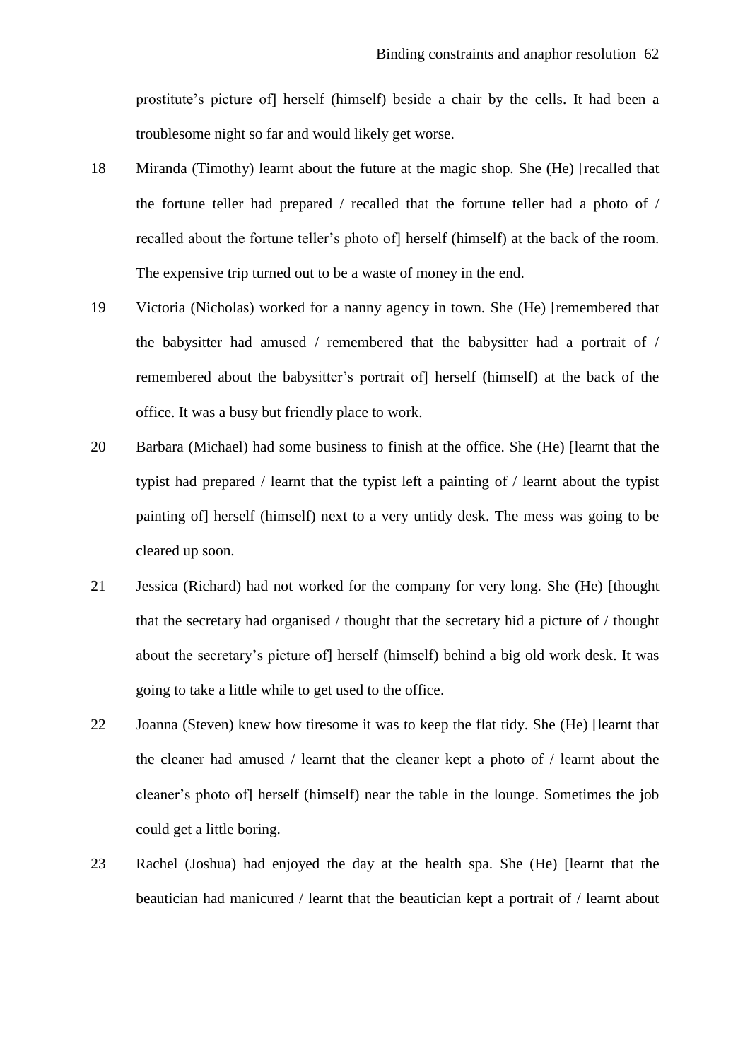prostitute's picture of] herself (himself) beside a chair by the cells. It had been a troublesome night so far and would likely get worse.

18 Miranda (Timothy) learnt about the future at the magic shop. She (He) [recalled that the fortune teller had prepared / recalled that the fortune teller had a photo of / recalled about the fortune teller's photo of] herself (himself) at the back of the room. The expensive trip turned out to be a waste of money in the end.

19 Victoria (Nicholas) worked for a nanny agency in town. She (He) [remembered that the babysitter had amused / remembered that the babysitter had a portrait of / remembered about the babysitter's portrait of] herself (himself) at the back of the office. It was a busy but friendly place to work.

20 Barbara (Michael) had some business to finish at the office. She (He) [learnt that the typist had prepared / learnt that the typist left a painting of / learnt about the typist painting of] herself (himself) next to a very untidy desk. The mess was going to be cleared up soon.

21 Jessica (Richard) had not worked for the company for very long. She (He) [thought that the secretary had organised / thought that the secretary hid a picture of / thought about the secretary's picture of] herself (himself) behind a big old work desk. It was going to take a little while to get used to the office.

22 Joanna (Steven) knew how tiresome it was to keep the flat tidy. She (He) [learnt that the cleaner had amused / learnt that the cleaner kept a photo of / learnt about the cleaner's photo of] herself (himself) near the table in the lounge. Sometimes the job could get a little boring.

23 Rachel (Joshua) had enjoyed the day at the health spa. She (He) [learnt that the beautician had manicured / learnt that the beautician kept a portrait of / learnt about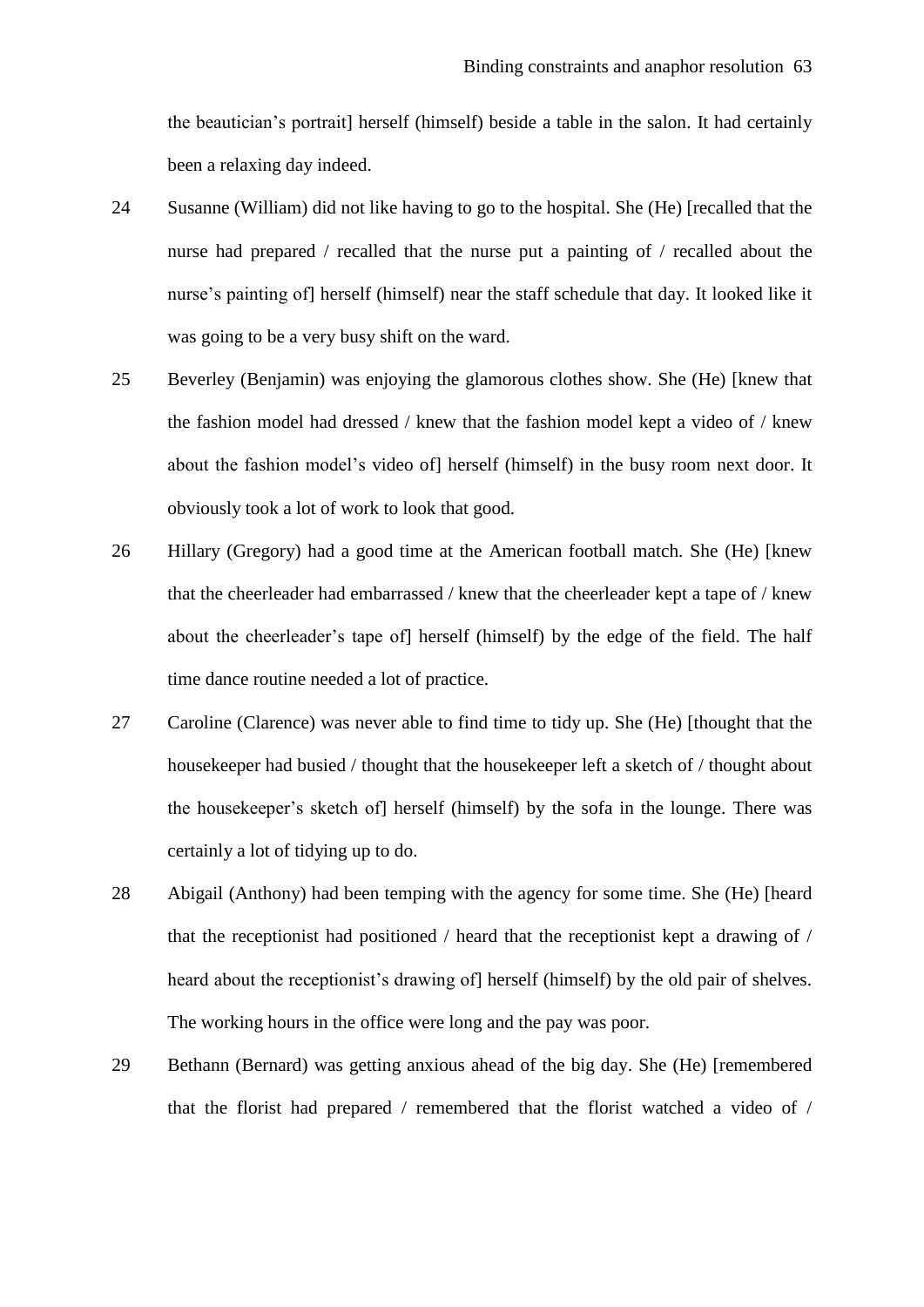the beautician's portrait] herself (himself) beside a table in the salon. It had certainly been a relaxing day indeed.

24 Susanne (William) did not like having to go to the hospital. She (He) [recalled that the nurse had prepared / recalled that the nurse put a painting of / recalled about the nurse's painting of] herself (himself) near the staff schedule that day. It looked like it was going to be a very busy shift on the ward.

25 Beverley (Benjamin) was enjoying the glamorous clothes show. She (He) [knew that the fashion model had dressed / knew that the fashion model kept a video of / knew about the fashion model's video of] herself (himself) in the busy room next door. It obviously took a lot of work to look that good.

26 Hillary (Gregory) had a good time at the American football match. She (He) [knew that the cheerleader had embarrassed / knew that the cheerleader kept a tape of / knew about the cheerleader's tape of] herself (himself) by the edge of the field. The half time dance routine needed a lot of practice.

27 Caroline (Clarence) was never able to find time to tidy up. She (He) [thought that the housekeeper had busied / thought that the housekeeper left a sketch of / thought about the housekeeper's sketch of] herself (himself) by the sofa in the lounge. There was certainly a lot of tidying up to do.

28 Abigail (Anthony) had been temping with the agency for some time. She (He) [heard that the receptionist had positioned / heard that the receptionist kept a drawing of / heard about the receptionist's drawing of] herself (himself) by the old pair of shelves. The working hours in the office were long and the pay was poor.

29 Bethann (Bernard) was getting anxious ahead of the big day. She (He) [remembered that the florist had prepared / remembered that the florist watched a video of /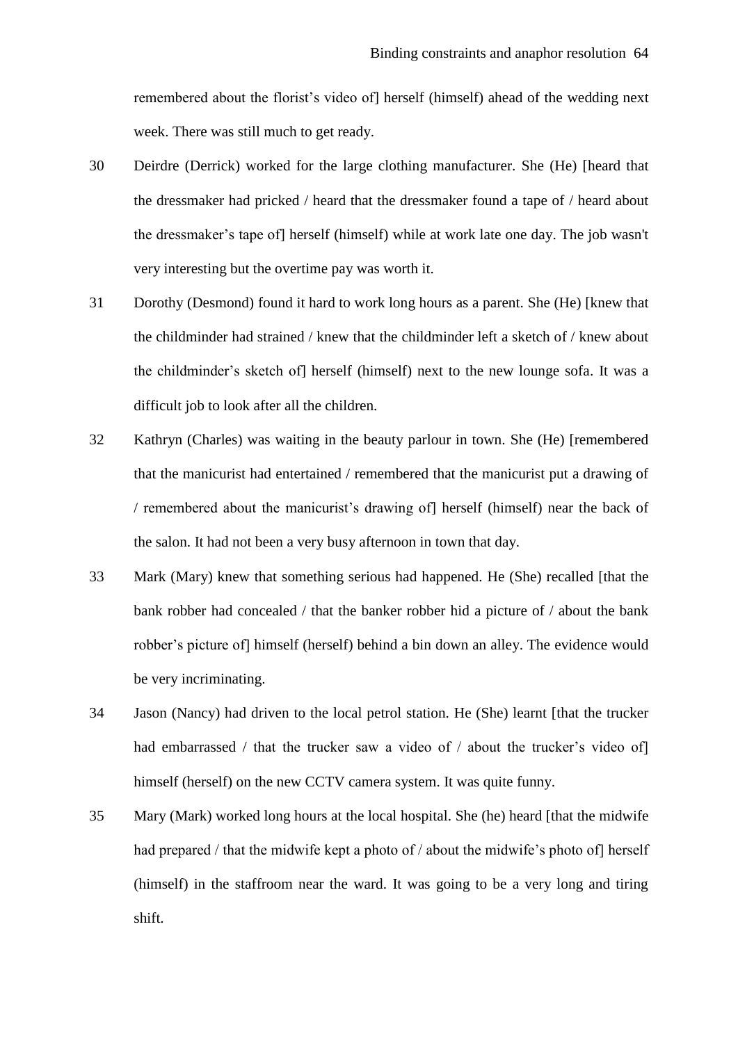remembered about the florist's video of] herself (himself) ahead of the wedding next week. There was still much to get ready.

30 Deirdre (Derrick) worked for the large clothing manufacturer. She (He) [heard that the dressmaker had pricked / heard that the dressmaker found a tape of / heard about the dressmaker's tape of] herself (himself) while at work late one day. The job wasn't very interesting but the overtime pay was worth it.

31 Dorothy (Desmond) found it hard to work long hours as a parent. She (He) [knew that the childminder had strained / knew that the childminder left a sketch of / knew about the childminder's sketch of] herself (himself) next to the new lounge sofa. It was a difficult job to look after all the children.

32 Kathryn (Charles) was waiting in the beauty parlour in town. She (He) [remembered that the manicurist had entertained / remembered that the manicurist put a drawing of / remembered about the manicurist's drawing of] herself (himself) near the back of the salon. It had not been a very busy afternoon in town that day.

33 Mark (Mary) knew that something serious had happened. He (She) recalled [that the bank robber had concealed / that the banker robber hid a picture of / about the bank robber's picture of] himself (herself) behind a bin down an alley. The evidence would be very incriminating.

34 Jason (Nancy) had driven to the local petrol station. He (She) learnt [that the trucker had embarrassed / that the trucker saw a video of / about the trucker's video of] himself (herself) on the new CCTV camera system. It was quite funny.

35 Mary (Mark) worked long hours at the local hospital. She (he) heard [that the midwife had prepared / that the midwife kept a photo of / about the midwife's photo of] herself (himself) in the staffroom near the ward. It was going to be a very long and tiring shift.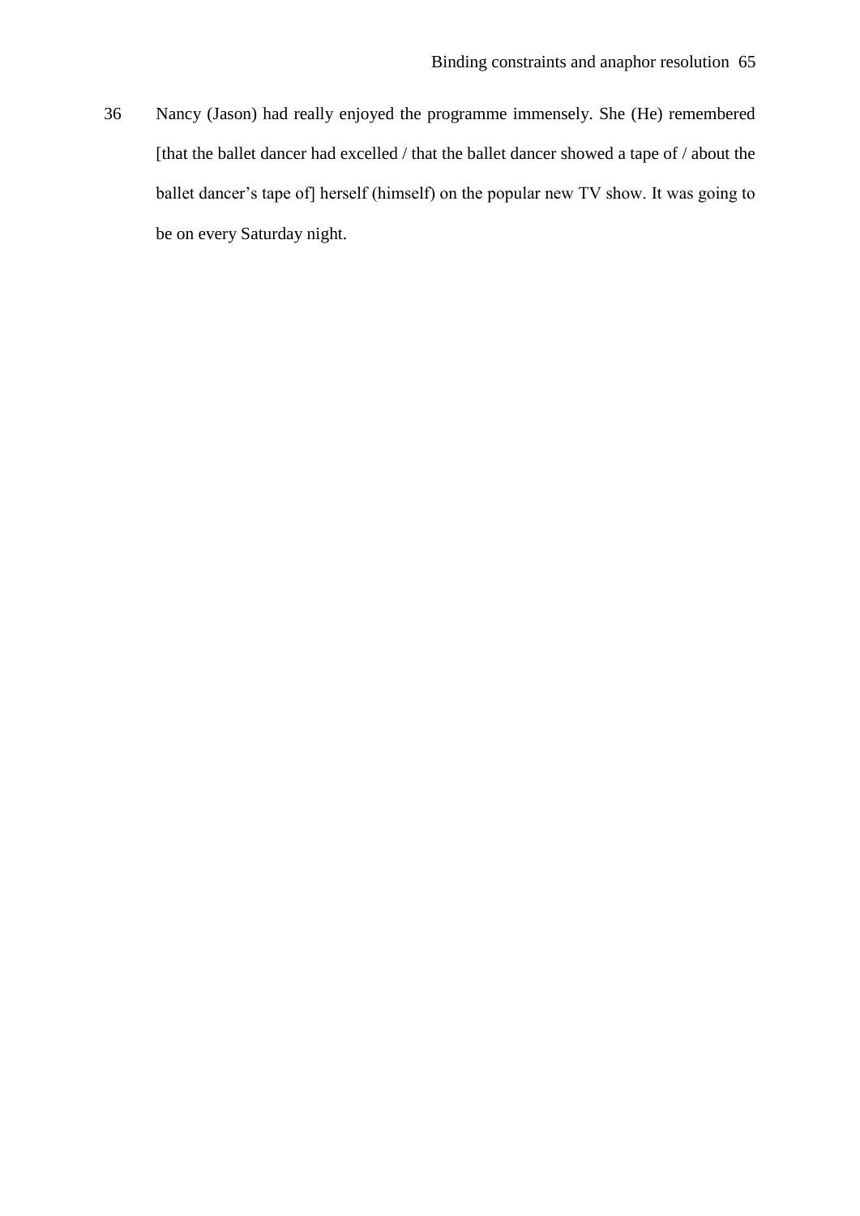36 Nancy (Jason) had really enjoyed the programme immensely. She (He) remembered [that the ballet dancer had excelled / that the ballet dancer showed a tape of / about the ballet dancer's tape of] herself (himself) on the popular new TV show. It was going to be on every Saturday night.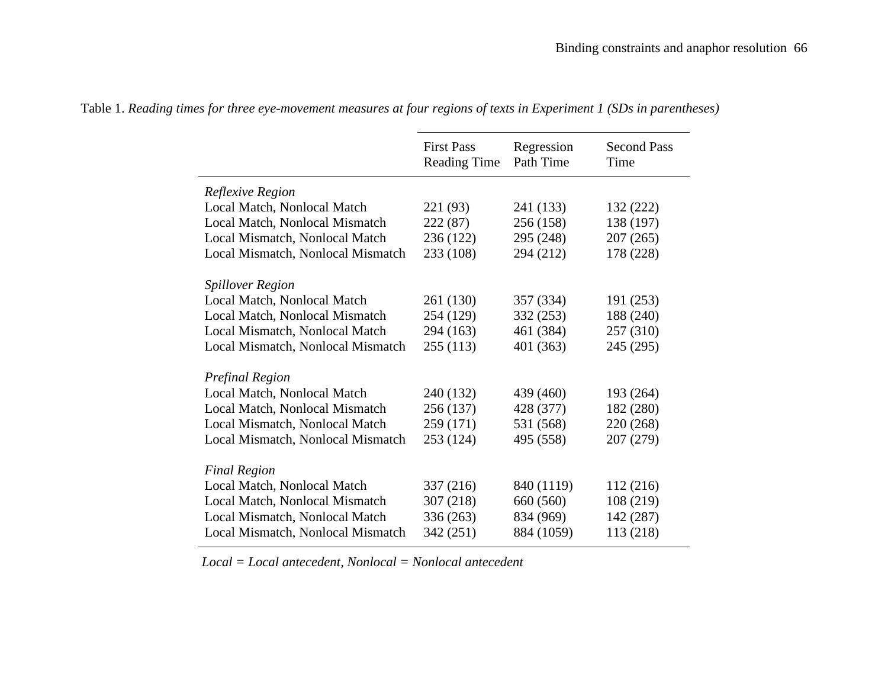Table 1. *Reading times for three eye-movement measures at four regions of texts in Experiment 1 (SDs in parentheses)*

| | First Pass Reading Time | Regression Path Time | Second Pass Time |
|---|---|---|---|
| *Reflexive Region* | | | |
| Local Match, Nonlocal Match | 221 (93) | 241 (133) | 132 (222) |
| Local Match, Nonlocal Mismatch | 222 (87) | 256 (158) | 138 (197) |
| Local Mismatch, Nonlocal Match | 236 (122) | 295 (248) | 207 (265) |
| Local Mismatch, Nonlocal Mismatch | 233 (108) | 294 (212) | 178 (228) |
| *Spillover Region* | | | |
| Local Match, Nonlocal Match | 261 (130) | 357 (334) | 191 (253) |
| Local Match, Nonlocal Mismatch | 254 (129) | 332 (253) | 188 (240) |
| Local Mismatch, Nonlocal Match | 294 (163) | 461 (384) | 257 (310) |
| Local Mismatch, Nonlocal Mismatch | 255 (113) | 401 (363) | 245 (295) |
| *Prefinal Region* | | | |
| Local Match, Nonlocal Match | 240 (132) | 439 (460) | 193 (264) |
| Local Match, Nonlocal Mismatch | 256 (137) | 428 (377) | 182 (280) |
| Local Mismatch, Nonlocal Match | 259 (171) | 531 (568) | 220 (268) |
| Local Mismatch, Nonlocal Mismatch | 253 (124) | 495 (558) | 207 (279) |
| *Final Region* | | | |
| Local Match, Nonlocal Match | 337 (216) | 840 (1119) | 112 (216) |
| Local Match, Nonlocal Mismatch | 307 (218) | 660 (560) | 108 (219) |
| Local Mismatch, Nonlocal Match | 336 (263) | 834 (969) | 142 (287) |
| Local Mismatch, Nonlocal Mismatch | 342 (251) | 884 (1059) | 113 (218) |

*Local = Local antecedent, Nonlocal = Nonlocal antecedent*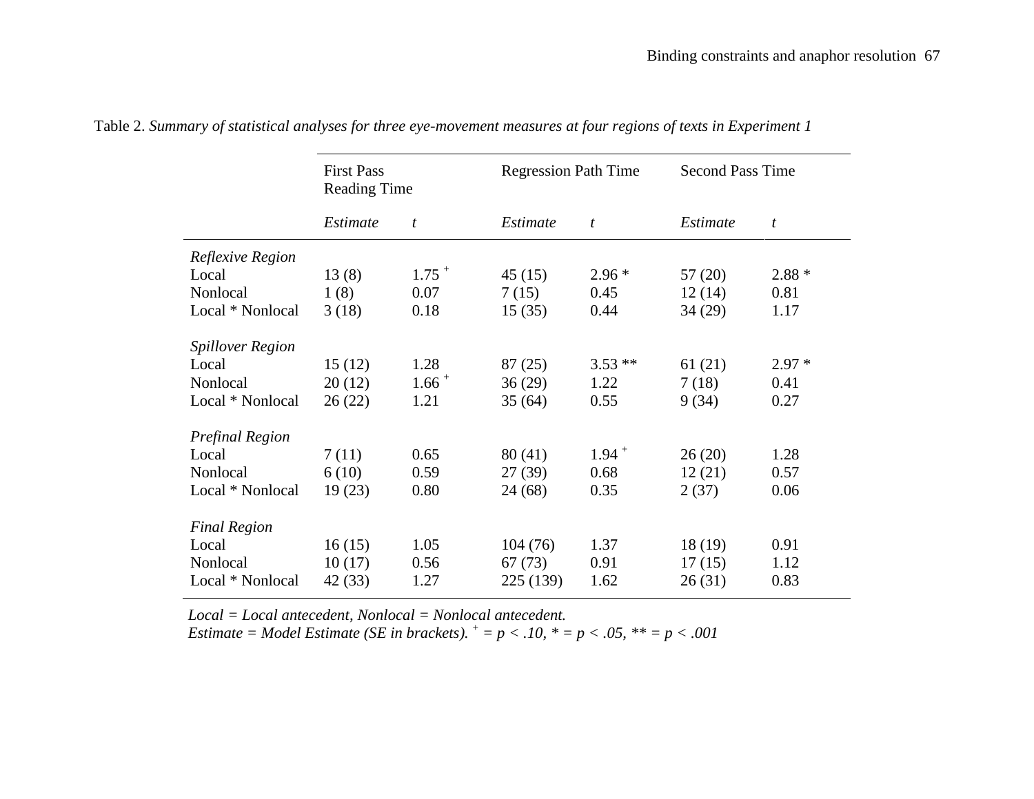Table 2. *Summary of statistical analyses for three eye-movement measures at four regions of texts in Experiment 1*

| | First Pass Reading Time | | Regression Path Time | | Second Pass Time | |
|---|---|---|---|---|---|---|
| | *Estimate* | *t* | *Estimate* | *t* | *Estimate* | *t* |
| *Reflexive Region* | | | | | | |
| Local | 13 (8) | 1.75 + | 45 (15) | 2.96 * | 57 (20) | 2.88 * |
| Nonlocal | 1 (8) | 0.07 | 7 (15) | 0.45 | 12 (14) | 0.81 |
| Local * Nonlocal | 3 (18) | 0.18 | 15 (35) | 0.44 | 34 (29) | 1.17 |
| *Spillover Region* | | | | | | |
| Local | 15 (12) | 1.28 | 87 (25) | 3.53 ** | 61 (21) | 2.97 * |
| Nonlocal | 20 (12) | 1.66 + | 36 (29) | 1.22 | 7 (18) | 0.41 |
| Local * Nonlocal | 26 (22) | 1.21 | 35 (64) | 0.55 | 9 (34) | 0.27 |
| *Prefinal Region* | | | | | | |
| Local | 7 (11) | 0.65 | 80 (41) | 1.94 + | 26 (20) | 1.28 |
| Nonlocal | 6 (10) | 0.59 | 27 (39) | 0.68 | 12 (21) | 0.57 |
| Local * Nonlocal | 19 (23) | 0.80 | 24 (68) | 0.35 | 2 (37) | 0.06 |
| *Final Region* | | | | | | |
| Local | 16 (15) | 1.05 | 104 (76) | 1.37 | 18 (19) | 0.91 |
| Nonlocal | 10 (17) | 0.56 | 67 (73) | 0.91 | 17 (15) | 1.12 |
| Local * Nonlocal | 42 (33) | 1.27 | 225 (139) | 1.62 | 26 (31) | 0.83 |

*Local = Local antecedent, Nonlocal = Nonlocal antecedent.*
*Estimate = Model Estimate (SE in brackets). + = $p < .10$, * = $p < .05$, ** = $p < .001$*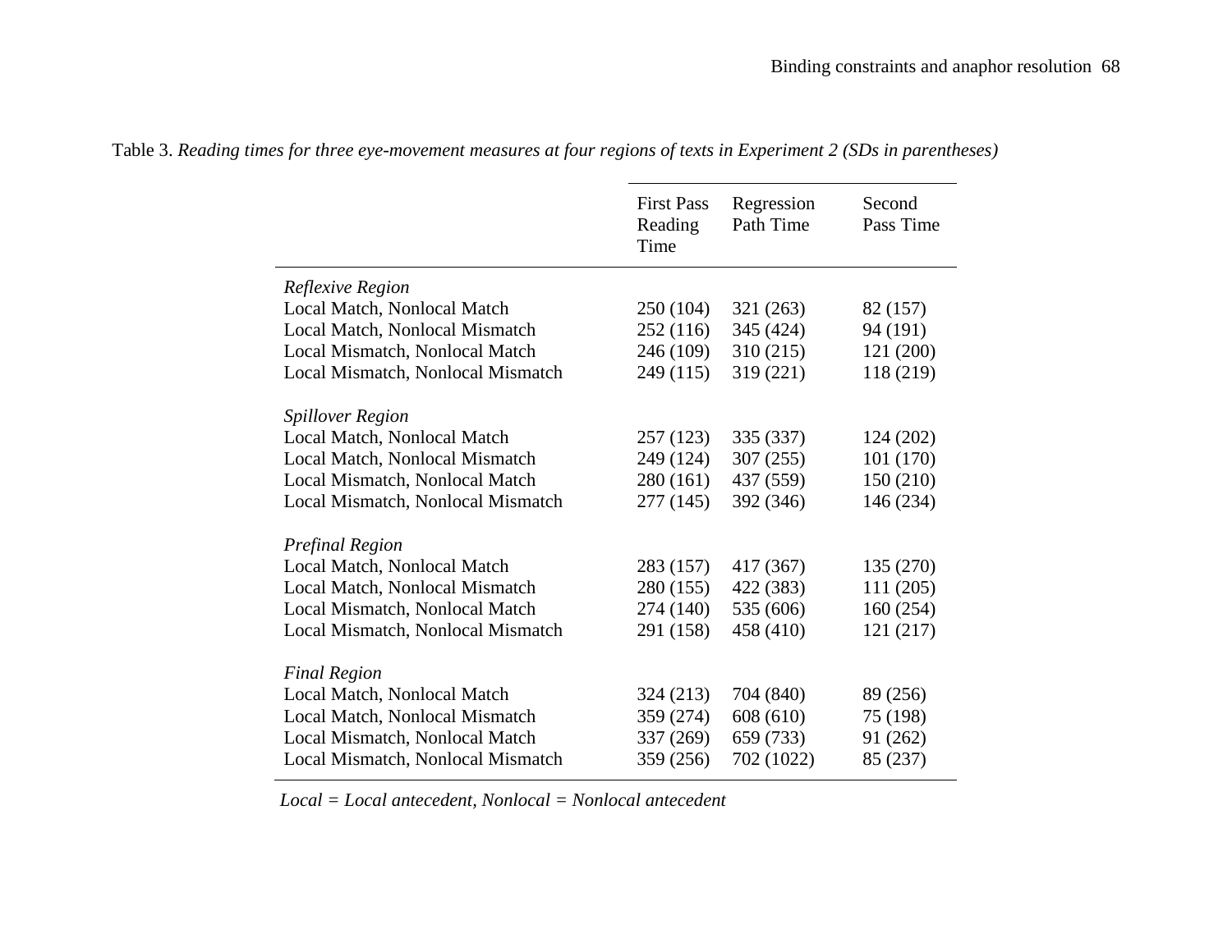Table 3. *Reading times for three eye-movement measures at four regions of texts in Experiment 2 (SDs in parentheses)*

| | First Pass Reading Time | Regression Path Time | Second Pass Time |
|---|---|---|---|
| *Reflexive Region* | | | |
| Local Match, Nonlocal Match | 250 (104) | 321 (263) | 82 (157) |
| Local Match, Nonlocal Mismatch | 252 (116) | 345 (424) | 94 (191) |
| Local Mismatch, Nonlocal Match | 246 (109) | 310 (215) | 121 (200) |
| Local Mismatch, Nonlocal Mismatch | 249 (115) | 319 (221) | 118 (219) |
| *Spillover Region* | | | |
| Local Match, Nonlocal Match | 257 (123) | 335 (337) | 124 (202) |
| Local Match, Nonlocal Mismatch | 249 (124) | 307 (255) | 101 (170) |
| Local Mismatch, Nonlocal Match | 280 (161) | 437 (559) | 150 (210) |
| Local Mismatch, Nonlocal Mismatch | 277 (145) | 392 (346) | 146 (234) |
| *Prefinal Region* | | | |
| Local Match, Nonlocal Match | 283 (157) | 417 (367) | 135 (270) |
| Local Match, Nonlocal Mismatch | 280 (155) | 422 (383) | 111 (205) |
| Local Mismatch, Nonlocal Match | 274 (140) | 535 (606) | 160 (254) |
| Local Mismatch, Nonlocal Mismatch | 291 (158) | 458 (410) | 121 (217) |
| *Final Region* | | | |
| Local Match, Nonlocal Match | 324 (213) | 704 (840) | 89 (256) |
| Local Match, Nonlocal Mismatch | 359 (274) | 608 (610) | 75 (198) |
| Local Mismatch, Nonlocal Match | 337 (269) | 659 (733) | 91 (262) |
| Local Mismatch, Nonlocal Mismatch | 359 (256) | 702 (1022) | 85 (237) |

*Local = Local antecedent, Nonlocal = Nonlocal antecedent*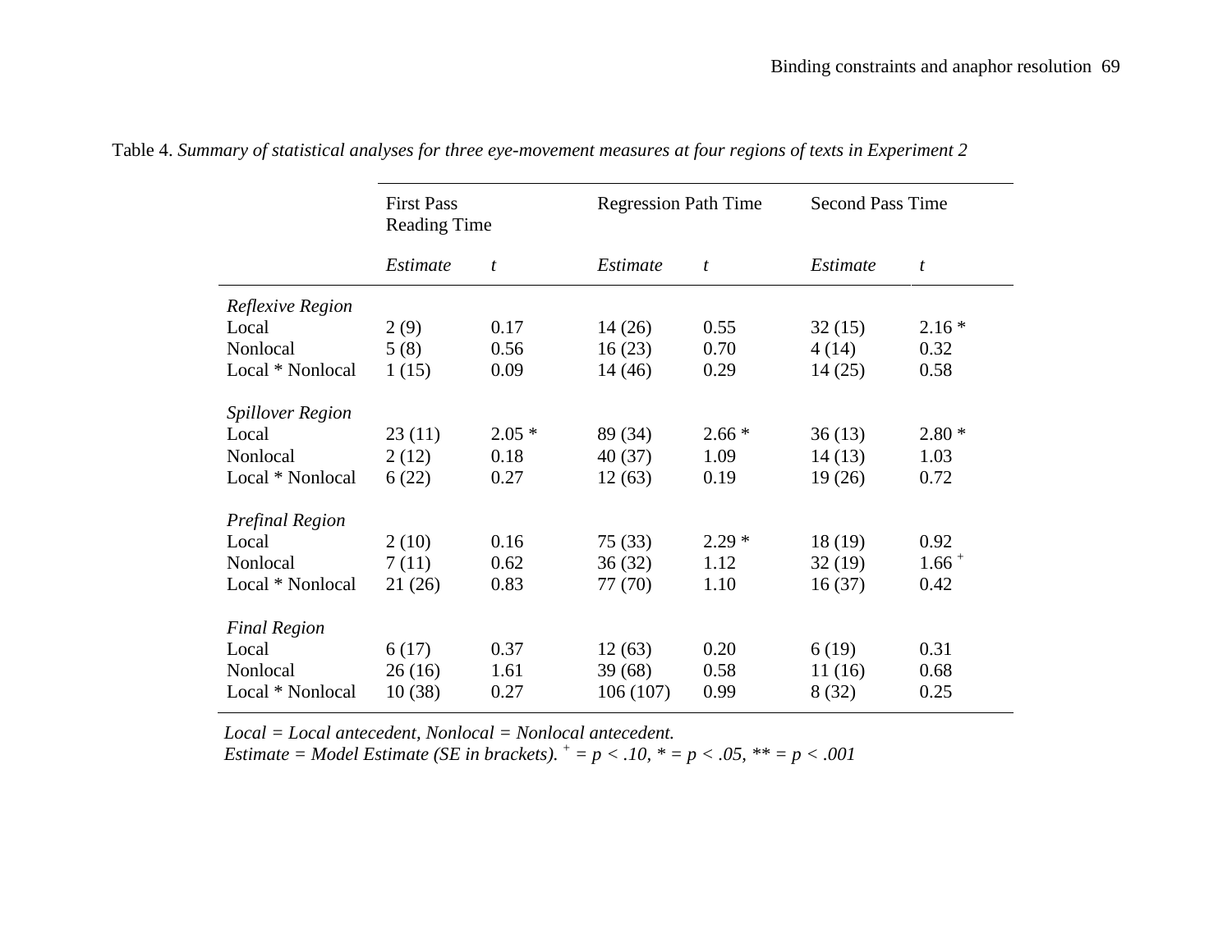Table 4. *Summary of statistical analyses for three eye-movement measures at four regions of texts in Experiment 2*

| | First Pass Reading Time | | Regression Path Time | | Second Pass Time | |
|---|---|---|---|---|---|---|
| | *Estimate* | *t* | *Estimate* | *t* | *Estimate* | *t* |
| *Reflexive Region* | | | | | | |
| Local | 2 (9) | 0.17 | 14 (26) | 0.55 | 32 (15) | 2.16 * |
| Nonlocal | 5 (8) | 0.56 | 16 (23) | 0.70 | 4 (14) | 0.32 |
| Local * Nonlocal | 1 (15) | 0.09 | 14 (46) | 0.29 | 14 (25) | 0.58 |
| *Spillover Region* | | | | | | |
| Local | 23 (11) | 2.05 * | 89 (34) | 2.66 * | 36 (13) | 2.80 * |
| Nonlocal | 2 (12) | 0.18 | 40 (37) | 1.09 | 14 (13) | 1.03 |
| Local * Nonlocal | 6 (22) | 0.27 | 12 (63) | 0.19 | 19 (26) | 0.72 |
| *Prefinal Region* | | | | | | |
| Local | 2 (10) | 0.16 | 75 (33) | 2.29 * | 18 (19) | 0.92 |
| Nonlocal | 7 (11) | 0.62 | 36 (32) | 1.12 | 32 (19) | 1.66 $^{+}$ |
| Local * Nonlocal | 21 (26) | 0.83 | 77 (70) | 1.10 | 16 (37) | 0.42 |
| *Final Region* | | | | | | |
| Local | 6 (17) | 0.37 | 12 (63) | 0.20 | 6 (19) | 0.31 |
| Nonlocal | 26 (16) | 1.61 | 39 (68) | 0.58 | 11 (16) | 0.68 |
| Local * Nonlocal | 10 (38) | 0.27 | 106 (107) | 0.99 | 8 (32) | 0.25 |

*Local = Local antecedent, Nonlocal = Nonlocal antecedent.*
*Estimate = Model Estimate (SE in brackets).* $^{+}$ *= p < .10, * = p < .05, ** = p < .001*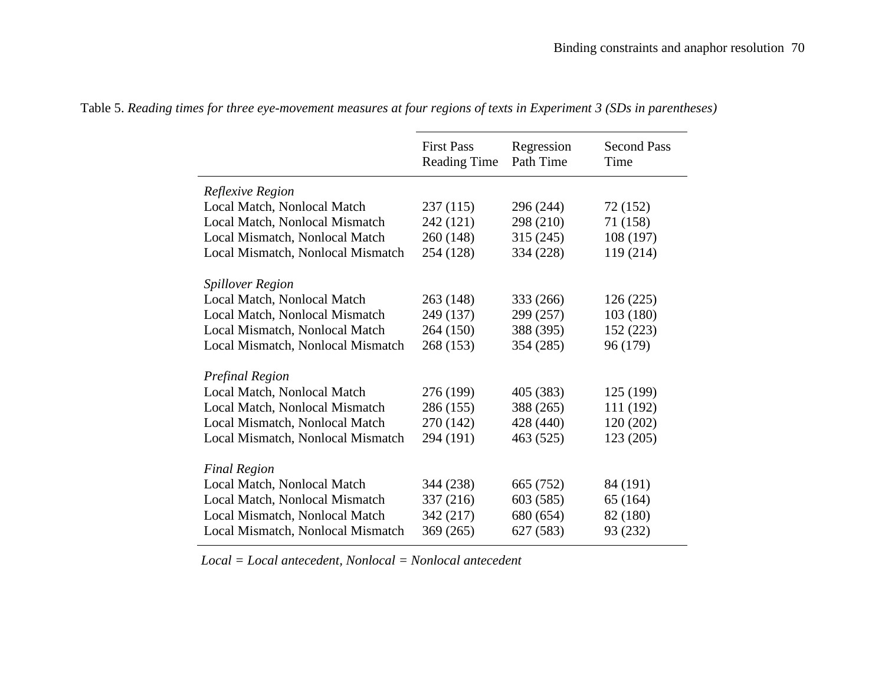Table 5. *Reading times for three eye-movement measures at four regions of texts in Experiment 3 (SDs in parentheses)*

| | First Pass Reading Time | Regression Path Time | Second Pass Time |
|---|---|---|---|
| *Reflexive Region* | | | |
| Local Match, Nonlocal Match | 237 (115) | 296 (244) | 72 (152) |
| Local Match, Nonlocal Mismatch | 242 (121) | 298 (210) | 71 (158) |
| Local Mismatch, Nonlocal Match | 260 (148) | 315 (245) | 108 (197) |
| Local Mismatch, Nonlocal Mismatch | 254 (128) | 334 (228) | 119 (214) |
| *Spillover Region* | | | |
| Local Match, Nonlocal Match | 263 (148) | 333 (266) | 126 (225) |
| Local Match, Nonlocal Mismatch | 249 (137) | 299 (257) | 103 (180) |
| Local Mismatch, Nonlocal Match | 264 (150) | 388 (395) | 152 (223) |
| Local Mismatch, Nonlocal Mismatch | 268 (153) | 354 (285) | 96 (179) |
| *Prefinal Region* | | | |
| Local Match, Nonlocal Match | 276 (199) | 405 (383) | 125 (199) |
| Local Match, Nonlocal Mismatch | 286 (155) | 388 (265) | 111 (192) |
| Local Mismatch, Nonlocal Match | 270 (142) | 428 (440) | 120 (202) |
| Local Mismatch, Nonlocal Mismatch | 294 (191) | 463 (525) | 123 (205) |
| *Final Region* | | | |
| Local Match, Nonlocal Match | 344 (238) | 665 (752) | 84 (191) |
| Local Match, Nonlocal Mismatch | 337 (216) | 603 (585) | 65 (164) |
| Local Mismatch, Nonlocal Match | 342 (217) | 680 (654) | 82 (180) |
| Local Mismatch, Nonlocal Mismatch | 369 (265) | 627 (583) | 93 (232) |

*Local = Local antecedent, Nonlocal = Nonlocal antecedent*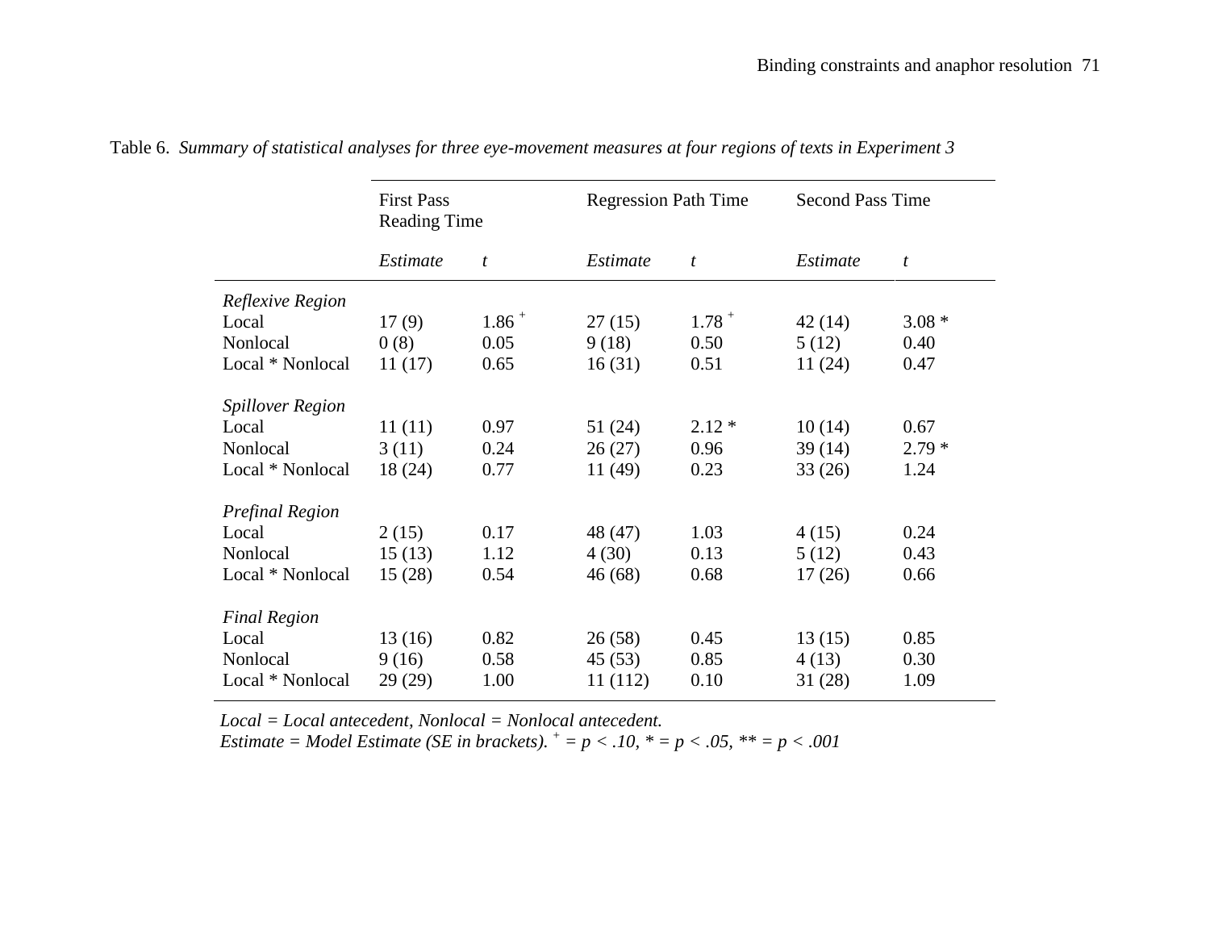Table 6. *Summary of statistical analyses for three eye-movement measures at four regions of texts in Experiment 3*

| | First Pass Reading Time | | Regression Path Time | | Second Pass Time | |
|---|---|---|---|---|---|---|
| | *Estimate* | *t* | *Estimate* | *t* | *Estimate* | *t* |
| *Reflexive Region* | | | | | | |
| Local | 17 (9) | 1.86 + | 27 (15) | 1.78 + | 42 (14) | 3.08 * |
| Nonlocal | 0 (8) | 0.05 | 9 (18) | 0.50 | 5 (12) | 0.40 |
| Local * Nonlocal | 11 (17) | 0.65 | 16 (31) | 0.51 | 11 (24) | 0.47 |
| *Spillover Region* | | | | | | |
| Local | 11 (11) | 0.97 | 51 (24) | 2.12 * | 10 (14) | 0.67 |
| Nonlocal | 3 (11) | 0.24 | 26 (27) | 0.96 | 39 (14) | 2.79 * |
| Local * Nonlocal | 18 (24) | 0.77 | 11 (49) | 0.23 | 33 (26) | 1.24 |
| *Prefinal Region* | | | | | | |
| Local | 2 (15) | 0.17 | 48 (47) | 1.03 | 4 (15) | 0.24 |
| Nonlocal | 15 (13) | 1.12 | 4 (30) | 0.13 | 5 (12) | 0.43 |
| Local * Nonlocal | 15 (28) | 0.54 | 46 (68) | 0.68 | 17 (26) | 0.66 |
| *Final Region* | | | | | | |
| Local | 13 (16) | 0.82 | 26 (58) | 0.45 | 13 (15) | 0.85 |
| Nonlocal | 9 (16) | 0.58 | 45 (53) | 0.85 | 4 (13) | 0.30 |
| Local * Nonlocal | 29 (29) | 1.00 | 11 (112) | 0.10 | 31 (28) | 1.09 |

*Local = Local antecedent, Nonlocal = Nonlocal antecedent.*
*Estimate = Model Estimate (SE in brackets). + = $p < .10$, * = $p < .05$, ** = $p < .001$*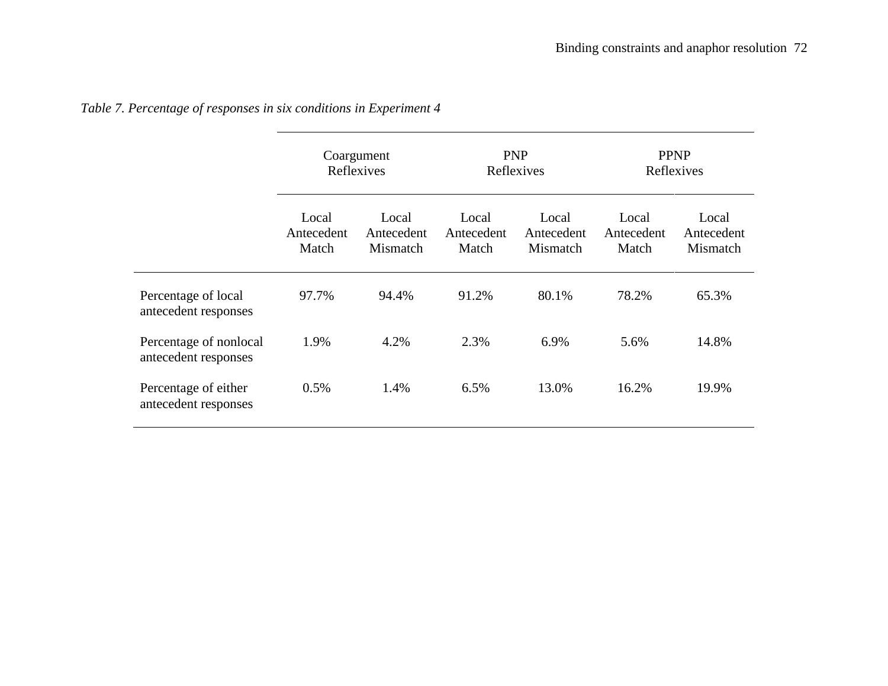*Table 7. Percentage of responses in six conditions in Experiment 4*

| | Coargument Reflexives | | PNP Reflexives | | PPNP Reflexives | |
|---|---|---|---|---|---|---|
| | Local Antecedent Match | Local Antecedent Mismatch | Local Antecedent Match | Local Antecedent Mismatch | Local Antecedent Match | Local Antecedent Mismatch |
| Percentage of local antecedent responses | 97.7% | 94.4% | 91.2% | 80.1% | 78.2% | 65.3% |
| Percentage of nonlocal antecedent responses | 1.9% | 4.2% | 2.3% | 6.9% | 5.6% | 14.8% |
| Percentage of either antecedent responses | 0.5% | 1.4% | 6.5% | 13.0% | 16.2% | 19.9% |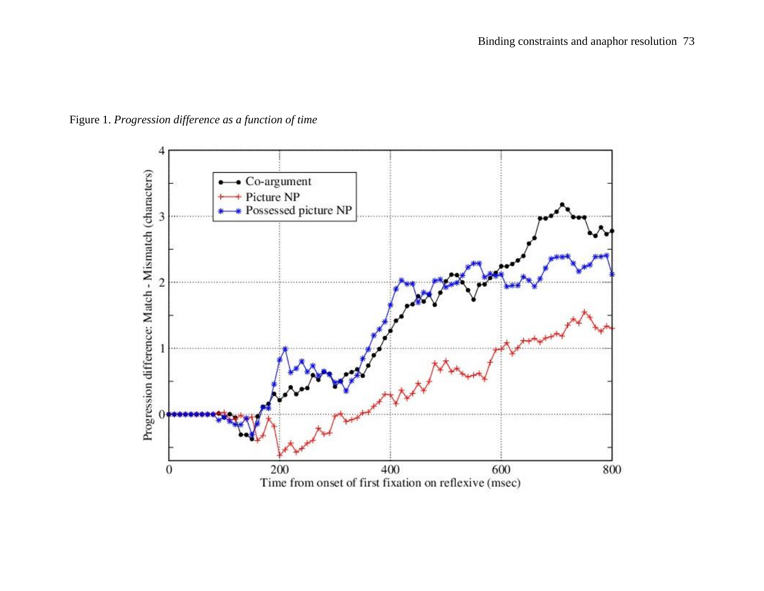Figure 1. *Progression difference as a function of time*

Co-argument
Picture NP
Possessed picture NP

Progression difference: Match - Mismatch (characters)

4
3
2
1
0

0
200
400
600
800

Time from onset of first fixation on reflexive (msec)